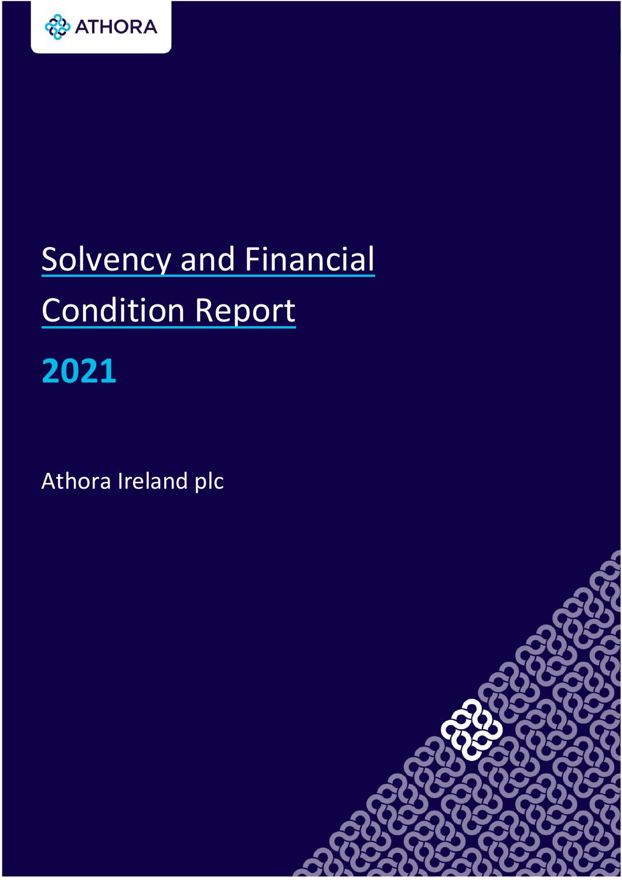ATHORA

# Solvency and Financial Condition Report

## 2021

Athora Ireland plc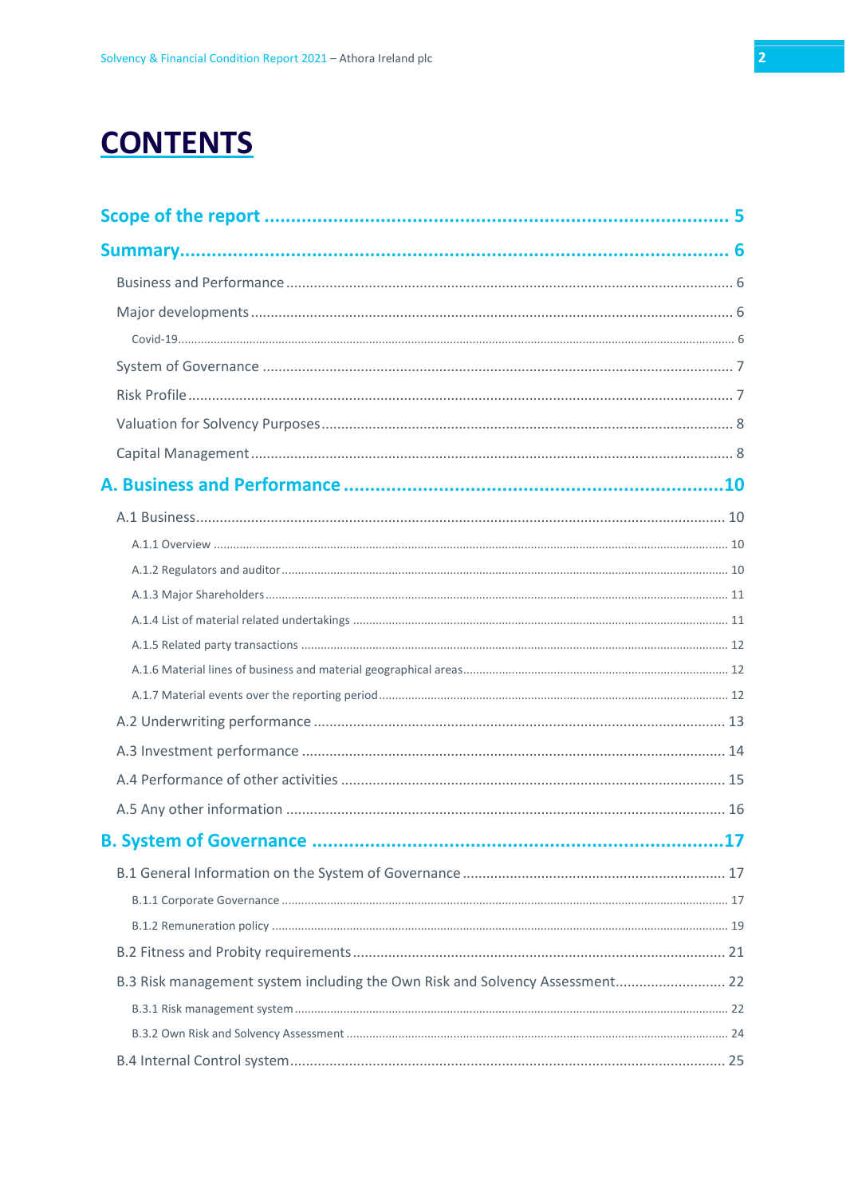# CONTENTS

**Scope of the report** ........................................................................ 5

**Summary** ........................................................................................ 6

- Business and Performance ........................................................... 6
- Major developments ..................................................................... 6
  - Covid-19 ................................................................................... 6
- System of Governance .................................................................. 7
- Risk Profile .................................................................................. 7
- Valuation for Solvency Purposes .................................................. 8
- Capital Management ..................................................................... 8

**A. Business and Performance** ........................................................ 10

- A.1 Business ................................................................................. 10
  - A.1.1 Overview ........................................................................... 10
  - A.1.2 Regulators and auditor ....................................................... 10
  - A.1.3 Major Shareholders ............................................................ 11
  - A.1.4 List of material related undertakings ................................. 11
  - A.1.5 Related party transactions .................................................. 12
  - A.1.6 Material lines of business and material geographical areas ... 12
  - A.1.7 Material events over the reporting period ........................... 12
- A.2 Underwriting performance ........................................................ 13
- A.3 Investment performance ........................................................... 14
- A.4 Performance of other activities ................................................. 15
- A.5 Any other information .............................................................. 16

**B. System of Governance** ................................................................ 17

- B.1 General Information on the System of Governance ................... 17
  - B.1.1 Corporate Governance ....................................................... 17
  - B.1.2 Remuneration policy .......................................................... 19
- B.2 Fitness and Probity requirements .............................................. 21
- B.3 Risk management system including the Own Risk and Solvency Assessment ... 22
  - B.3.1 Risk management system .................................................... 22
  - B.3.2 Own Risk and Solvency Assessment ..................................... 24
- B.4 Internal Control system ............................................................ 25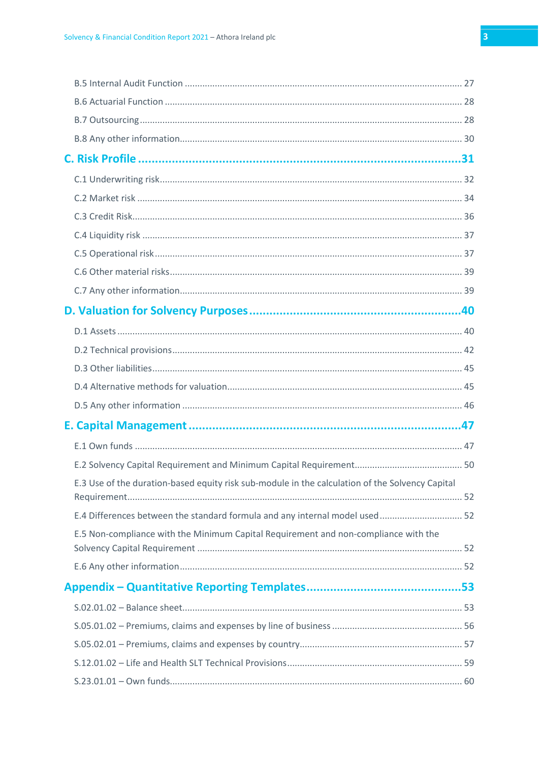B.5 Internal Audit Function ........ 27

B.6 Actuarial Function ........ 28

B.7 Outsourcing ........ 28

B.8 Any other information ........ 30

**C. Risk Profile ........ 31**

C.1 Underwriting risk ........ 32

C.2 Market risk ........ 34

C.3 Credit Risk ........ 36

C.4 Liquidity risk ........ 37

C.5 Operational risk ........ 37

C.6 Other material risks ........ 39

C.7 Any other information ........ 39

**D. Valuation for Solvency Purposes ........ 40**

D.1 Assets ........ 40

D.2 Technical provisions ........ 42

D.3 Other liabilities ........ 45

D.4 Alternative methods for valuation ........ 45

D.5 Any other information ........ 46

**E. Capital Management ........ 47**

E.1 Own funds ........ 47

E.2 Solvency Capital Requirement and Minimum Capital Requirement ........ 50

E.3 Use of the duration-based equity risk sub-module in the calculation of the Solvency Capital Requirement ........ 52

E.4 Differences between the standard formula and any internal model used ........ 52

E.5 Non-compliance with the Minimum Capital Requirement and non-compliance with the Solvency Capital Requirement ........ 52

E.6 Any other information ........ 52

**Appendix – Quantitative Reporting Templates ........ 53**

S.02.01.02 – Balance sheet ........ 53

S.05.01.02 – Premiums, claims and expenses by line of business ........ 56

S.05.02.01 – Premiums, claims and expenses by country ........ 57

S.12.01.02 – Life and Health SLT Technical Provisions ........ 59

S.23.01.01 – Own funds ........ 60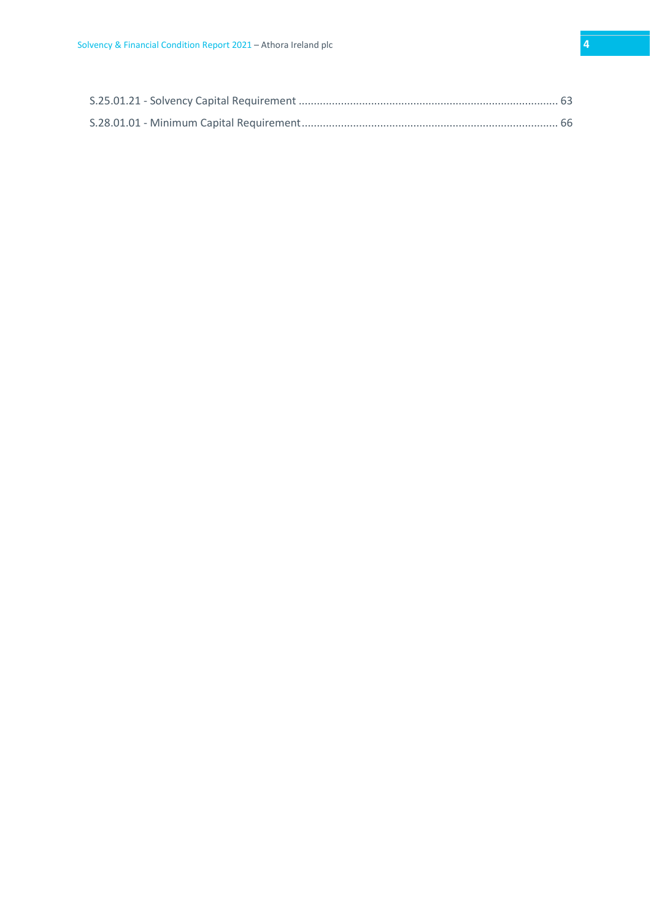S.25.01.21 - Solvency Capital Requirement ..................................................................................... 63

S.28.01.01 - Minimum Capital Requirement ..................................................................................... 66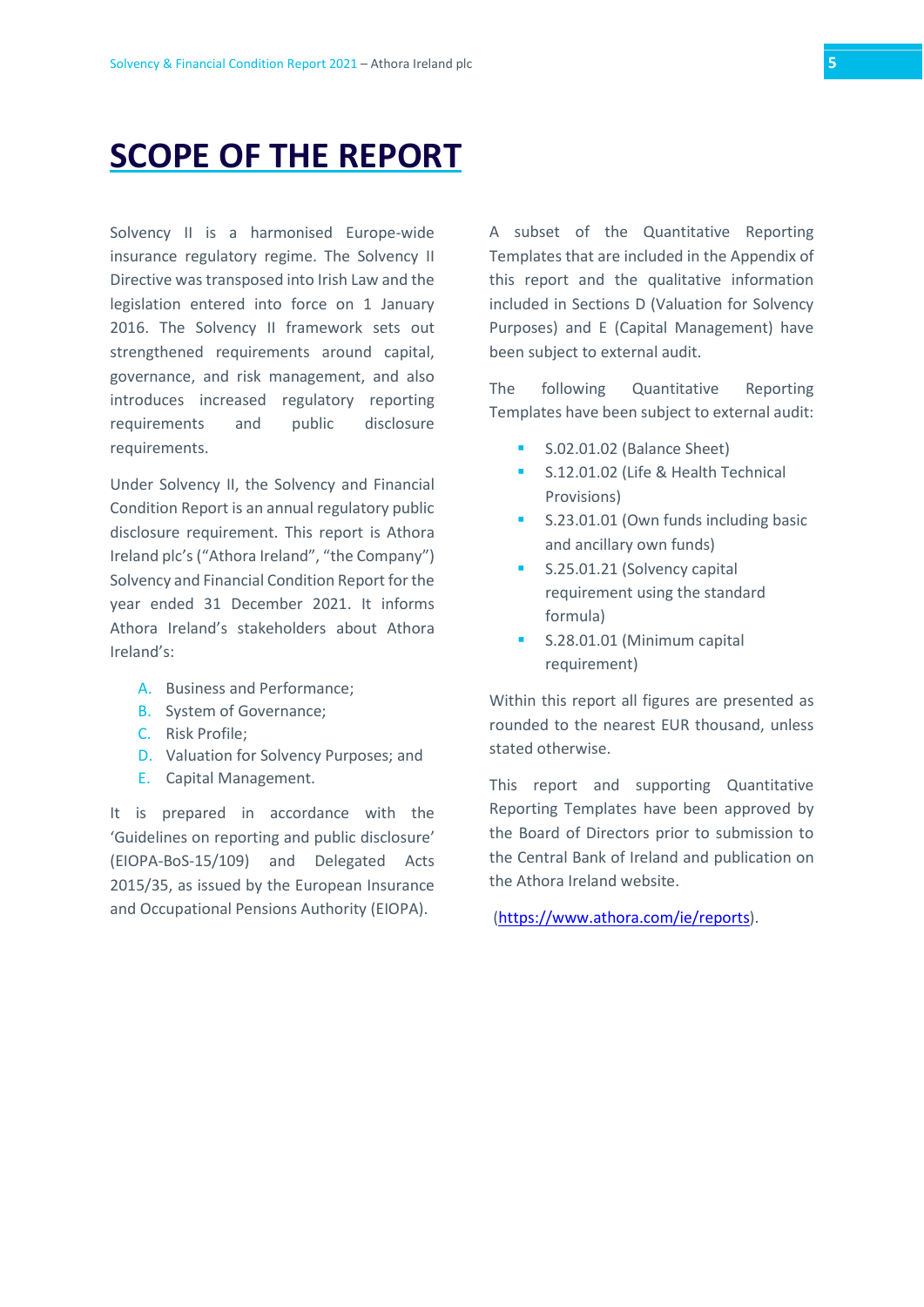# SCOPE OF THE REPORT

Solvency II is a harmonised Europe-wide insurance regulatory regime. The Solvency II Directive was transposed into Irish Law and the legislation entered into force on 1 January 2016. The Solvency II framework sets out strengthened requirements around capital, governance, and risk management, and also introduces increased regulatory reporting requirements and public disclosure requirements.

Under Solvency II, the Solvency and Financial Condition Report is an annual regulatory public disclosure requirement. This report is Athora Ireland plc's ("Athora Ireland", "the Company") Solvency and Financial Condition Report for the year ended 31 December 2021. It informs Athora Ireland's stakeholders about Athora Ireland's:

A. Business and Performance;
B. System of Governance;
C. Risk Profile;
D. Valuation for Solvency Purposes; and
E. Capital Management.

It is prepared in accordance with the 'Guidelines on reporting and public disclosure' (EIOPA-BoS-15/109) and Delegated Acts 2015/35, as issued by the European Insurance and Occupational Pensions Authority (EIOPA).

A subset of the Quantitative Reporting Templates that are included in the Appendix of this report and the qualitative information included in Sections D (Valuation for Solvency Purposes) and E (Capital Management) have been subject to external audit.

The following Quantitative Reporting Templates have been subject to external audit:

- S.02.01.02 (Balance Sheet)
- S.12.01.02 (Life & Health Technical Provisions)
- S.23.01.01 (Own funds including basic and ancillary own funds)
- S.25.01.21 (Solvency capital requirement using the standard formula)
- S.28.01.01 (Minimum capital requirement)

Within this report all figures are presented as rounded to the nearest EUR thousand, unless stated otherwise.

This report and supporting Quantitative Reporting Templates have been approved by the Board of Directors prior to submission to the Central Bank of Ireland and publication on the Athora Ireland website.

(https://www.athora.com/ie/reports).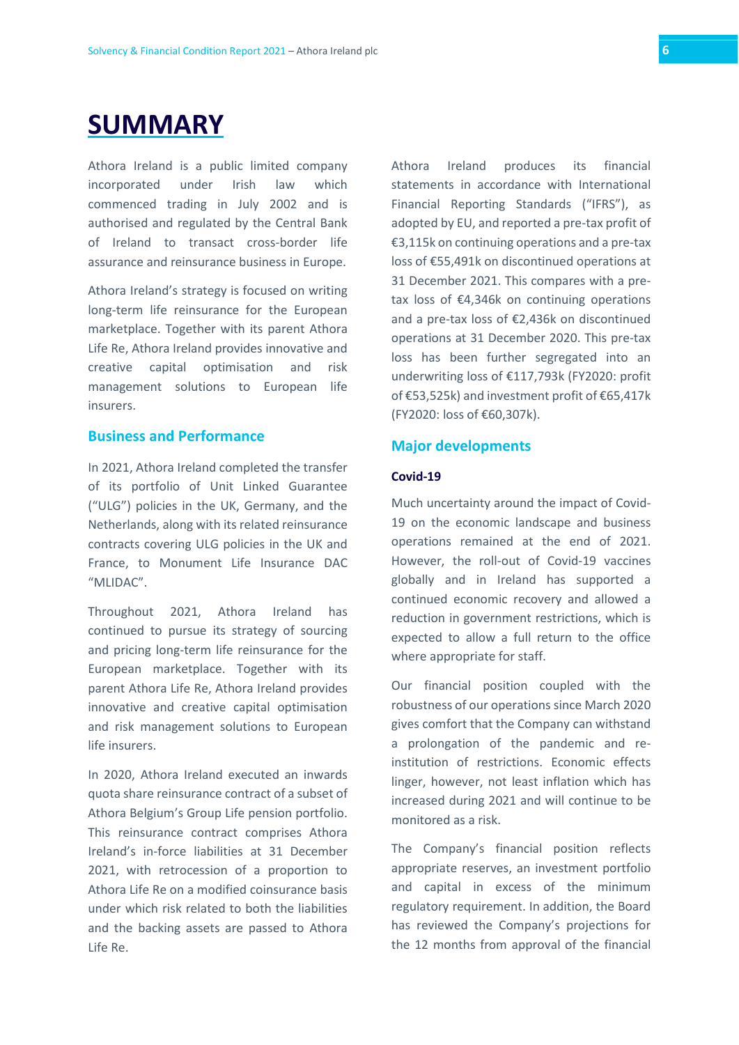# SUMMARY

Athora Ireland is a public limited company incorporated under Irish law which commenced trading in July 2002 and is authorised and regulated by the Central Bank of Ireland to transact cross-border life assurance and reinsurance business in Europe.

Athora Ireland's strategy is focused on writing long-term life reinsurance for the European marketplace. Together with its parent Athora Life Re, Athora Ireland provides innovative and creative capital optimisation and risk management solutions to European life insurers.

## Business and Performance

In 2021, Athora Ireland completed the transfer of its portfolio of Unit Linked Guarantee ("ULG") policies in the UK, Germany, and the Netherlands, along with its related reinsurance contracts covering ULG policies in the UK and France, to Monument Life Insurance DAC "MLIDAC".

Throughout 2021, Athora Ireland has continued to pursue its strategy of sourcing and pricing long-term life reinsurance for the European marketplace. Together with its parent Athora Life Re, Athora Ireland provides innovative and creative capital optimisation and risk management solutions to European life insurers.

In 2020, Athora Ireland executed an inwards quota share reinsurance contract of a subset of Athora Belgium's Group Life pension portfolio. This reinsurance contract comprises Athora Ireland's in-force liabilities at 31 December 2021, with retrocession of a proportion to Athora Life Re on a modified coinsurance basis under which risk related to both the liabilities and the backing assets are passed to Athora Life Re.

Athora Ireland produces its financial statements in accordance with International Financial Reporting Standards ("IFRS"), as adopted by EU, and reported a pre-tax profit of €3,115k on continuing operations and a pre-tax loss of €55,491k on discontinued operations at 31 December 2021. This compares with a pre-tax loss of €4,346k on continuing operations and a pre-tax loss of €2,436k on discontinued operations at 31 December 2020. This pre-tax loss has been further segregated into an underwriting loss of €117,793k (FY2020: profit of €53,525k) and investment profit of €65,417k (FY2020: loss of €60,307k).

## Major developments

### Covid-19

Much uncertainty around the impact of Covid-19 on the economic landscape and business operations remained at the end of 2021. However, the roll-out of Covid-19 vaccines globally and in Ireland has supported a continued economic recovery and allowed a reduction in government restrictions, which is expected to allow a full return to the office where appropriate for staff.

Our financial position coupled with the robustness of our operations since March 2020 gives comfort that the Company can withstand a prolongation of the pandemic and re-institution of restrictions. Economic effects linger, however, not least inflation which has increased during 2021 and will continue to be monitored as a risk.

The Company's financial position reflects appropriate reserves, an investment portfolio and capital in excess of the minimum regulatory requirement. In addition, the Board has reviewed the Company's projections for the 12 months from approval of the financial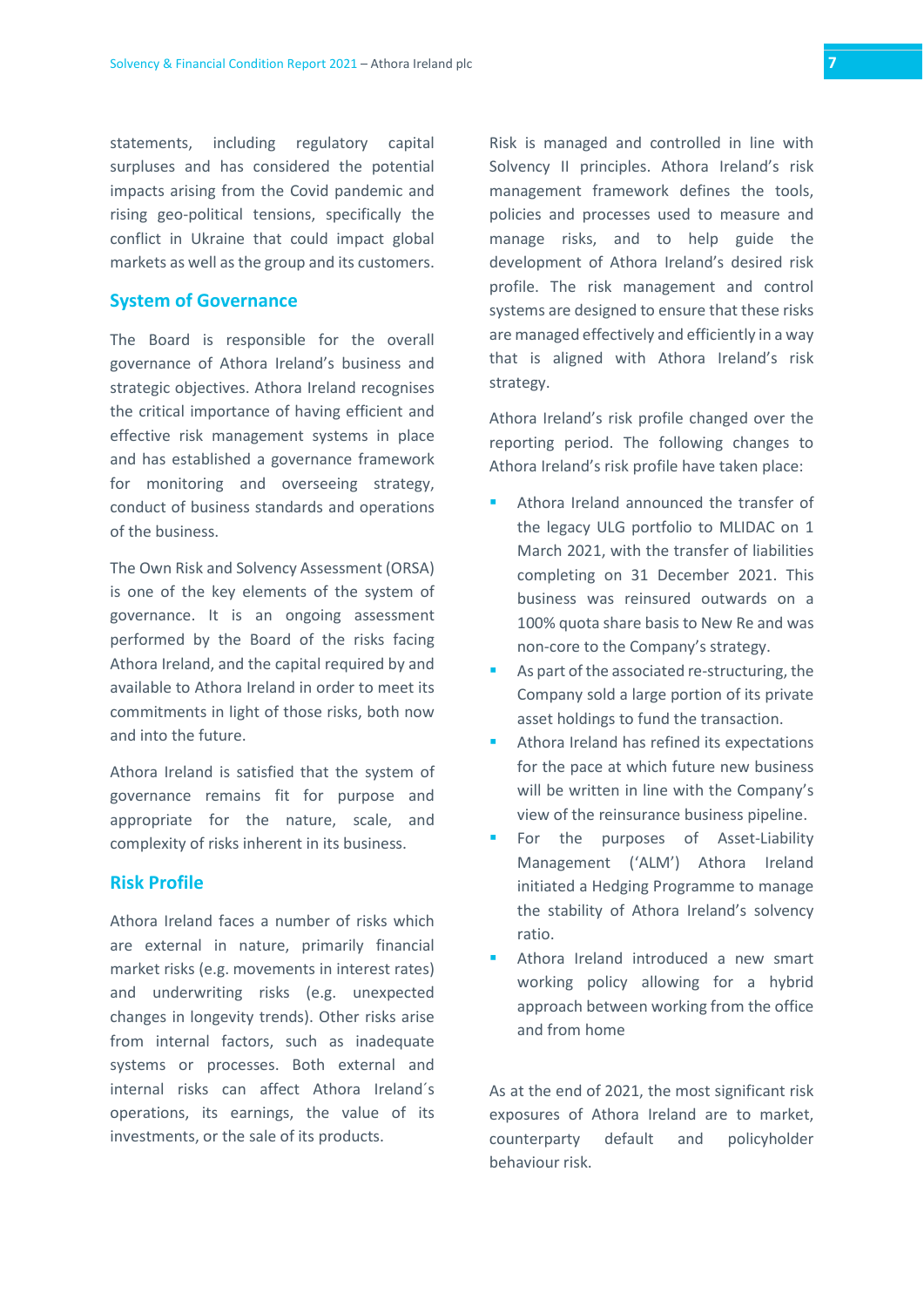statements, including regulatory capital surpluses and has considered the potential impacts arising from the Covid pandemic and rising geo-political tensions, specifically the conflict in Ukraine that could impact global markets as well as the group and its customers.

## System of Governance

The Board is responsible for the overall governance of Athora Ireland's business and strategic objectives. Athora Ireland recognises the critical importance of having efficient and effective risk management systems in place and has established a governance framework for monitoring and overseeing strategy, conduct of business standards and operations of the business.

The Own Risk and Solvency Assessment (ORSA) is one of the key elements of the system of governance. It is an ongoing assessment performed by the Board of the risks facing Athora Ireland, and the capital required by and available to Athora Ireland in order to meet its commitments in light of those risks, both now and into the future.

Athora Ireland is satisfied that the system of governance remains fit for purpose and appropriate for the nature, scale, and complexity of risks inherent in its business.

## Risk Profile

Athora Ireland faces a number of risks which are external in nature, primarily financial market risks (e.g. movements in interest rates) and underwriting risks (e.g. unexpected changes in longevity trends). Other risks arise from internal factors, such as inadequate systems or processes. Both external and internal risks can affect Athora Ireland´s operations, its earnings, the value of its investments, or the sale of its products.

Risk is managed and controlled in line with Solvency II principles. Athora Ireland's risk management framework defines the tools, policies and processes used to measure and manage risks, and to help guide the development of Athora Ireland's desired risk profile. The risk management and control systems are designed to ensure that these risks are managed effectively and efficiently in a way that is aligned with Athora Ireland's risk strategy.

Athora Ireland's risk profile changed over the reporting period. The following changes to Athora Ireland's risk profile have taken place:

- Athora Ireland announced the transfer of the legacy ULG portfolio to MLIDAC on 1 March 2021, with the transfer of liabilities completing on 31 December 2021. This business was reinsured outwards on a 100% quota share basis to New Re and was non-core to the Company's strategy.
- As part of the associated re-structuring, the Company sold a large portion of its private asset holdings to fund the transaction.
- Athora Ireland has refined its expectations for the pace at which future new business will be written in line with the Company's view of the reinsurance business pipeline.
- For the purposes of Asset-Liability Management ('ALM') Athora Ireland initiated a Hedging Programme to manage the stability of Athora Ireland's solvency ratio.
- Athora Ireland introduced a new smart working policy allowing for a hybrid approach between working from the office and from home

As at the end of 2021, the most significant risk exposures of Athora Ireland are to market, counterparty default and policyholder behaviour risk.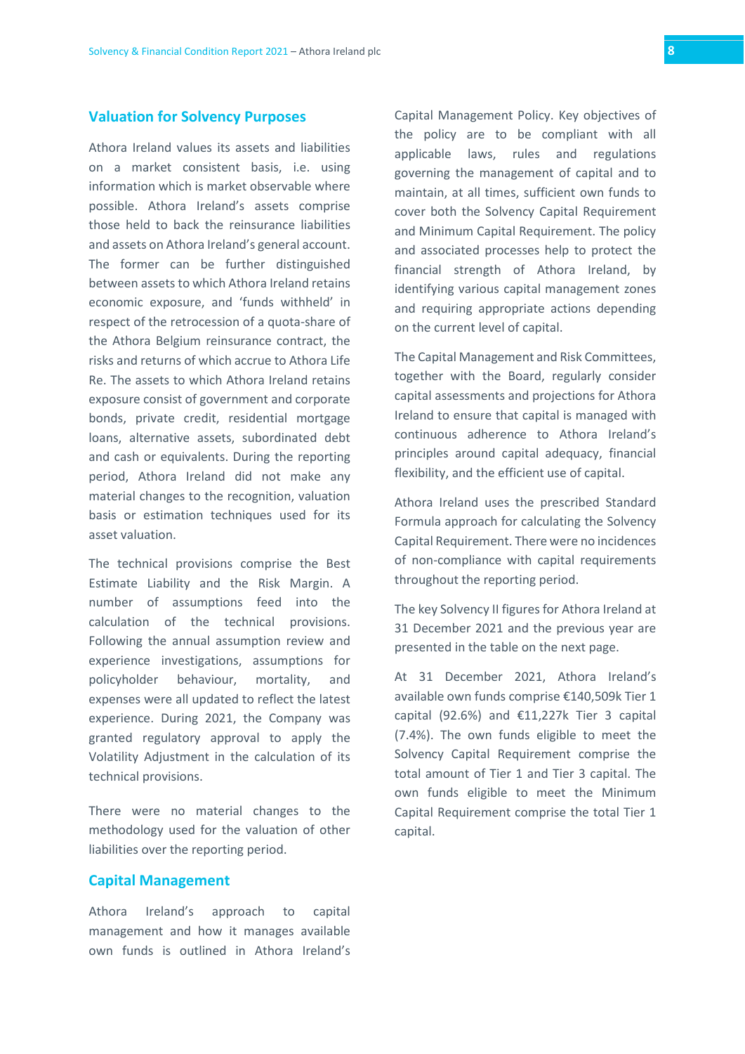## Valuation for Solvency Purposes

Athora Ireland values its assets and liabilities on a market consistent basis, i.e. using information which is market observable where possible. Athora Ireland's assets comprise those held to back the reinsurance liabilities and assets on Athora Ireland's general account. The former can be further distinguished between assets to which Athora Ireland retains economic exposure, and 'funds withheld' in respect of the retrocession of a quota-share of the Athora Belgium reinsurance contract, the risks and returns of which accrue to Athora Life Re. The assets to which Athora Ireland retains exposure consist of government and corporate bonds, private credit, residential mortgage loans, alternative assets, subordinated debt and cash or equivalents. During the reporting period, Athora Ireland did not make any material changes to the recognition, valuation basis or estimation techniques used for its asset valuation.

The technical provisions comprise the Best Estimate Liability and the Risk Margin. A number of assumptions feed into the calculation of the technical provisions. Following the annual assumption review and experience investigations, assumptions for policyholder behaviour, mortality, and expenses were all updated to reflect the latest experience. During 2021, the Company was granted regulatory approval to apply the Volatility Adjustment in the calculation of its technical provisions.

There were no material changes to the methodology used for the valuation of other liabilities over the reporting period.

## Capital Management

Athora Ireland's approach to capital management and how it manages available own funds is outlined in Athora Ireland's Capital Management Policy. Key objectives of the policy are to be compliant with all applicable laws, rules and regulations governing the management of capital and to maintain, at all times, sufficient own funds to cover both the Solvency Capital Requirement and Minimum Capital Requirement. The policy and associated processes help to protect the financial strength of Athora Ireland, by identifying various capital management zones and requiring appropriate actions depending on the current level of capital.

The Capital Management and Risk Committees, together with the Board, regularly consider capital assessments and projections for Athora Ireland to ensure that capital is managed with continuous adherence to Athora Ireland's principles around capital adequacy, financial flexibility, and the efficient use of capital.

Athora Ireland uses the prescribed Standard Formula approach for calculating the Solvency Capital Requirement. There were no incidences of non-compliance with capital requirements throughout the reporting period.

The key Solvency II figures for Athora Ireland at 31 December 2021 and the previous year are presented in the table on the next page.

At 31 December 2021, Athora Ireland's available own funds comprise €140,509k Tier 1 capital (92.6%) and €11,227k Tier 3 capital (7.4%). The own funds eligible to meet the Solvency Capital Requirement comprise the total amount of Tier 1 and Tier 3 capital. The own funds eligible to meet the Minimum Capital Requirement comprise the total Tier 1 capital.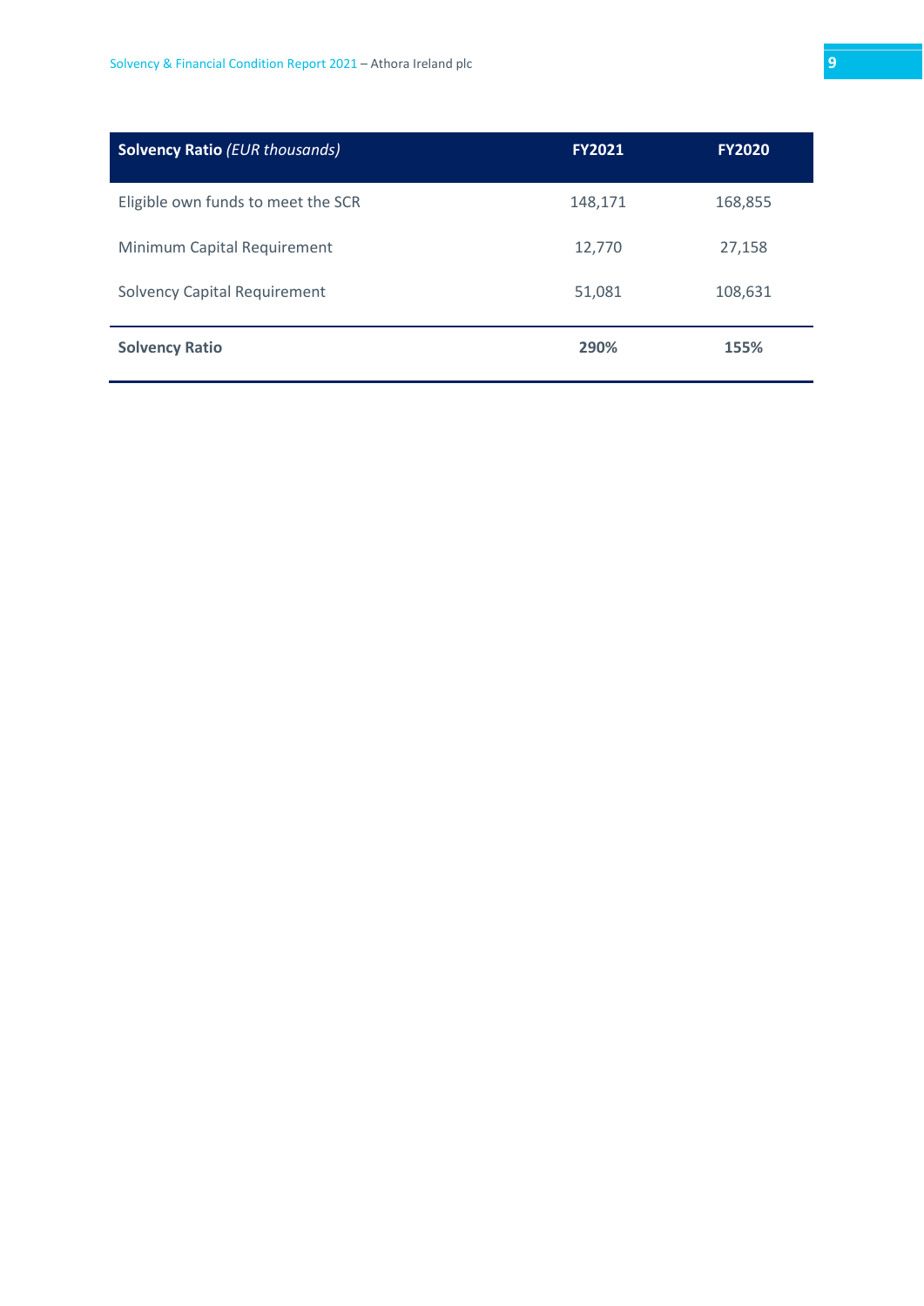| **Solvency Ratio** *(EUR thousands)* | **FY2021** | **FY2020** |
|---|---|---|
| Eligible own funds to meet the SCR | 148,171 | 168,855 |
| Minimum Capital Requirement | 12,770 | 27,158 |
| Solvency Capital Requirement | 51,081 | 108,631 |
| **Solvency Ratio** | **290%** | **155%** |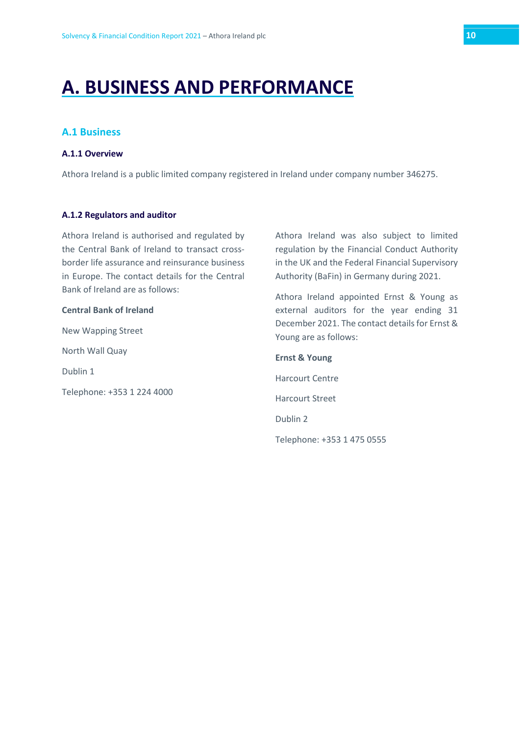# A. BUSINESS AND PERFORMANCE

## A.1 Business

### A.1.1 Overview

Athora Ireland is a public limited company registered in Ireland under company number 346275.

### A.1.2 Regulators and auditor

Athora Ireland is authorised and regulated by the Central Bank of Ireland to transact cross-border life assurance and reinsurance business in Europe. The contact details for the Central Bank of Ireland are as follows:

**Central Bank of Ireland**

New Wapping Street

North Wall Quay

Dublin 1

Telephone: +353 1 224 4000

Athora Ireland was also subject to limited regulation by the Financial Conduct Authority in the UK and the Federal Financial Supervisory Authority (BaFin) in Germany during 2021.

Athora Ireland appointed Ernst & Young as external auditors for the year ending 31 December 2021. The contact details for Ernst & Young are as follows:

**Ernst & Young**

Harcourt Centre

Harcourt Street

Dublin 2

Telephone: +353 1 475 0555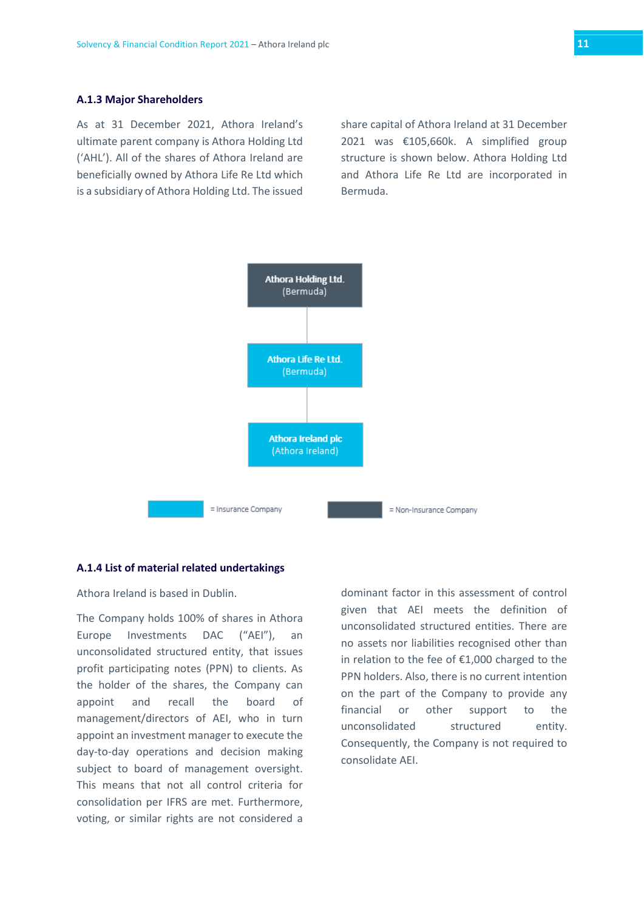### A.1.3 Major Shareholders

As at 31 December 2021, Athora Ireland's ultimate parent company is Athora Holding Ltd ('AHL'). All of the shares of Athora Ireland are beneficially owned by Athora Life Re Ltd which is a subsidiary of Athora Holding Ltd. The issued share capital of Athora Ireland at 31 December 2021 was €105,660k. A simplified group structure is shown below. Athora Holding Ltd and Athora Life Re Ltd are incorporated in Bermuda.

**Athora Holding Ltd.** (Bermuda)

**Athora Life Re Ltd.** (Bermuda)

**Athora Ireland plc** (Athora Ireland)

= Insurance Company

= Non-Insurance Company

### A.1.4 List of material related undertakings

Athora Ireland is based in Dublin.

The Company holds 100% of shares in Athora Europe Investments DAC ("AEI"), an unconsolidated structured entity, that issues profit participating notes (PPN) to clients. As the holder of the shares, the Company can appoint and recall the board of management/directors of AEI, who in turn appoint an investment manager to execute the day-to-day operations and decision making subject to board of management oversight. This means that not all control criteria for consolidation per IFRS are met. Furthermore, voting, or similar rights are not considered a dominant factor in this assessment of control given that AEI meets the definition of unconsolidated structured entities. There are no assets nor liabilities recognised other than in relation to the fee of €1,000 charged to the PPN holders. Also, there is no current intention on the part of the Company to provide any financial or other support to the unconsolidated structured entity. Consequently, the Company is not required to consolidate AEI.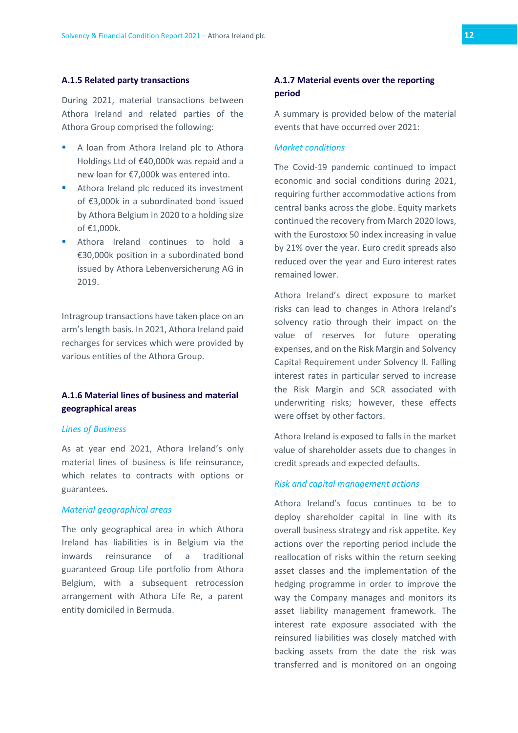### A.1.5 Related party transactions

During 2021, material transactions between Athora Ireland and related parties of the Athora Group comprised the following:

- A loan from Athora Ireland plc to Athora Holdings Ltd of €40,000k was repaid and a new loan for €7,000k was entered into.
- Athora Ireland plc reduced its investment of €3,000k in a subordinated bond issued by Athora Belgium in 2020 to a holding size of €1,000k.
- Athora Ireland continues to hold a €30,000k position in a subordinated bond issued by Athora Lebenversicherung AG in 2019.

Intragroup transactions have taken place on an arm's length basis. In 2021, Athora Ireland paid recharges for services which were provided by various entities of the Athora Group.

### A.1.6 Material lines of business and material geographical areas

*Lines of Business*

As at year end 2021, Athora Ireland's only material lines of business is life reinsurance, which relates to contracts with options or guarantees.

*Material geographical areas*

The only geographical area in which Athora Ireland has liabilities is in Belgium via the inwards reinsurance of a traditional guaranteed Group Life portfolio from Athora Belgium, with a subsequent retrocession arrangement with Athora Life Re, a parent entity domiciled in Bermuda.

### A.1.7 Material events over the reporting period

A summary is provided below of the material events that have occurred over 2021:

*Market conditions*

The Covid-19 pandemic continued to impact economic and social conditions during 2021, requiring further accommodative actions from central banks across the globe. Equity markets continued the recovery from March 2020 lows, with the Eurostoxx 50 index increasing in value by 21% over the year. Euro credit spreads also reduced over the year and Euro interest rates remained lower.

Athora Ireland's direct exposure to market risks can lead to changes in Athora Ireland's solvency ratio through their impact on the value of reserves for future operating expenses, and on the Risk Margin and Solvency Capital Requirement under Solvency II. Falling interest rates in particular served to increase the Risk Margin and SCR associated with underwriting risks; however, these effects were offset by other factors.

Athora Ireland is exposed to falls in the market value of shareholder assets due to changes in credit spreads and expected defaults.

*Risk and capital management actions*

Athora Ireland's focus continues to be to deploy shareholder capital in line with its overall business strategy and risk appetite. Key actions over the reporting period include the reallocation of risks within the return seeking asset classes and the implementation of the hedging programme in order to improve the way the Company manages and monitors its asset liability management framework. The interest rate exposure associated with the reinsured liabilities was closely matched with backing assets from the date the risk was transferred and is monitored on an ongoing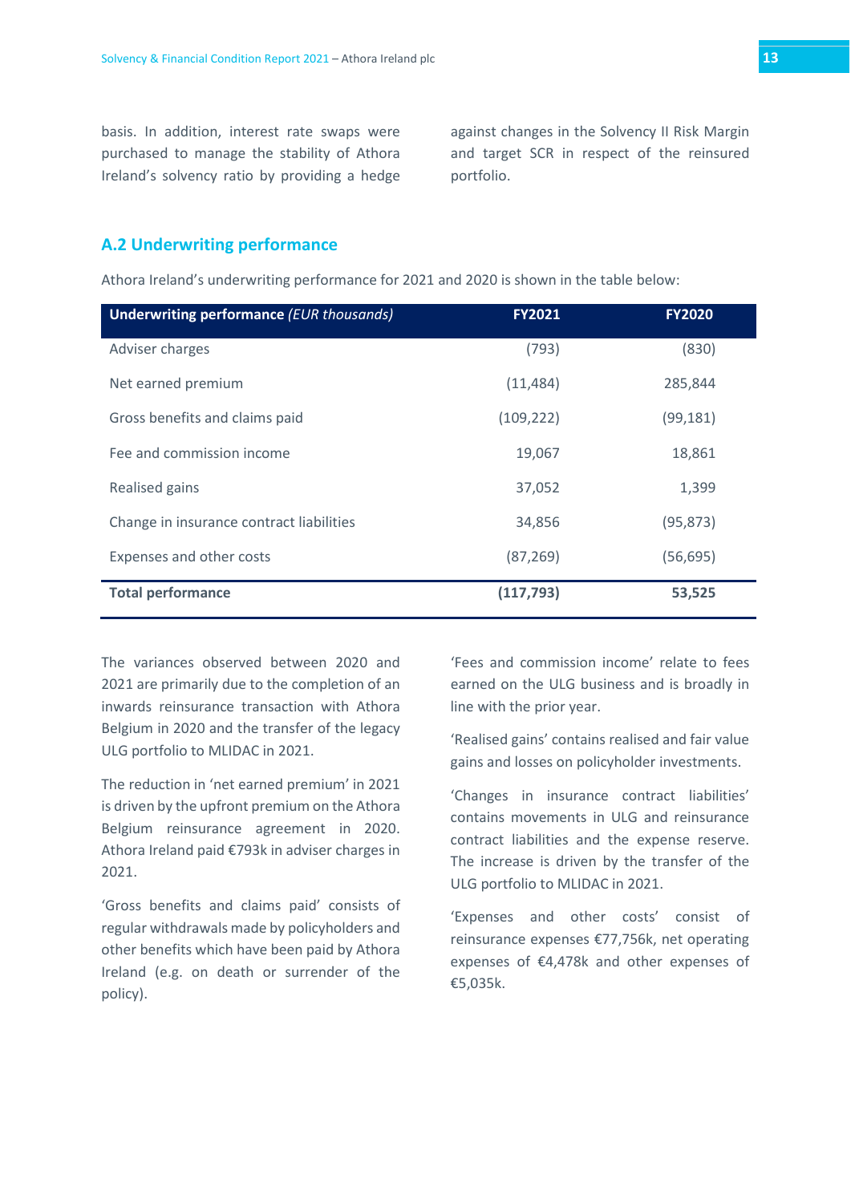basis. In addition, interest rate swaps were purchased to manage the stability of Athora Ireland's solvency ratio by providing a hedge against changes in the Solvency II Risk Margin and target SCR in respect of the reinsured portfolio.

## A.2 Underwriting performance

Athora Ireland's underwriting performance for 2021 and 2020 is shown in the table below:

| **Underwriting performance** *(EUR thousands)* | **FY2021** | **FY2020** |
|---|---|---|
| Adviser charges | (793) | (830) |
| Net earned premium | (11,484) | 285,844 |
| Gross benefits and claims paid | (109,222) | (99,181) |
| Fee and commission income | 19,067 | 18,861 |
| Realised gains | 37,052 | 1,399 |
| Change in insurance contract liabilities | 34,856 | (95,873) |
| Expenses and other costs | (87,269) | (56,695) |
| **Total performance** | **(117,793)** | **53,525** |

The variances observed between 2020 and 2021 are primarily due to the completion of an inwards reinsurance transaction with Athora Belgium in 2020 and the transfer of the legacy ULG portfolio to MLIDAC in 2021.

The reduction in 'net earned premium' in 2021 is driven by the upfront premium on the Athora Belgium reinsurance agreement in 2020. Athora Ireland paid €793k in adviser charges in 2021.

'Gross benefits and claims paid' consists of regular withdrawals made by policyholders and other benefits which have been paid by Athora Ireland (e.g. on death or surrender of the policy).

'Fees and commission income' relate to fees earned on the ULG business and is broadly in line with the prior year.

'Realised gains' contains realised and fair value gains and losses on policyholder investments.

'Changes in insurance contract liabilities' contains movements in ULG and reinsurance contract liabilities and the expense reserve. The increase is driven by the transfer of the ULG portfolio to MLIDAC in 2021.

'Expenses and other costs' consist of reinsurance expenses €77,756k, net operating expenses of €4,478k and other expenses of €5,035k.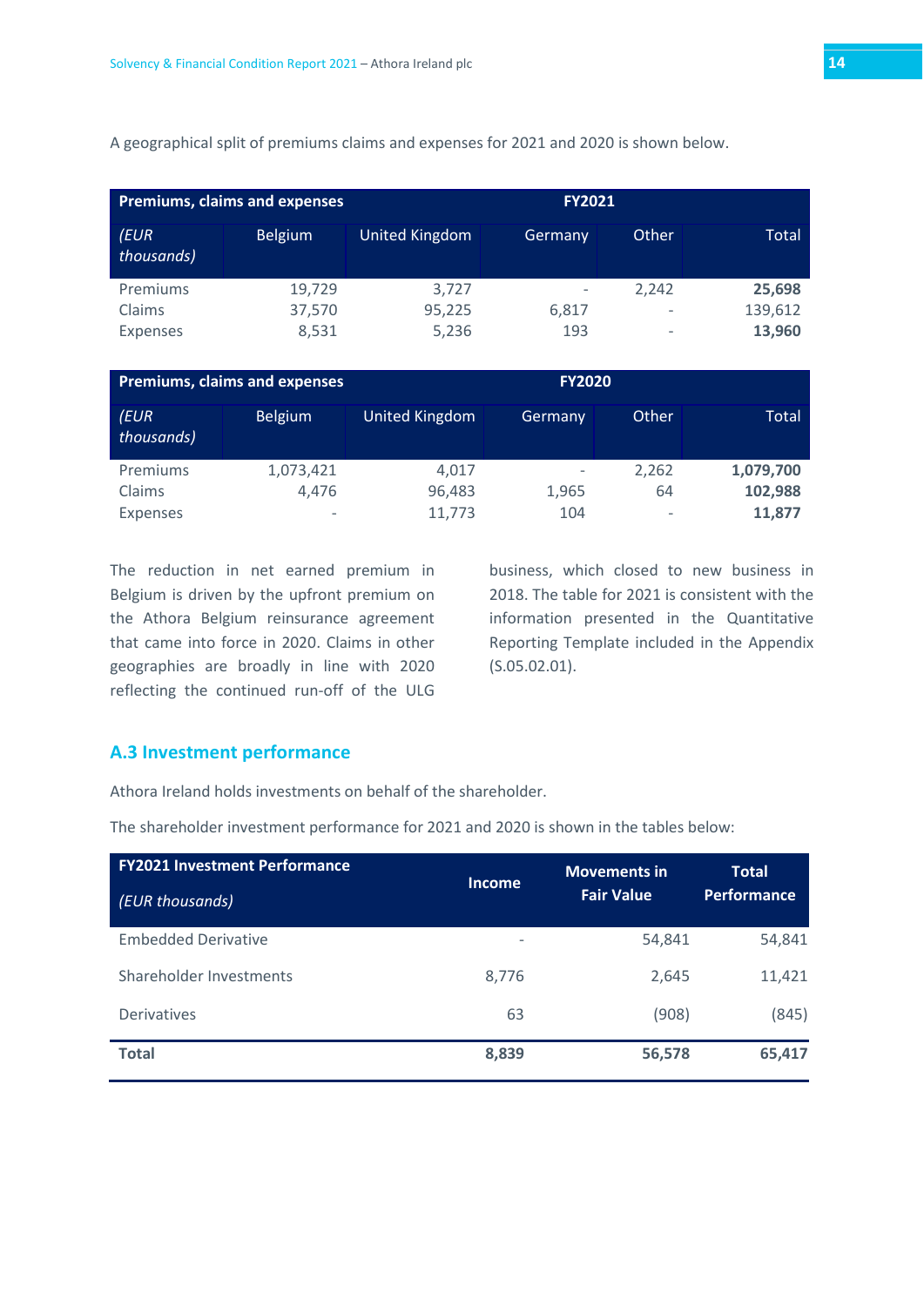A geographical split of premiums claims and expenses for 2021 and 2020 is shown below.

| Premiums, claims and expenses | | | FY2021 | | |
|---|---|---|---|---|---|
| *(EUR thousands)* | Belgium | United Kingdom | Germany | Other | Total |
| Premiums | 19,729 | 3,727 | - | 2,242 | **25,698** |
| Claims | 37,570 | 95,225 | 6,817 | - | 139,612 |
| Expenses | 8,531 | 5,236 | 193 | - | **13,960** |

| Premiums, claims and expenses | | | FY2020 | | |
|---|---|---|---|---|---|
| *(EUR thousands)* | Belgium | United Kingdom | Germany | Other | Total |
| Premiums | 1,073,421 | 4,017 | - | 2,262 | **1,079,700** |
| Claims | 4,476 | 96,483 | 1,965 | 64 | **102,988** |
| Expenses | - | 11,773 | 104 | - | **11,877** |

The reduction in net earned premium in Belgium is driven by the upfront premium on the Athora Belgium reinsurance agreement that came into force in 2020. Claims in other geographies are broadly in line with 2020 reflecting the continued run-off of the ULG business, which closed to new business in 2018. The table for 2021 is consistent with the information presented in the Quantitative Reporting Template included in the Appendix (S.05.02.01).

## A.3 Investment performance

Athora Ireland holds investments on behalf of the shareholder.

The shareholder investment performance for 2021 and 2020 is shown in the tables below:

| FY2021 Investment Performance *(EUR thousands)* | Income | Movements in Fair Value | Total Performance |
|---|---|---|---|
| Embedded Derivative | - | 54,841 | 54,841 |
| Shareholder Investments | 8,776 | 2,645 | 11,421 |
| Derivatives | 63 | (908) | (845) |
| **Total** | **8,839** | **56,578** | **65,417** |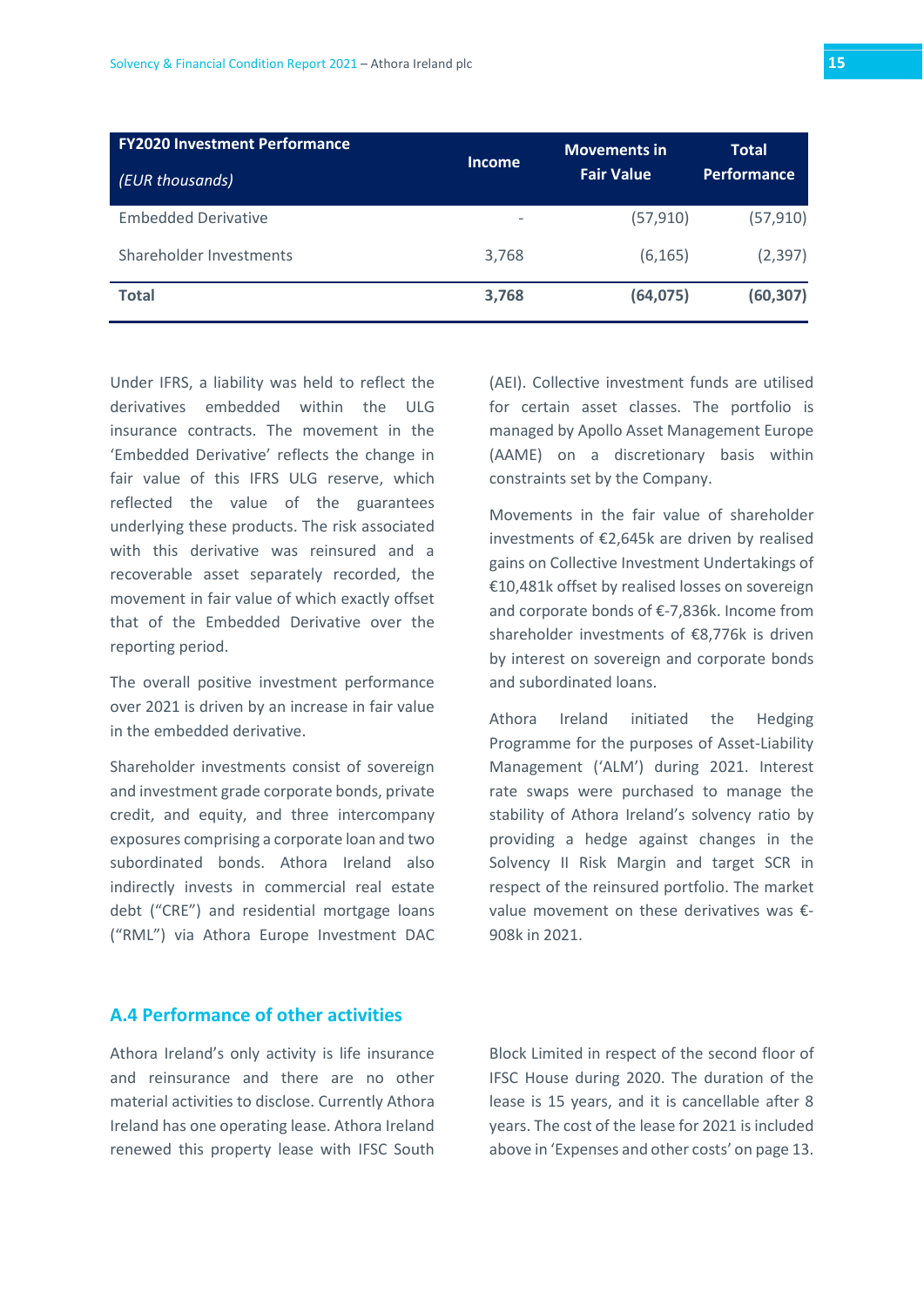| FY2020 Investment Performance *(EUR thousands)* | Income | Movements in Fair Value | Total Performance |
|---|---|---|---|
| Embedded Derivative | - | (57,910) | (57,910) |
| Shareholder Investments | 3,768 | (6,165) | (2,397) |
| **Total** | **3,768** | **(64,075)** | **(60,307)** |

Under IFRS, a liability was held to reflect the derivatives embedded within the ULG insurance contracts. The movement in the 'Embedded Derivative' reflects the change in fair value of this IFRS ULG reserve, which reflected the value of the guarantees underlying these products. The risk associated with this derivative was reinsured and a recoverable asset separately recorded, the movement in fair value of which exactly offset that of the Embedded Derivative over the reporting period.

The overall positive investment performance over 2021 is driven by an increase in fair value in the embedded derivative.

Shareholder investments consist of sovereign and investment grade corporate bonds, private credit, and equity, and three intercompany exposures comprising a corporate loan and two subordinated bonds. Athora Ireland also indirectly invests in commercial real estate debt ("CRE") and residential mortgage loans ("RML") via Athora Europe Investment DAC (AEI). Collective investment funds are utilised for certain asset classes. The portfolio is managed by Apollo Asset Management Europe (AAME) on a discretionary basis within constraints set by the Company.

Movements in the fair value of shareholder investments of €2,645k are driven by realised gains on Collective Investment Undertakings of €10,481k offset by realised losses on sovereign and corporate bonds of €-7,836k. Income from shareholder investments of €8,776k is driven by interest on sovereign and corporate bonds and subordinated loans.

Athora Ireland initiated the Hedging Programme for the purposes of Asset-Liability Management ('ALM') during 2021. Interest rate swaps were purchased to manage the stability of Athora Ireland's solvency ratio by providing a hedge against changes in the Solvency II Risk Margin and target SCR in respect of the reinsured portfolio. The market value movement on these derivatives was €-908k in 2021.

## A.4 Performance of other activities

Athora Ireland's only activity is life insurance and reinsurance and there are no other material activities to disclose. Currently Athora Ireland has one operating lease. Athora Ireland renewed this property lease with IFSC South Block Limited in respect of the second floor of IFSC House during 2020. The duration of the lease is 15 years, and it is cancellable after 8 years. The cost of the lease for 2021 is included above in 'Expenses and other costs' on page 13.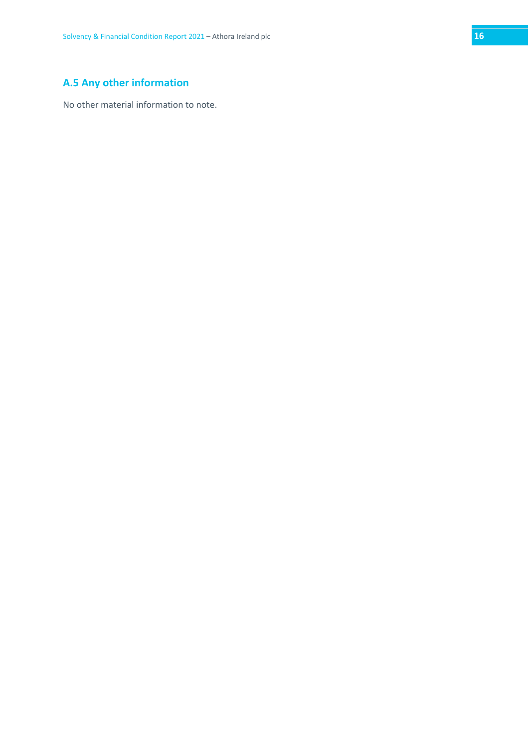## A.5 Any other information

No other material information to note.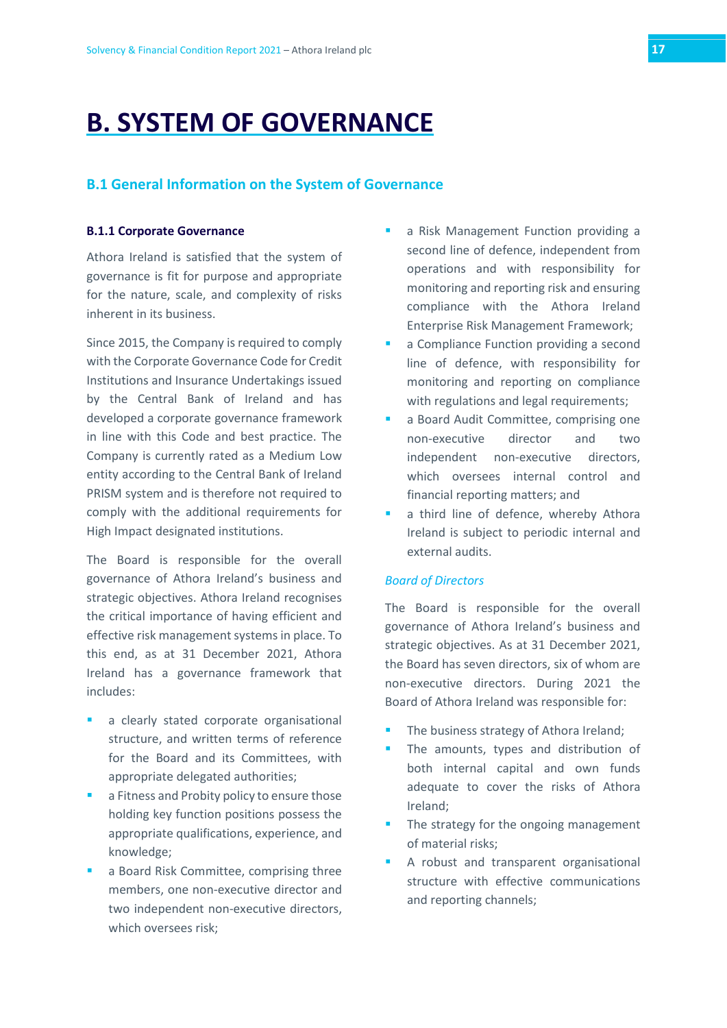# B. SYSTEM OF GOVERNANCE

## B.1 General Information on the System of Governance

### B.1.1 Corporate Governance

Athora Ireland is satisfied that the system of governance is fit for purpose and appropriate for the nature, scale, and complexity of risks inherent in its business.

Since 2015, the Company is required to comply with the Corporate Governance Code for Credit Institutions and Insurance Undertakings issued by the Central Bank of Ireland and has developed a corporate governance framework in line with this Code and best practice. The Company is currently rated as a Medium Low entity according to the Central Bank of Ireland PRISM system and is therefore not required to comply with the additional requirements for High Impact designated institutions.

The Board is responsible for the overall governance of Athora Ireland's business and strategic objectives. Athora Ireland recognises the critical importance of having efficient and effective risk management systems in place. To this end, as at 31 December 2021, Athora Ireland has a governance framework that includes:

- a clearly stated corporate organisational structure, and written terms of reference for the Board and its Committees, with appropriate delegated authorities;
- a Fitness and Probity policy to ensure those holding key function positions possess the appropriate qualifications, experience, and knowledge;
- a Board Risk Committee, comprising three members, one non-executive director and two independent non-executive directors, which oversees risk;
- a Risk Management Function providing a second line of defence, independent from operations and with responsibility for monitoring and reporting risk and ensuring compliance with the Athora Ireland Enterprise Risk Management Framework;
- a Compliance Function providing a second line of defence, with responsibility for monitoring and reporting on compliance with regulations and legal requirements;
- a Board Audit Committee, comprising one non-executive director and two independent non-executive directors, which oversees internal control and financial reporting matters; and
- a third line of defence, whereby Athora Ireland is subject to periodic internal and external audits.

*Board of Directors*

The Board is responsible for the overall governance of Athora Ireland's business and strategic objectives. As at 31 December 2021, the Board has seven directors, six of whom are non-executive directors. During 2021 the Board of Athora Ireland was responsible for:

- The business strategy of Athora Ireland;
- The amounts, types and distribution of both internal capital and own funds adequate to cover the risks of Athora Ireland;
- The strategy for the ongoing management of material risks;
- A robust and transparent organisational structure with effective communications and reporting channels;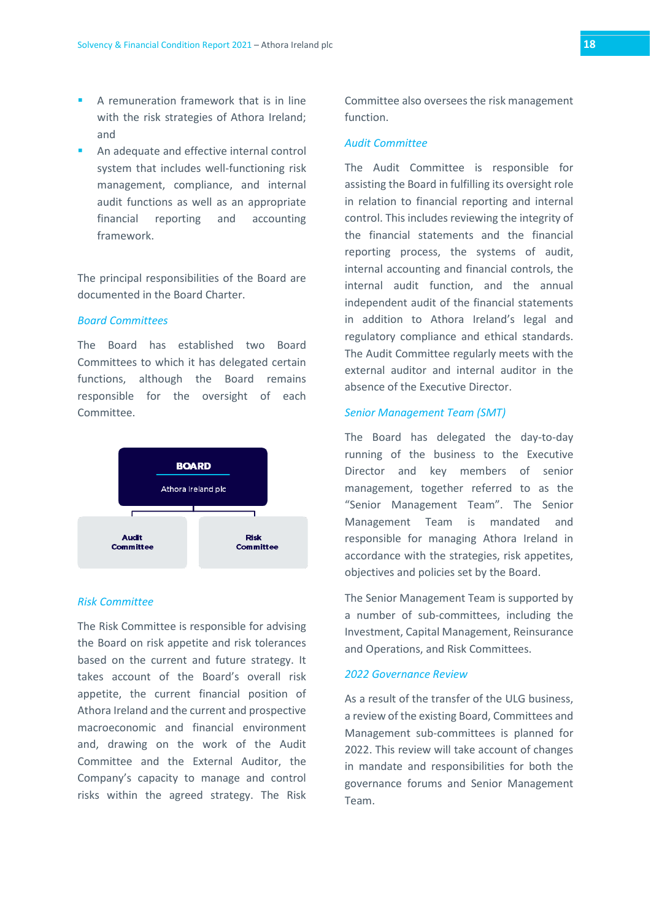- A remuneration framework that is in line with the risk strategies of Athora Ireland; and
- An adequate and effective internal control system that includes well-functioning risk management, compliance, and internal audit functions as well as an appropriate financial reporting and accounting framework.

The principal responsibilities of the Board are documented in the Board Charter.

### *Board Committees*

The Board has established two Board Committees to which it has delegated certain functions, although the Board remains responsible for the oversight of each Committee.

**BOARD**
Athora Ireland plc

**Audit Committee** | **Risk Committee**

### *Risk Committee*

The Risk Committee is responsible for advising the Board on risk appetite and risk tolerances based on the current and future strategy. It takes account of the Board's overall risk appetite, the current financial position of Athora Ireland and the current and prospective macroeconomic and financial environment and, drawing on the work of the Audit Committee and the External Auditor, the Company's capacity to manage and control risks within the agreed strategy. The Risk Committee also oversees the risk management function.

### *Audit Committee*

The Audit Committee is responsible for assisting the Board in fulfilling its oversight role in relation to financial reporting and internal control. This includes reviewing the integrity of the financial statements and the financial reporting process, the systems of audit, internal accounting and financial controls, the internal audit function, and the annual independent audit of the financial statements in addition to Athora Ireland's legal and regulatory compliance and ethical standards. The Audit Committee regularly meets with the external auditor and internal auditor in the absence of the Executive Director.

### *Senior Management Team (SMT)*

The Board has delegated the day-to-day running of the business to the Executive Director and key members of senior management, together referred to as the "Senior Management Team". The Senior Management Team is mandated and responsible for managing Athora Ireland in accordance with the strategies, risk appetites, objectives and policies set by the Board.

The Senior Management Team is supported by a number of sub-committees, including the Investment, Capital Management, Reinsurance and Operations, and Risk Committees.

### *2022 Governance Review*

As a result of the transfer of the ULG business, a review of the existing Board, Committees and Management sub-committees is planned for 2022. This review will take account of changes in mandate and responsibilities for both the governance forums and Senior Management Team.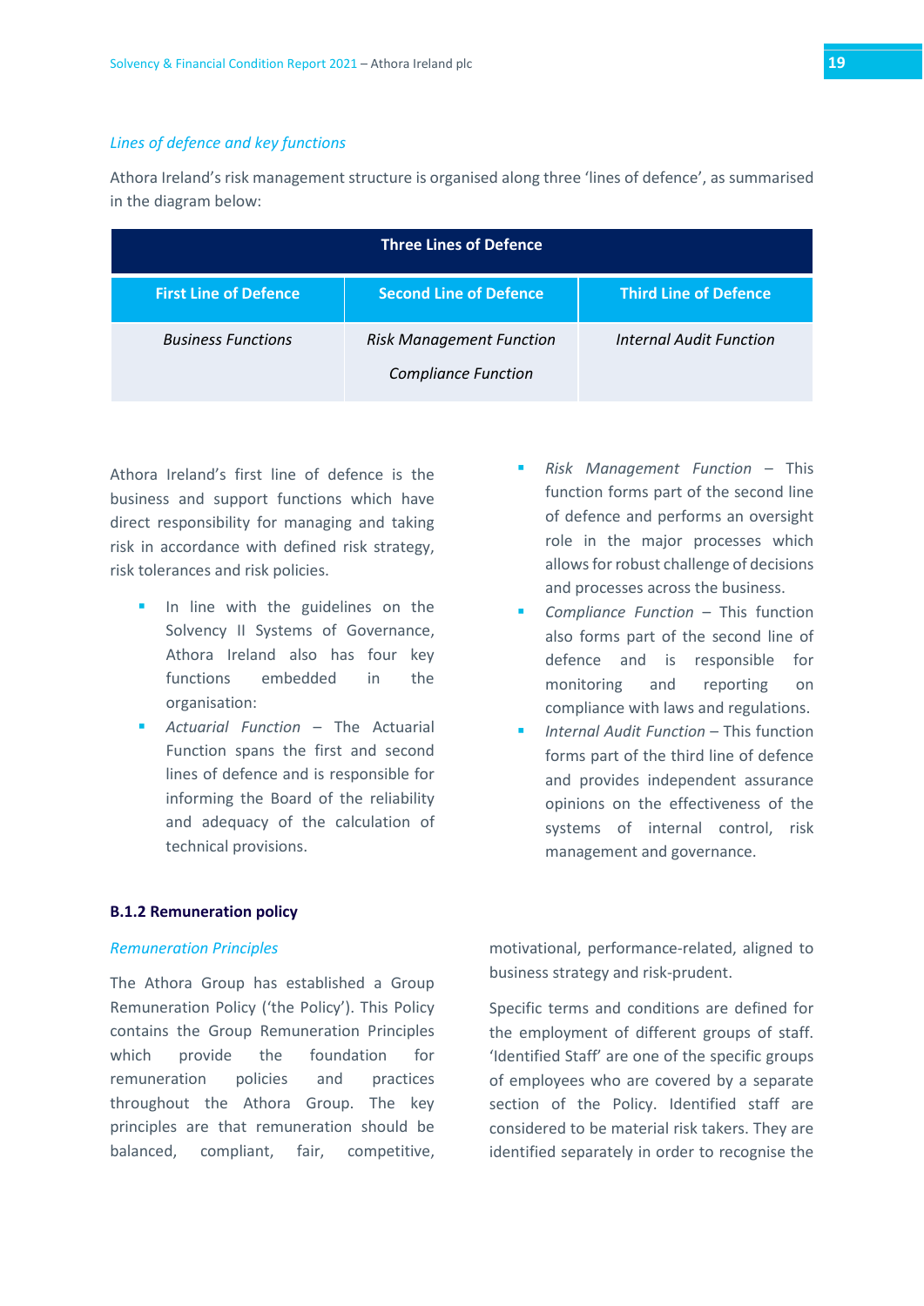*Lines of defence and key functions*

Athora Ireland's risk management structure is organised along three 'lines of defence', as summarised in the diagram below:

| Three Lines of Defence | | |
|---|---|---|
| **First Line of Defence** | **Second Line of Defence** | **Third Line of Defence** |
| *Business Functions* | *Risk Management Function*<br>*Compliance Function* | *Internal Audit Function* |

Athora Ireland's first line of defence is the business and support functions which have direct responsibility for managing and taking risk in accordance with defined risk strategy, risk tolerances and risk policies.

- In line with the guidelines on the Solvency II Systems of Governance, Athora Ireland also has four key functions embedded in the organisation:
- *Actuarial Function* – The Actuarial Function spans the first and second lines of defence and is responsible for informing the Board of the reliability and adequacy of the calculation of technical provisions.
- *Risk Management Function* – This function forms part of the second line of defence and performs an oversight role in the major processes which allows for robust challenge of decisions and processes across the business.
- *Compliance Function* – This function also forms part of the second line of defence and is responsible for monitoring and reporting on compliance with laws and regulations.
- *Internal Audit Function* – This function forms part of the third line of defence and provides independent assurance opinions on the effectiveness of the systems of internal control, risk management and governance.

### B.1.2 Remuneration policy

*Remuneration Principles*

The Athora Group has established a Group Remuneration Policy ('the Policy'). This Policy contains the Group Remuneration Principles which provide the foundation for remuneration policies and practices throughout the Athora Group. The key principles are that remuneration should be balanced, compliant, fair, competitive, motivational, performance-related, aligned to business strategy and risk-prudent.

Specific terms and conditions are defined for the employment of different groups of staff. 'Identified Staff' are one of the specific groups of employees who are covered by a separate section of the Policy. Identified staff are considered to be material risk takers. They are identified separately in order to recognise the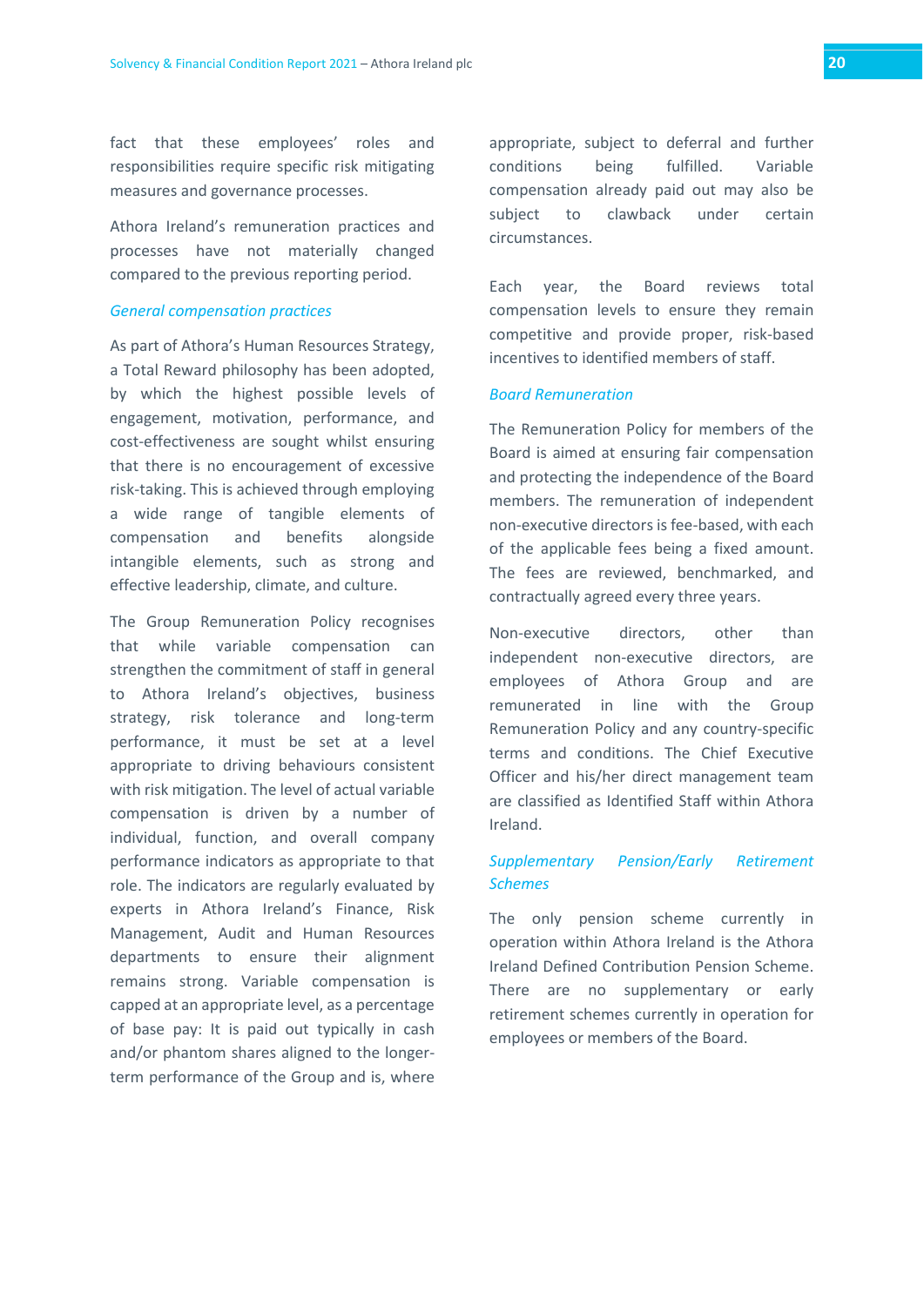fact that these employees' roles and responsibilities require specific risk mitigating measures and governance processes.

Athora Ireland's remuneration practices and processes have not materially changed compared to the previous reporting period.

### *General compensation practices*

As part of Athora's Human Resources Strategy, a Total Reward philosophy has been adopted, by which the highest possible levels of engagement, motivation, performance, and cost-effectiveness are sought whilst ensuring that there is no encouragement of excessive risk-taking. This is achieved through employing a wide range of tangible elements of compensation and benefits alongside intangible elements, such as strong and effective leadership, climate, and culture.

The Group Remuneration Policy recognises that while variable compensation can strengthen the commitment of staff in general to Athora Ireland's objectives, business strategy, risk tolerance and long-term performance, it must be set at a level appropriate to driving behaviours consistent with risk mitigation. The level of actual variable compensation is driven by a number of individual, function, and overall company performance indicators as appropriate to that role. The indicators are regularly evaluated by experts in Athora Ireland's Finance, Risk Management, Audit and Human Resources departments to ensure their alignment remains strong. Variable compensation is capped at an appropriate level, as a percentage of base pay: It is paid out typically in cash and/or phantom shares aligned to the longer-term performance of the Group and is, where appropriate, subject to deferral and further conditions being fulfilled. Variable compensation already paid out may also be subject to clawback under certain circumstances.

Each year, the Board reviews total compensation levels to ensure they remain competitive and provide proper, risk-based incentives to identified members of staff.

### *Board Remuneration*

The Remuneration Policy for members of the Board is aimed at ensuring fair compensation and protecting the independence of the Board members. The remuneration of independent non-executive directors is fee-based, with each of the applicable fees being a fixed amount. The fees are reviewed, benchmarked, and contractually agreed every three years.

Non-executive directors, other than independent non-executive directors, are employees of Athora Group and are remunerated in line with the Group Remuneration Policy and any country-specific terms and conditions. The Chief Executive Officer and his/her direct management team are classified as Identified Staff within Athora Ireland.

### *Supplementary Pension/Early Retirement Schemes*

The only pension scheme currently in operation within Athora Ireland is the Athora Ireland Defined Contribution Pension Scheme. There are no supplementary or early retirement schemes currently in operation for employees or members of the Board.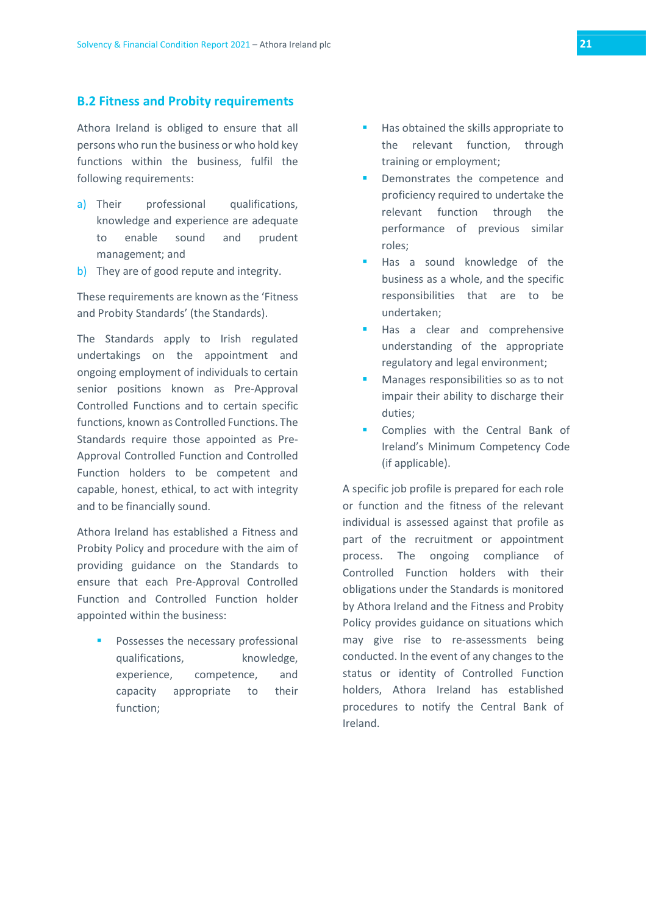## B.2 Fitness and Probity requirements

Athora Ireland is obliged to ensure that all persons who run the business or who hold key functions within the business, fulfil the following requirements:

a) Their professional qualifications, knowledge and experience are adequate to enable sound and prudent management; and
b) They are of good repute and integrity.

These requirements are known as the 'Fitness and Probity Standards' (the Standards).

The Standards apply to Irish regulated undertakings on the appointment and ongoing employment of individuals to certain senior positions known as Pre-Approval Controlled Functions and to certain specific functions, known as Controlled Functions. The Standards require those appointed as Pre-Approval Controlled Function and Controlled Function holders to be competent and capable, honest, ethical, to act with integrity and to be financially sound.

Athora Ireland has established a Fitness and Probity Policy and procedure with the aim of providing guidance on the Standards to ensure that each Pre-Approval Controlled Function and Controlled Function holder appointed within the business:

- Possesses the necessary professional qualifications, knowledge, experience, competence, and capacity appropriate to their function;
- Has obtained the skills appropriate to the relevant function, through training or employment;
- Demonstrates the competence and proficiency required to undertake the relevant function through the performance of previous similar roles;
- Has a sound knowledge of the business as a whole, and the specific responsibilities that are to be undertaken;
- Has a clear and comprehensive understanding of the appropriate regulatory and legal environment;
- Manages responsibilities so as to not impair their ability to discharge their duties;
- Complies with the Central Bank of Ireland's Minimum Competency Code (if applicable).

A specific job profile is prepared for each role or function and the fitness of the relevant individual is assessed against that profile as part of the recruitment or appointment process. The ongoing compliance of Controlled Function holders with their obligations under the Standards is monitored by Athora Ireland and the Fitness and Probity Policy provides guidance on situations which may give rise to re-assessments being conducted. In the event of any changes to the status or identity of Controlled Function holders, Athora Ireland has established procedures to notify the Central Bank of Ireland.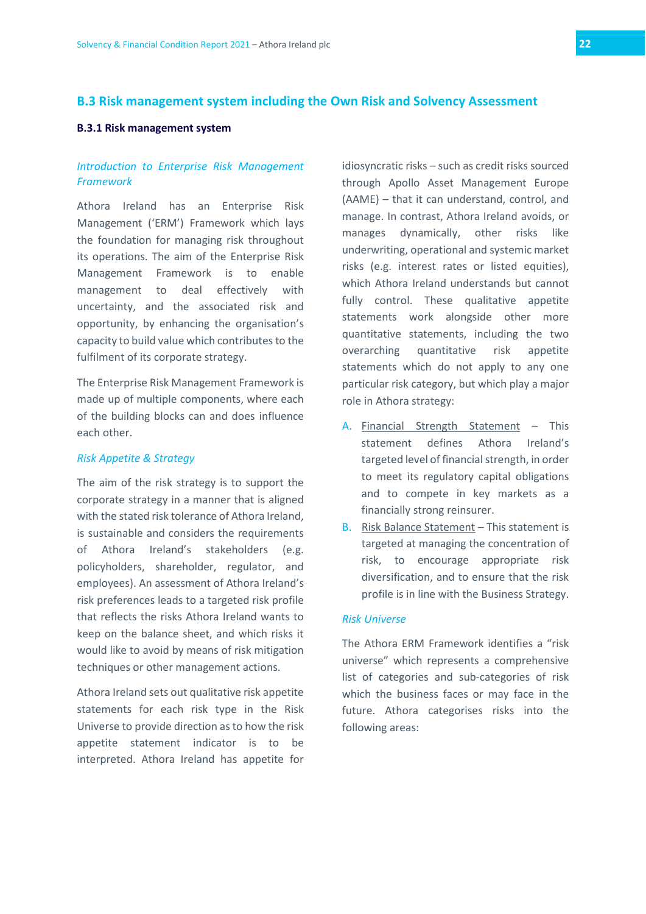## B.3 Risk management system including the Own Risk and Solvency Assessment

### B.3.1 Risk management system

*Introduction to Enterprise Risk Management Framework*

Athora Ireland has an Enterprise Risk Management ('ERM') Framework which lays the foundation for managing risk throughout its operations. The aim of the Enterprise Risk Management Framework is to enable management to deal effectively with uncertainty, and the associated risk and opportunity, by enhancing the organisation's capacity to build value which contributes to the fulfilment of its corporate strategy.

The Enterprise Risk Management Framework is made up of multiple components, where each of the building blocks can and does influence each other.

*Risk Appetite & Strategy*

The aim of the risk strategy is to support the corporate strategy in a manner that is aligned with the stated risk tolerance of Athora Ireland, is sustainable and considers the requirements of Athora Ireland's stakeholders (e.g. policyholders, shareholder, regulator, and employees). An assessment of Athora Ireland's risk preferences leads to a targeted risk profile that reflects the risks Athora Ireland wants to keep on the balance sheet, and which risks it would like to avoid by means of risk mitigation techniques or other management actions.

Athora Ireland sets out qualitative risk appetite statements for each risk type in the Risk Universe to provide direction as to how the risk appetite statement indicator is to be interpreted. Athora Ireland has appetite for idiosyncratic risks – such as credit risks sourced through Apollo Asset Management Europe (AAME) – that it can understand, control, and manage. In contrast, Athora Ireland avoids, or manages dynamically, other risks like underwriting, operational and systemic market risks (e.g. interest rates or listed equities), which Athora Ireland understands but cannot fully control. These qualitative appetite statements work alongside other more quantitative statements, including the two overarching quantitative risk appetite statements which do not apply to any one particular risk category, but which play a major role in Athora strategy:

A. Financial Strength Statement – This statement defines Athora Ireland's targeted level of financial strength, in order to meet its regulatory capital obligations and to compete in key markets as a financially strong reinsurer.
B. Risk Balance Statement – This statement is targeted at managing the concentration of risk, to encourage appropriate risk diversification, and to ensure that the risk profile is in line with the Business Strategy.

*Risk Universe*

The Athora ERM Framework identifies a "risk universe" which represents a comprehensive list of categories and sub-categories of risk which the business faces or may face in the future. Athora categorises risks into the following areas: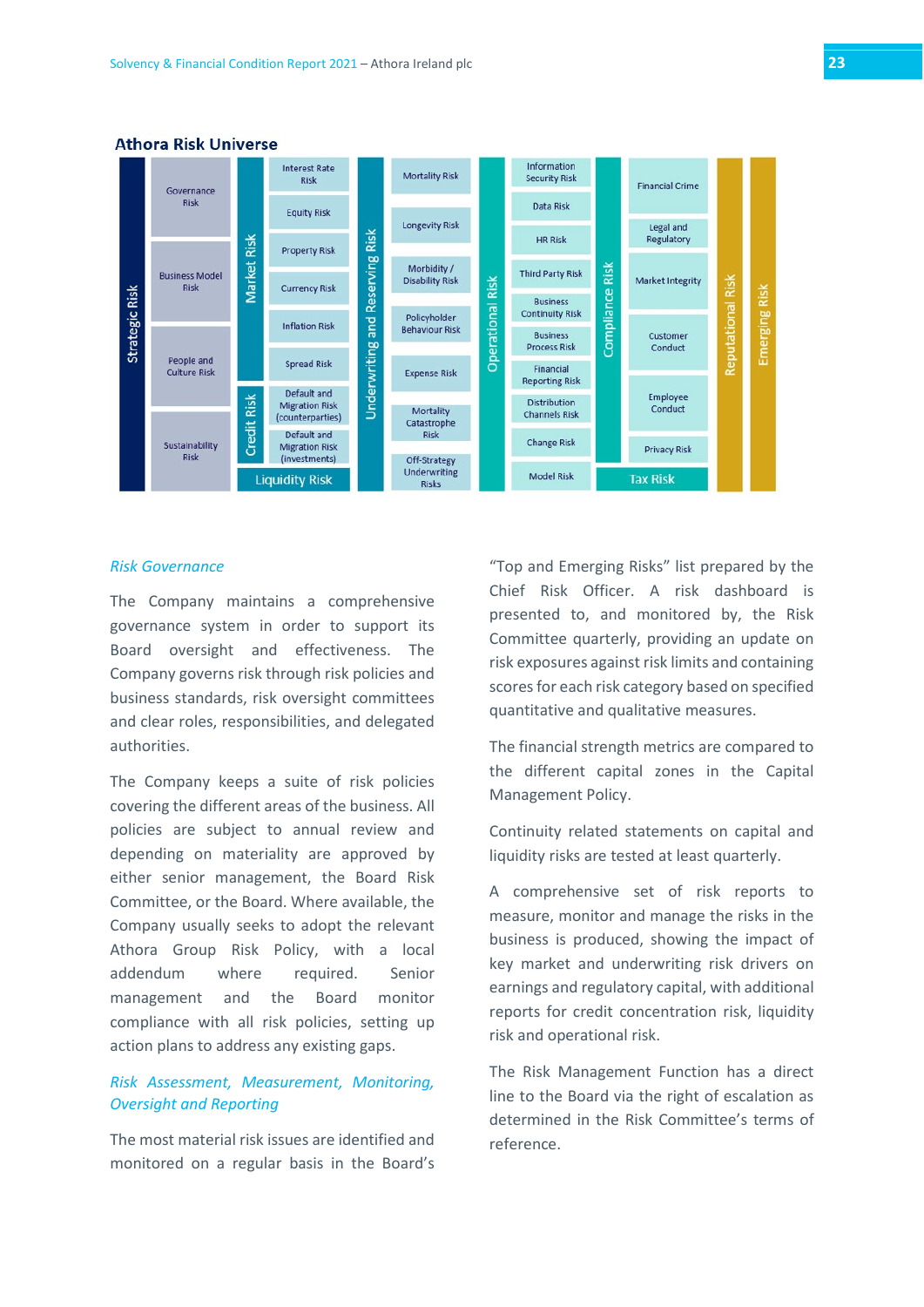## Athora Risk Universe

| Category | Sub-risks |
|---|---|
| Strategic Risk | Governance Risk; Business Model Risk; People and Culture Risk; Sustainability Risk |
| Market Risk | Interest Rate Risk; Equity Risk; Property Risk; Currency Risk; Inflation Risk; Spread Risk |
| Credit Risk | Default and Migration Risk (counterparties); Default and Migration Risk (investments) |
| Liquidity Risk | |
| Underwriting and Reserving Risk | Mortality Risk; Longevity Risk; Morbidity / Disability Risk; Policyholder Behaviour Risk; Expense Risk; Mortality Catastrophe Risk; Off-Strategy Underwriting Risks |
| Operational Risk | Information Security Risk; Data Risk; HR Risk; Third Party Risk; Business Continuity Risk; Business Process Risk; Financial Reporting Risk; Distribution Channels Risk; Change Risk; Model Risk |
| Compliance Risk | Financial Crime; Legal and Regulatory; Market Integrity; Customer Conduct; Employee Conduct; Privacy Risk |
| Tax Risk | |
| Reputational Risk | |
| Emerging Risk | |

*Risk Governance*

The Company maintains a comprehensive governance system in order to support its Board oversight and effectiveness. The Company governs risk through risk policies and business standards, risk oversight committees and clear roles, responsibilities, and delegated authorities.

The Company keeps a suite of risk policies covering the different areas of the business. All policies are subject to annual review and depending on materiality are approved by either senior management, the Board Risk Committee, or the Board. Where available, the Company usually seeks to adopt the relevant Athora Group Risk Policy, with a local addendum where required. Senior management and the Board monitor compliance with all risk policies, setting up action plans to address any existing gaps.

*Risk Assessment, Measurement, Monitoring, Oversight and Reporting*

The most material risk issues are identified and monitored on a regular basis in the Board's "Top and Emerging Risks" list prepared by the Chief Risk Officer. A risk dashboard is presented to, and monitored by, the Risk Committee quarterly, providing an update on risk exposures against risk limits and containing scores for each risk category based on specified quantitative and qualitative measures.

The financial strength metrics are compared to the different capital zones in the Capital Management Policy.

Continuity related statements on capital and liquidity risks are tested at least quarterly.

A comprehensive set of risk reports to measure, monitor and manage the risks in the business is produced, showing the impact of key market and underwriting risk drivers on earnings and regulatory capital, with additional reports for credit concentration risk, liquidity risk and operational risk.

The Risk Management Function has a direct line to the Board via the right of escalation as determined in the Risk Committee's terms of reference.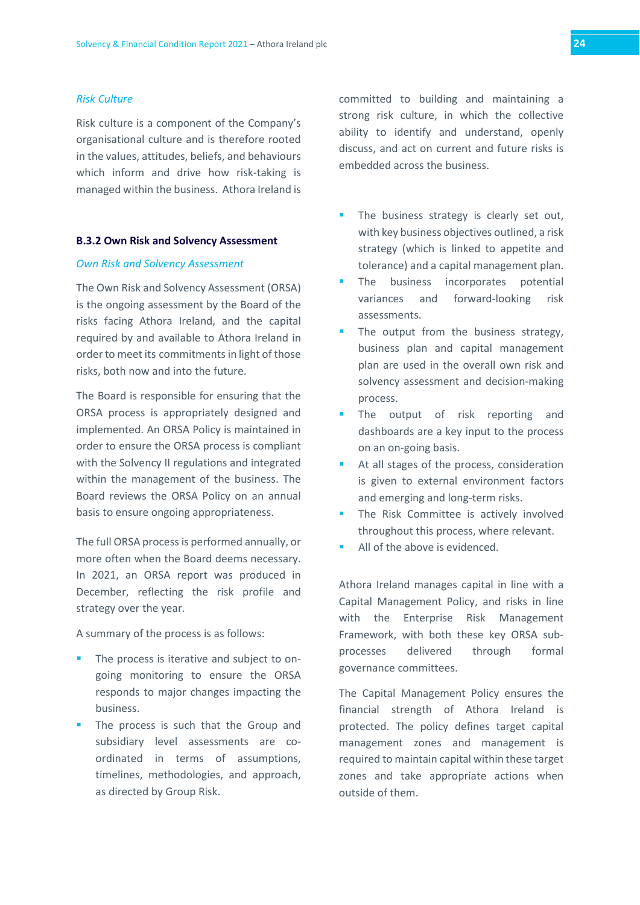*Risk Culture*

Risk culture is a component of the Company's organisational culture and is therefore rooted in the values, attitudes, beliefs, and behaviours which inform and drive how risk-taking is managed within the business. Athora Ireland is committed to building and maintaining a strong risk culture, in which the collective ability to identify and understand, openly discuss, and act on current and future risks is embedded across the business.

### B.3.2 Own Risk and Solvency Assessment

*Own Risk and Solvency Assessment*

The Own Risk and Solvency Assessment (ORSA) is the ongoing assessment by the Board of the risks facing Athora Ireland, and the capital required by and available to Athora Ireland in order to meet its commitments in light of those risks, both now and into the future.

The Board is responsible for ensuring that the ORSA process is appropriately designed and implemented. An ORSA Policy is maintained in order to ensure the ORSA process is compliant with the Solvency II regulations and integrated within the management of the business. The Board reviews the ORSA Policy on an annual basis to ensure ongoing appropriateness.

The full ORSA process is performed annually, or more often when the Board deems necessary. In 2021, an ORSA report was produced in December, reflecting the risk profile and strategy over the year.

A summary of the process is as follows:

- The process is iterative and subject to on-going monitoring to ensure the ORSA responds to major changes impacting the business.
- The process is such that the Group and subsidiary level assessments are co-ordinated in terms of assumptions, timelines, methodologies, and approach, as directed by Group Risk.
- The business strategy is clearly set out, with key business objectives outlined, a risk strategy (which is linked to appetite and tolerance) and a capital management plan.
- The business incorporates potential variances and forward-looking risk assessments.
- The output from the business strategy, business plan and capital management plan are used in the overall own risk and solvency assessment and decision-making process.
- The output of risk reporting and dashboards are a key input to the process on an on-going basis.
- At all stages of the process, consideration is given to external environment factors and emerging and long-term risks.
- The Risk Committee is actively involved throughout this process, where relevant.
- All of the above is evidenced.

Athora Ireland manages capital in line with a Capital Management Policy, and risks in line with the Enterprise Risk Management Framework, with both these key ORSA sub-processes delivered through formal governance committees.

The Capital Management Policy ensures the financial strength of Athora Ireland is protected. The policy defines target capital management zones and management is required to maintain capital within these target zones and take appropriate actions when outside of them.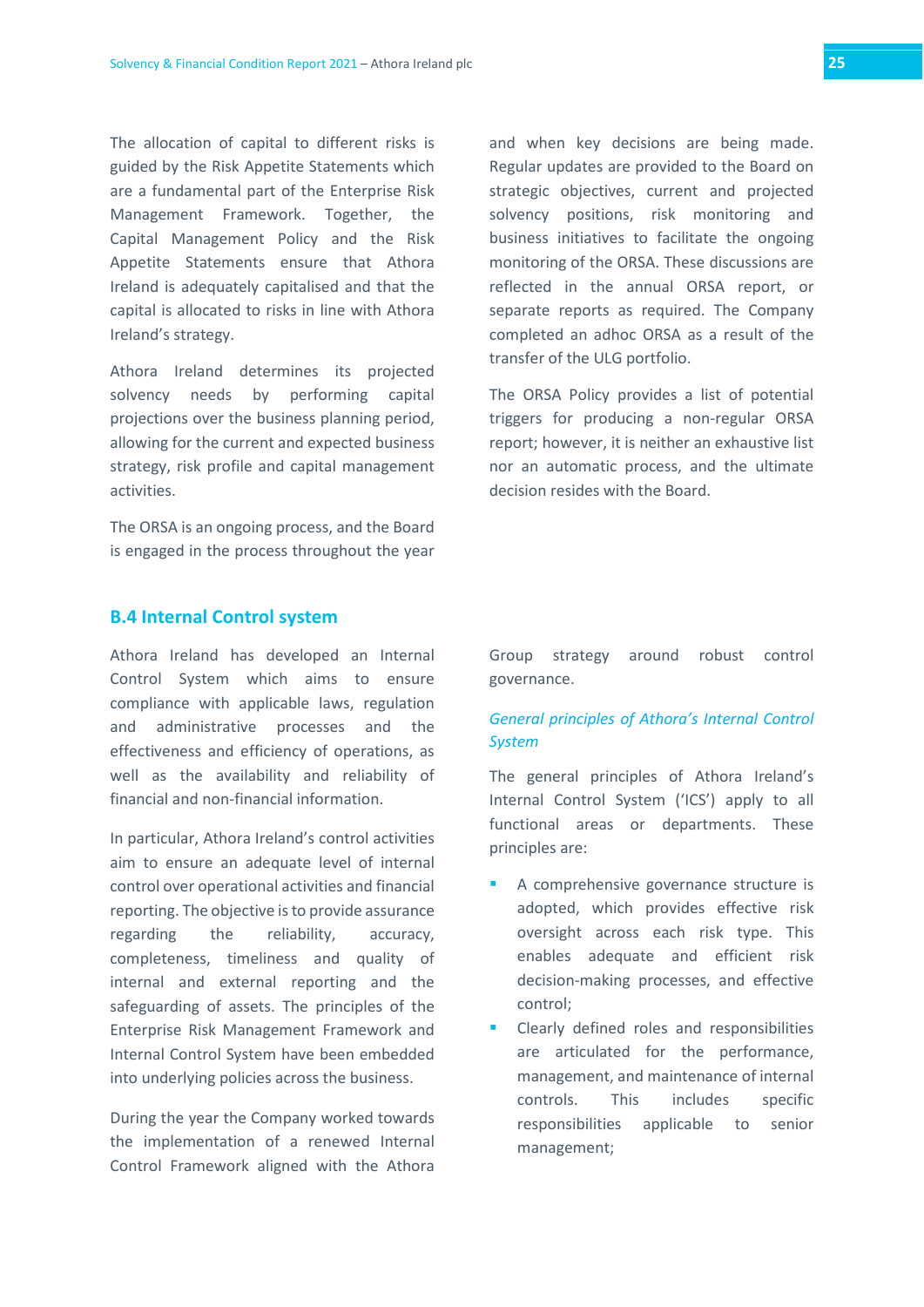The allocation of capital to different risks is guided by the Risk Appetite Statements which are a fundamental part of the Enterprise Risk Management Framework. Together, the Capital Management Policy and the Risk Appetite Statements ensure that Athora Ireland is adequately capitalised and that the capital is allocated to risks in line with Athora Ireland's strategy.

Athora Ireland determines its projected solvency needs by performing capital projections over the business planning period, allowing for the current and expected business strategy, risk profile and capital management activities.

The ORSA is an ongoing process, and the Board is engaged in the process throughout the year and when key decisions are being made. Regular updates are provided to the Board on strategic objectives, current and projected solvency positions, risk monitoring and business initiatives to facilitate the ongoing monitoring of the ORSA. These discussions are reflected in the annual ORSA report, or separate reports as required. The Company completed an adhoc ORSA as a result of the transfer of the ULG portfolio.

The ORSA Policy provides a list of potential triggers for producing a non-regular ORSA report; however, it is neither an exhaustive list nor an automatic process, and the ultimate decision resides with the Board.

## B.4 Internal Control system

Athora Ireland has developed an Internal Control System which aims to ensure compliance with applicable laws, regulation and administrative processes and the effectiveness and efficiency of operations, as well as the availability and reliability of financial and non-financial information.

In particular, Athora Ireland's control activities aim to ensure an adequate level of internal control over operational activities and financial reporting. The objective is to provide assurance regarding the reliability, accuracy, completeness, timeliness and quality of internal and external reporting and the safeguarding of assets. The principles of the Enterprise Risk Management Framework and Internal Control System have been embedded into underlying policies across the business.

During the year the Company worked towards the implementation of a renewed Internal Control Framework aligned with the Athora Group strategy around robust control governance.

### *General principles of Athora's Internal Control System*

The general principles of Athora Ireland's Internal Control System ('ICS') apply to all functional areas or departments. These principles are:

- A comprehensive governance structure is adopted, which provides effective risk oversight across each risk type. This enables adequate and efficient risk decision-making processes, and effective control;
- Clearly defined roles and responsibilities are articulated for the performance, management, and maintenance of internal controls. This includes specific responsibilities applicable to senior management;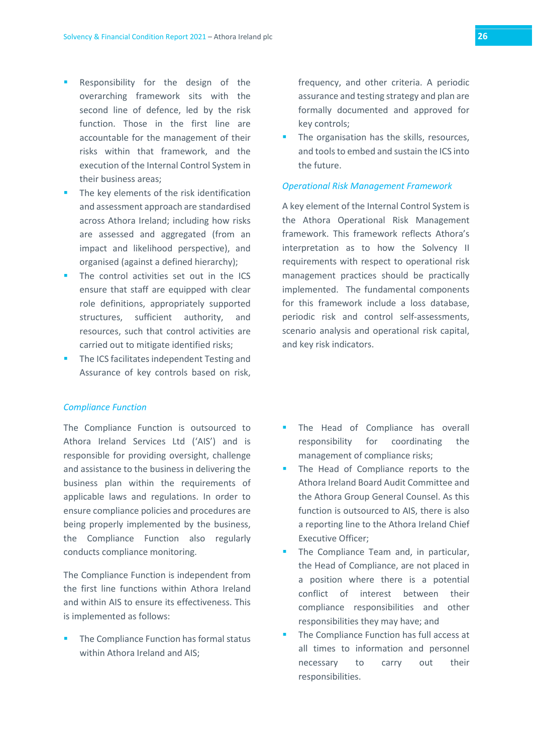- Responsibility for the design of the overarching framework sits with the second line of defence, led by the risk function. Those in the first line are accountable for the management of their risks within that framework, and the execution of the Internal Control System in their business areas;
- The key elements of the risk identification and assessment approach are standardised across Athora Ireland; including how risks are assessed and aggregated (from an impact and likelihood perspective), and organised (against a defined hierarchy);
- The control activities set out in the ICS ensure that staff are equipped with clear role definitions, appropriately supported structures, sufficient authority, and resources, such that control activities are carried out to mitigate identified risks;
- The ICS facilitates independent Testing and Assurance of key controls based on risk, frequency, and other criteria. A periodic assurance and testing strategy and plan are formally documented and approved for key controls;
- The organisation has the skills, resources, and tools to embed and sustain the ICS into the future.

*Operational Risk Management Framework*

A key element of the Internal Control System is the Athora Operational Risk Management framework. This framework reflects Athora's interpretation as to how the Solvency II requirements with respect to operational risk management practices should be practically implemented. The fundamental components for this framework include a loss database, periodic risk and control self-assessments, scenario analysis and operational risk capital, and key risk indicators.

*Compliance Function*

The Compliance Function is outsourced to Athora Ireland Services Ltd ('AIS') and is responsible for providing oversight, challenge and assistance to the business in delivering the business plan within the requirements of applicable laws and regulations. In order to ensure compliance policies and procedures are being properly implemented by the business, the Compliance Function also regularly conducts compliance monitoring.

The Compliance Function is independent from the first line functions within Athora Ireland and within AIS to ensure its effectiveness. This is implemented as follows:

- The Compliance Function has formal status within Athora Ireland and AIS;
- The Head of Compliance has overall responsibility for coordinating the management of compliance risks;
- The Head of Compliance reports to the Athora Ireland Board Audit Committee and the Athora Group General Counsel. As this function is outsourced to AIS, there is also a reporting line to the Athora Ireland Chief Executive Officer;
- The Compliance Team and, in particular, the Head of Compliance, are not placed in a position where there is a potential conflict of interest between their compliance responsibilities and other responsibilities they may have; and
- The Compliance Function has full access at all times to information and personnel necessary to carry out their responsibilities.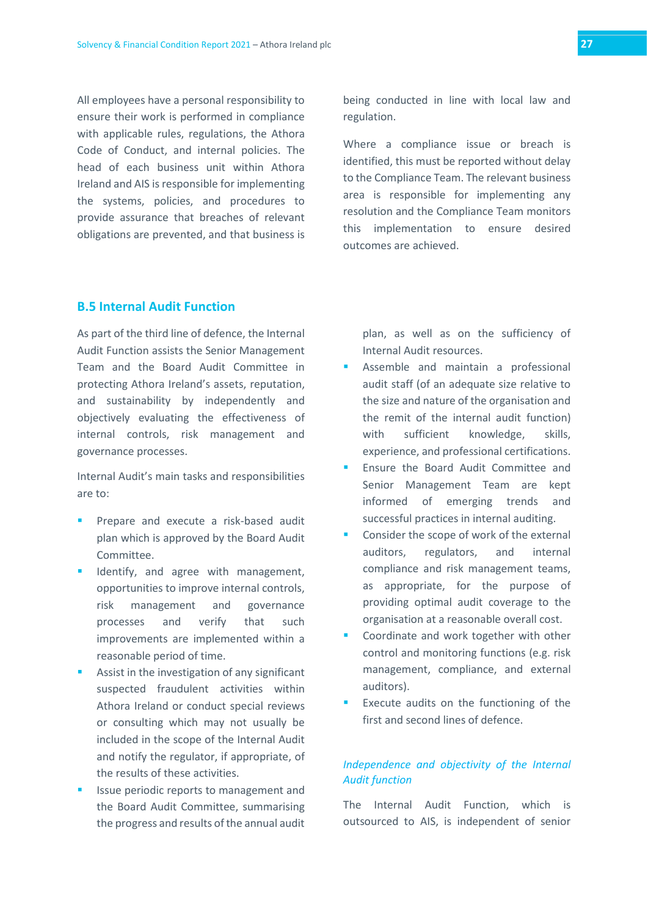All employees have a personal responsibility to ensure their work is performed in compliance with applicable rules, regulations, the Athora Code of Conduct, and internal policies. The head of each business unit within Athora Ireland and AIS is responsible for implementing the systems, policies, and procedures to provide assurance that breaches of relevant obligations are prevented, and that business is being conducted in line with local law and regulation.

Where a compliance issue or breach is identified, this must be reported without delay to the Compliance Team. The relevant business area is responsible for implementing any resolution and the Compliance Team monitors this implementation to ensure desired outcomes are achieved.

## B.5 Internal Audit Function

As part of the third line of defence, the Internal Audit Function assists the Senior Management Team and the Board Audit Committee in protecting Athora Ireland's assets, reputation, and sustainability by independently and objectively evaluating the effectiveness of internal controls, risk management and governance processes.

Internal Audit's main tasks and responsibilities are to:

- Prepare and execute a risk-based audit plan which is approved by the Board Audit Committee.
- Identify, and agree with management, opportunities to improve internal controls, risk management and governance processes and verify that such improvements are implemented within a reasonable period of time.
- Assist in the investigation of any significant suspected fraudulent activities within Athora Ireland or conduct special reviews or consulting which may not usually be included in the scope of the Internal Audit and notify the regulator, if appropriate, of the results of these activities.
- Issue periodic reports to management and the Board Audit Committee, summarising the progress and results of the annual audit plan, as well as on the sufficiency of Internal Audit resources.
- Assemble and maintain a professional audit staff (of an adequate size relative to the size and nature of the organisation and the remit of the internal audit function) with sufficient knowledge, skills, experience, and professional certifications.
- Ensure the Board Audit Committee and Senior Management Team are kept informed of emerging trends and successful practices in internal auditing.
- Consider the scope of work of the external auditors, regulators, and internal compliance and risk management teams, as appropriate, for the purpose of providing optimal audit coverage to the organisation at a reasonable overall cost.
- Coordinate and work together with other control and monitoring functions (e.g. risk management, compliance, and external auditors).
- Execute audits on the functioning of the first and second lines of defence.

*Independence and objectivity of the Internal Audit function*

The Internal Audit Function, which is outsourced to AIS, is independent of senior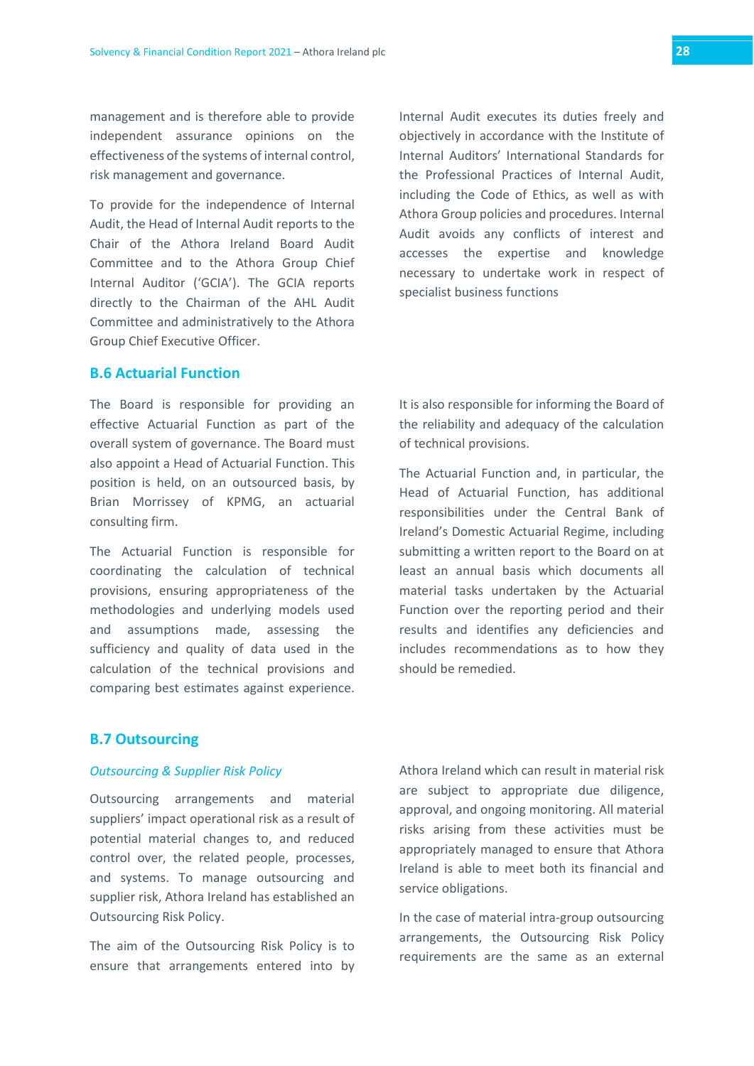management and is therefore able to provide independent assurance opinions on the effectiveness of the systems of internal control, risk management and governance.

To provide for the independence of Internal Audit, the Head of Internal Audit reports to the Chair of the Athora Ireland Board Audit Committee and to the Athora Group Chief Internal Auditor ('GCIA'). The GCIA reports directly to the Chairman of the AHL Audit Committee and administratively to the Athora Group Chief Executive Officer.

Internal Audit executes its duties freely and objectively in accordance with the Institute of Internal Auditors' International Standards for the Professional Practices of Internal Audit, including the Code of Ethics, as well as with Athora Group policies and procedures. Internal Audit avoids any conflicts of interest and accesses the expertise and knowledge necessary to undertake work in respect of specialist business functions

## B.6 Actuarial Function

The Board is responsible for providing an effective Actuarial Function as part of the overall system of governance. The Board must also appoint a Head of Actuarial Function. This position is held, on an outsourced basis, by Brian Morrissey of KPMG, an actuarial consulting firm.

The Actuarial Function is responsible for coordinating the calculation of technical provisions, ensuring appropriateness of the methodologies and underlying models used and assumptions made, assessing the sufficiency and quality of data used in the calculation of the technical provisions and comparing best estimates against experience.

It is also responsible for informing the Board of the reliability and adequacy of the calculation of technical provisions.

The Actuarial Function and, in particular, the Head of Actuarial Function, has additional responsibilities under the Central Bank of Ireland's Domestic Actuarial Regime, including submitting a written report to the Board on at least an annual basis which documents all material tasks undertaken by the Actuarial Function over the reporting period and their results and identifies any deficiencies and includes recommendations as to how they should be remedied.

## B.7 Outsourcing

### *Outsourcing & Supplier Risk Policy*

Outsourcing arrangements and material suppliers' impact operational risk as a result of potential material changes to, and reduced control over, the related people, processes, and systems. To manage outsourcing and supplier risk, Athora Ireland has established an Outsourcing Risk Policy.

The aim of the Outsourcing Risk Policy is to ensure that arrangements entered into by Athora Ireland which can result in material risk are subject to appropriate due diligence, approval, and ongoing monitoring. All material risks arising from these activities must be appropriately managed to ensure that Athora Ireland is able to meet both its financial and service obligations.

In the case of material intra-group outsourcing arrangements, the Outsourcing Risk Policy requirements are the same as an external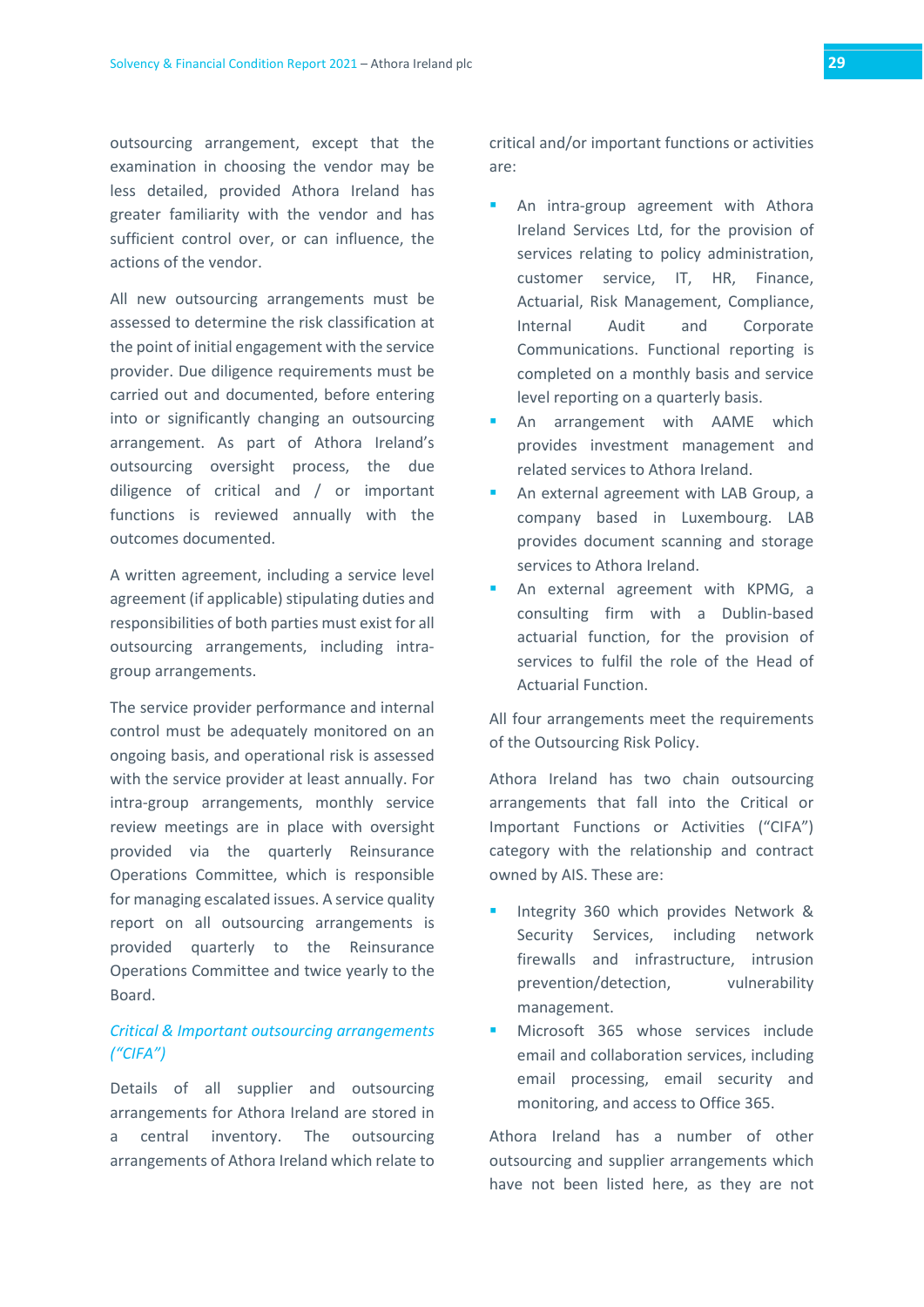outsourcing arrangement, except that the examination in choosing the vendor may be less detailed, provided Athora Ireland has greater familiarity with the vendor and has sufficient control over, or can influence, the actions of the vendor.

All new outsourcing arrangements must be assessed to determine the risk classification at the point of initial engagement with the service provider. Due diligence requirements must be carried out and documented, before entering into or significantly changing an outsourcing arrangement. As part of Athora Ireland's outsourcing oversight process, the due diligence of critical and / or important functions is reviewed annually with the outcomes documented.

A written agreement, including a service level agreement (if applicable) stipulating duties and responsibilities of both parties must exist for all outsourcing arrangements, including intra-group arrangements.

The service provider performance and internal control must be adequately monitored on an ongoing basis, and operational risk is assessed with the service provider at least annually. For intra-group arrangements, monthly service review meetings are in place with oversight provided via the quarterly Reinsurance Operations Committee, which is responsible for managing escalated issues. A service quality report on all outsourcing arrangements is provided quarterly to the Reinsurance Operations Committee and twice yearly to the Board.

*Critical & Important outsourcing arrangements ("CIFA")*

Details of all supplier and outsourcing arrangements for Athora Ireland are stored in a central inventory. The outsourcing arrangements of Athora Ireland which relate to critical and/or important functions or activities are:

- An intra-group agreement with Athora Ireland Services Ltd, for the provision of services relating to policy administration, customer service, IT, HR, Finance, Actuarial, Risk Management, Compliance, Internal Audit and Corporate Communications. Functional reporting is completed on a monthly basis and service level reporting on a quarterly basis.
- An arrangement with AAME which provides investment management and related services to Athora Ireland.
- An external agreement with LAB Group, a company based in Luxembourg. LAB provides document scanning and storage services to Athora Ireland.
- An external agreement with KPMG, a consulting firm with a Dublin-based actuarial function, for the provision of services to fulfil the role of the Head of Actuarial Function.

All four arrangements meet the requirements of the Outsourcing Risk Policy.

Athora Ireland has two chain outsourcing arrangements that fall into the Critical or Important Functions or Activities ("CIFA") category with the relationship and contract owned by AIS. These are:

- Integrity 360 which provides Network & Security Services, including network firewalls and infrastructure, intrusion prevention/detection, vulnerability management.
- Microsoft 365 whose services include email and collaboration services, including email processing, email security and monitoring, and access to Office 365.

Athora Ireland has a number of other outsourcing and supplier arrangements which have not been listed here, as they are not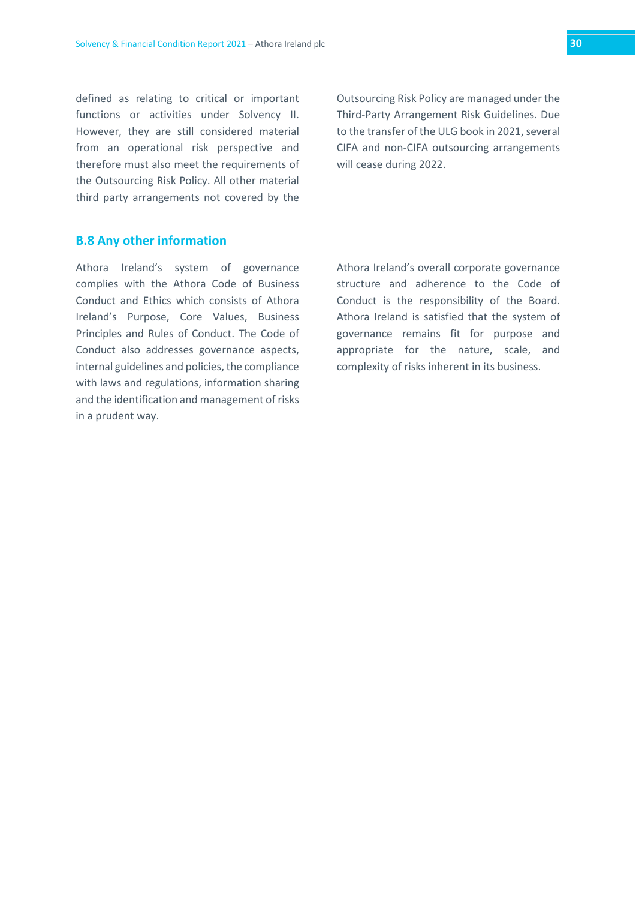defined as relating to critical or important functions or activities under Solvency II. However, they are still considered material from an operational risk perspective and therefore must also meet the requirements of the Outsourcing Risk Policy. All other material third party arrangements not covered by the Outsourcing Risk Policy are managed under the Third-Party Arrangement Risk Guidelines. Due to the transfer of the ULG book in 2021, several CIFA and non-CIFA outsourcing arrangements will cease during 2022.

### B.8 Any other information

Athora Ireland's system of governance complies with the Athora Code of Business Conduct and Ethics which consists of Athora Ireland's Purpose, Core Values, Business Principles and Rules of Conduct. The Code of Conduct also addresses governance aspects, internal guidelines and policies, the compliance with laws and regulations, information sharing and the identification and management of risks in a prudent way.

Athora Ireland's overall corporate governance structure and adherence to the Code of Conduct is the responsibility of the Board. Athora Ireland is satisfied that the system of governance remains fit for purpose and appropriate for the nature, scale, and complexity of risks inherent in its business.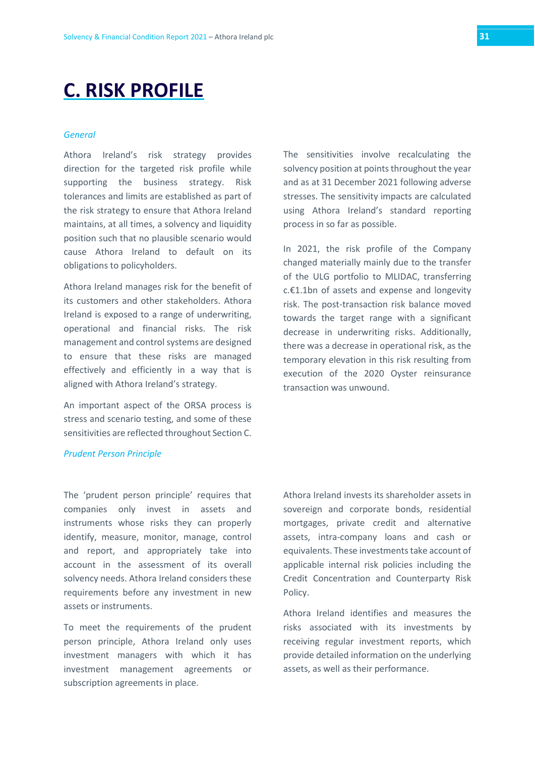# C. RISK PROFILE

*General*

Athora Ireland's risk strategy provides direction for the targeted risk profile while supporting the business strategy. Risk tolerances and limits are established as part of the risk strategy to ensure that Athora Ireland maintains, at all times, a solvency and liquidity position such that no plausible scenario would cause Athora Ireland to default on its obligations to policyholders.

Athora Ireland manages risk for the benefit of its customers and other stakeholders. Athora Ireland is exposed to a range of underwriting, operational and financial risks. The risk management and control systems are designed to ensure that these risks are managed effectively and efficiently in a way that is aligned with Athora Ireland's strategy.

An important aspect of the ORSA process is stress and scenario testing, and some of these sensitivities are reflected throughout Section C.

The sensitivities involve recalculating the solvency position at points throughout the year and as at 31 December 2021 following adverse stresses. The sensitivity impacts are calculated using Athora Ireland's standard reporting process in so far as possible.

In 2021, the risk profile of the Company changed materially mainly due to the transfer of the ULG portfolio to MLIDAC, transferring c.€1.1bn of assets and expense and longevity risk. The post-transaction risk balance moved towards the target range with a significant decrease in underwriting risks. Additionally, there was a decrease in operational risk, as the temporary elevation in this risk resulting from execution of the 2020 Oyster reinsurance transaction was unwound.

*Prudent Person Principle*

The 'prudent person principle' requires that companies only invest in assets and instruments whose risks they can properly identify, measure, monitor, manage, control and report, and appropriately take into account in the assessment of its overall solvency needs. Athora Ireland considers these requirements before any investment in new assets or instruments.

To meet the requirements of the prudent person principle, Athora Ireland only uses investment managers with which it has investment management agreements or subscription agreements in place.

Athora Ireland invests its shareholder assets in sovereign and corporate bonds, residential mortgages, private credit and alternative assets, intra-company loans and cash or equivalents. These investments take account of applicable internal risk policies including the Credit Concentration and Counterparty Risk Policy.

Athora Ireland identifies and measures the risks associated with its investments by receiving regular investment reports, which provide detailed information on the underlying assets, as well as their performance.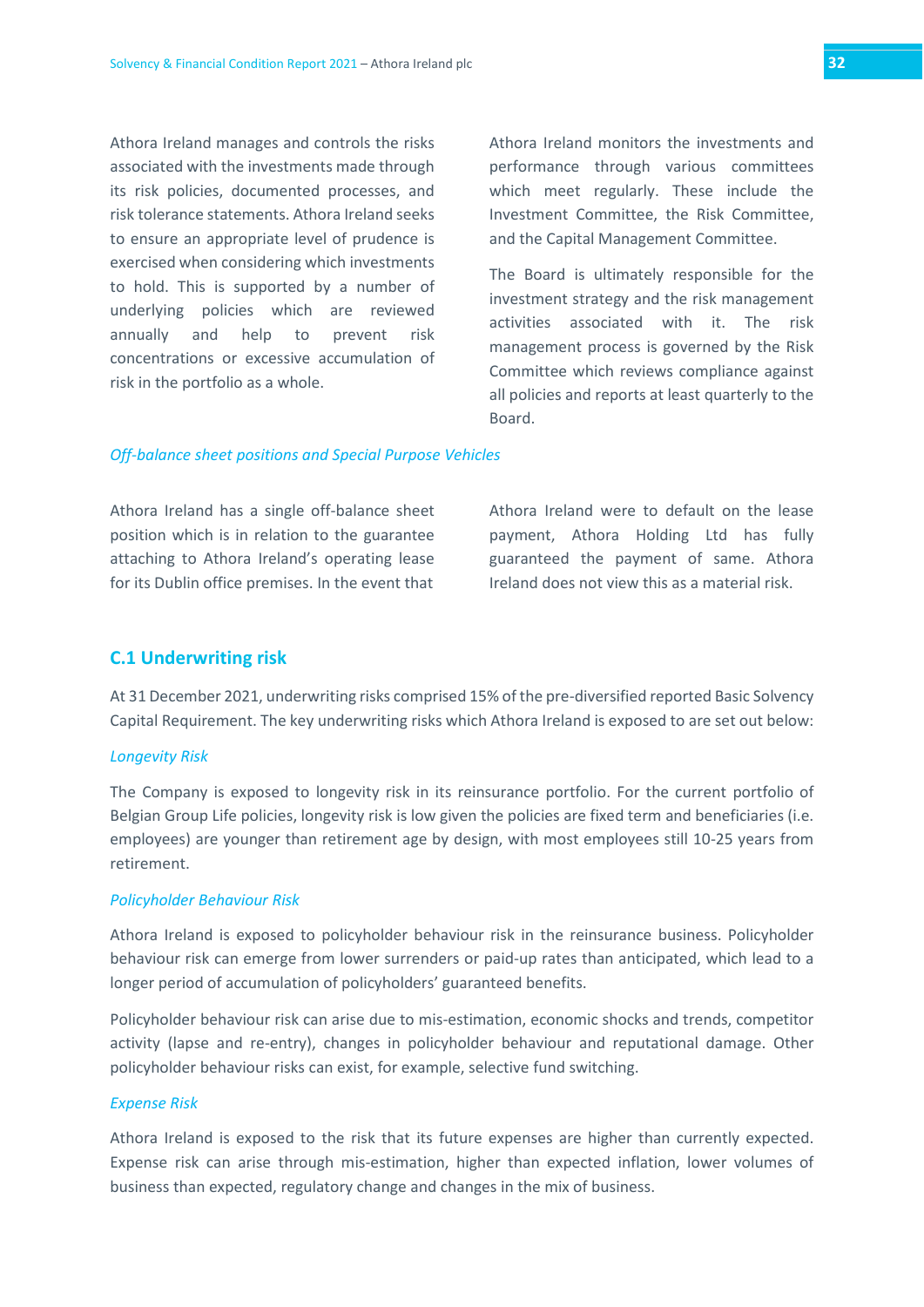Athora Ireland manages and controls the risks associated with the investments made through its risk policies, documented processes, and risk tolerance statements. Athora Ireland seeks to ensure an appropriate level of prudence is exercised when considering which investments to hold. This is supported by a number of underlying policies which are reviewed annually and help to prevent risk concentrations or excessive accumulation of risk in the portfolio as a whole.

Athora Ireland monitors the investments and performance through various committees which meet regularly. These include the Investment Committee, the Risk Committee, and the Capital Management Committee.

The Board is ultimately responsible for the investment strategy and the risk management activities associated with it. The risk management process is governed by the Risk Committee which reviews compliance against all policies and reports at least quarterly to the Board.

*Off-balance sheet positions and Special Purpose Vehicles*

Athora Ireland has a single off-balance sheet position which is in relation to the guarantee attaching to Athora Ireland's operating lease for its Dublin office premises. In the event that Athora Ireland were to default on the lease payment, Athora Holding Ltd has fully guaranteed the payment of same. Athora Ireland does not view this as a material risk.

## C.1 Underwriting risk

At 31 December 2021, underwriting risks comprised 15% of the pre-diversified reported Basic Solvency Capital Requirement. The key underwriting risks which Athora Ireland is exposed to are set out below:

*Longevity Risk*

The Company is exposed to longevity risk in its reinsurance portfolio. For the current portfolio of Belgian Group Life policies, longevity risk is low given the policies are fixed term and beneficiaries (i.e. employees) are younger than retirement age by design, with most employees still 10-25 years from retirement.

*Policyholder Behaviour Risk*

Athora Ireland is exposed to policyholder behaviour risk in the reinsurance business. Policyholder behaviour risk can emerge from lower surrenders or paid-up rates than anticipated, which lead to a longer period of accumulation of policyholders' guaranteed benefits.

Policyholder behaviour risk can arise due to mis-estimation, economic shocks and trends, competitor activity (lapse and re-entry), changes in policyholder behaviour and reputational damage. Other policyholder behaviour risks can exist, for example, selective fund switching.

*Expense Risk*

Athora Ireland is exposed to the risk that its future expenses are higher than currently expected. Expense risk can arise through mis-estimation, higher than expected inflation, lower volumes of business than expected, regulatory change and changes in the mix of business.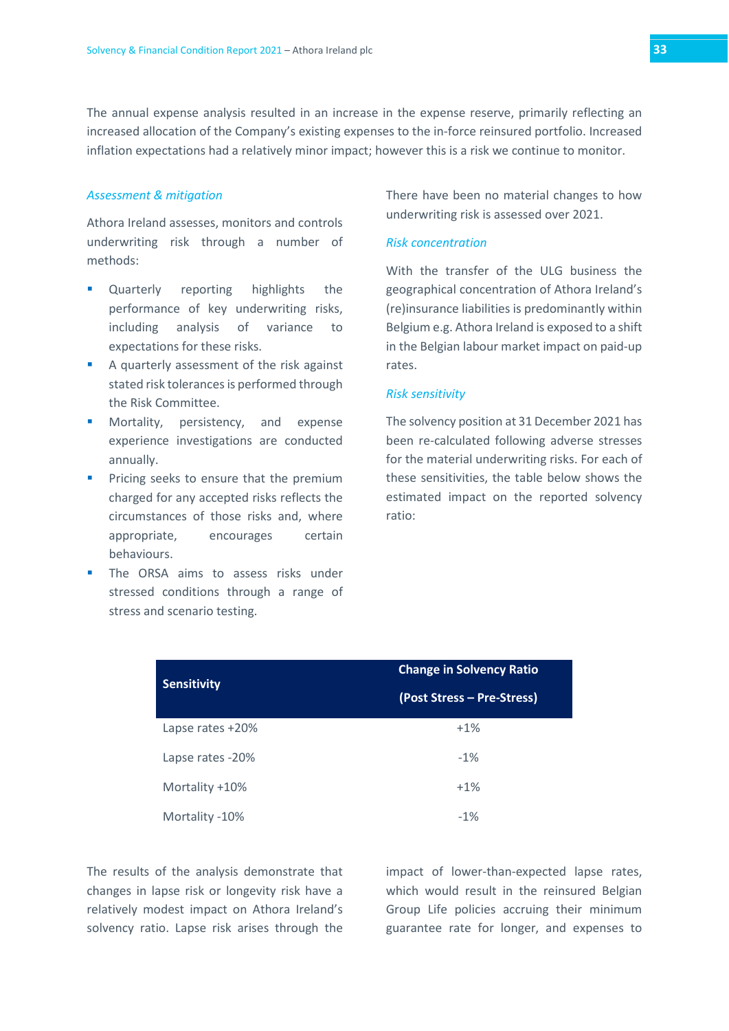The annual expense analysis resulted in an increase in the expense reserve, primarily reflecting an increased allocation of the Company's existing expenses to the in-force reinsured portfolio. Increased inflation expectations had a relatively minor impact; however this is a risk we continue to monitor.

*Assessment & mitigation*

Athora Ireland assesses, monitors and controls underwriting risk through a number of methods:

- Quarterly reporting highlights the performance of key underwriting risks, including analysis of variance to expectations for these risks.
- A quarterly assessment of the risk against stated risk tolerances is performed through the Risk Committee.
- Mortality, persistency, and expense experience investigations are conducted annually.
- Pricing seeks to ensure that the premium charged for any accepted risks reflects the circumstances of those risks and, where appropriate, encourages certain behaviours.
- The ORSA aims to assess risks under stressed conditions through a range of stress and scenario testing.

There have been no material changes to how underwriting risk is assessed over 2021.

*Risk concentration*

With the transfer of the ULG business the geographical concentration of Athora Ireland's (re)insurance liabilities is predominantly within Belgium e.g. Athora Ireland is exposed to a shift in the Belgian labour market impact on paid-up rates.

*Risk sensitivity*

The solvency position at 31 December 2021 has been re-calculated following adverse stresses for the material underwriting risks. For each of these sensitivities, the table below shows the estimated impact on the reported solvency ratio:

| Sensitivity | Change in Solvency Ratio (Post Stress – Pre-Stress) |
|---|---|
| Lapse rates +20% | +1% |
| Lapse rates -20% | -1% |
| Mortality +10% | +1% |
| Mortality -10% | -1% |

The results of the analysis demonstrate that changes in lapse risk or longevity risk have a relatively modest impact on Athora Ireland's solvency ratio. Lapse risk arises through the impact of lower-than-expected lapse rates, which would result in the reinsured Belgian Group Life policies accruing their minimum guarantee rate for longer, and expenses to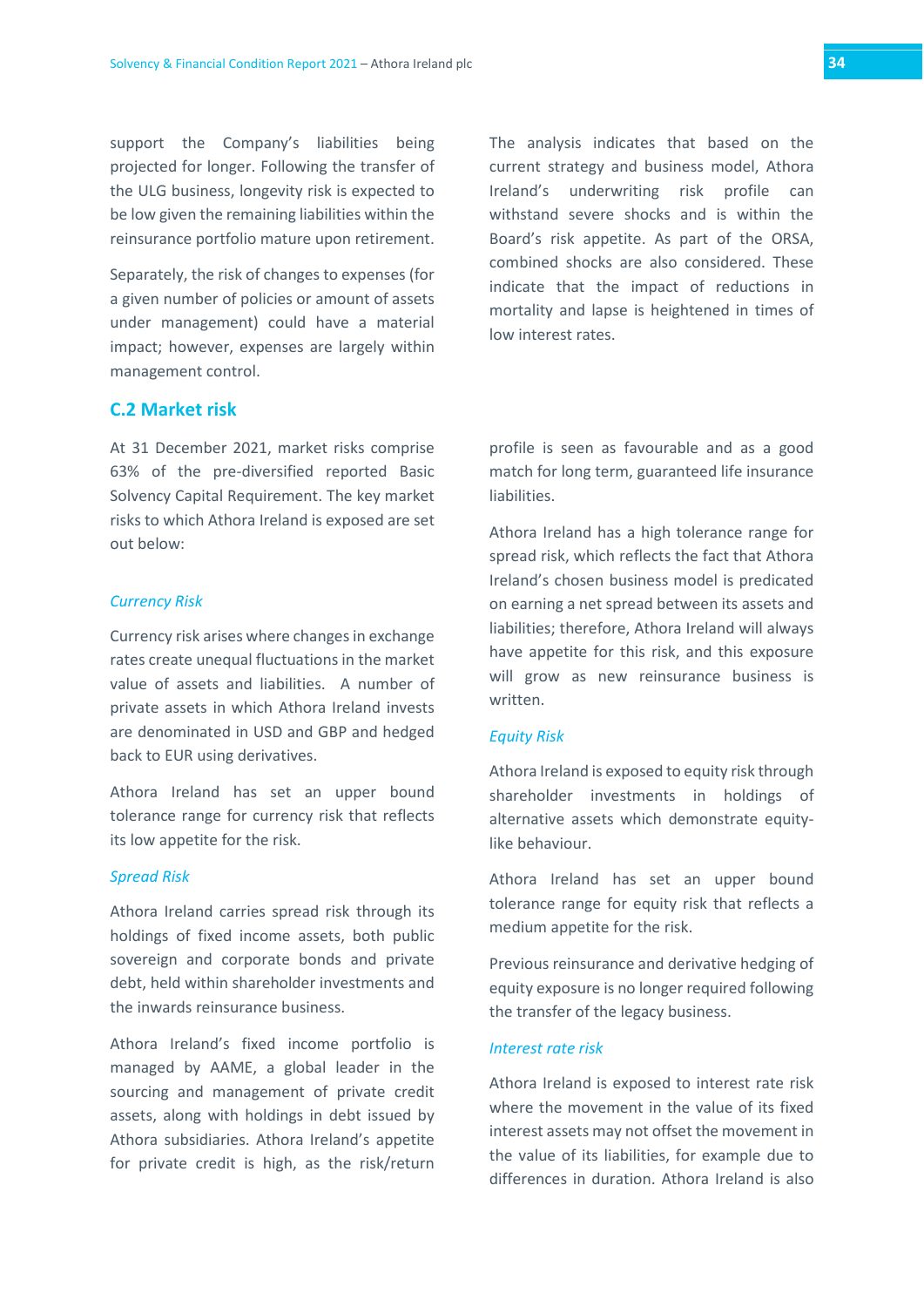support the Company's liabilities being projected for longer. Following the transfer of the ULG business, longevity risk is expected to be low given the remaining liabilities within the reinsurance portfolio mature upon retirement.

Separately, the risk of changes to expenses (for a given number of policies or amount of assets under management) could have a material impact; however, expenses are largely within management control.

The analysis indicates that based on the current strategy and business model, Athora Ireland's underwriting risk profile can withstand severe shocks and is within the Board's risk appetite. As part of the ORSA, combined shocks are also considered. These indicate that the impact of reductions in mortality and lapse is heightened in times of low interest rates.

## C.2 Market risk

At 31 December 2021, market risks comprise 63% of the pre-diversified reported Basic Solvency Capital Requirement. The key market risks to which Athora Ireland is exposed are set out below:

### *Currency Risk*

Currency risk arises where changes in exchange rates create unequal fluctuations in the market value of assets and liabilities. A number of private assets in which Athora Ireland invests are denominated in USD and GBP and hedged back to EUR using derivatives.

Athora Ireland has set an upper bound tolerance range for currency risk that reflects its low appetite for the risk.

### *Spread Risk*

Athora Ireland carries spread risk through its holdings of fixed income assets, both public sovereign and corporate bonds and private debt, held within shareholder investments and the inwards reinsurance business.

Athora Ireland's fixed income portfolio is managed by AAME, a global leader in the sourcing and management of private credit assets, along with holdings in debt issued by Athora subsidiaries. Athora Ireland's appetite for private credit is high, as the risk/return profile is seen as favourable and as a good match for long term, guaranteed life insurance liabilities.

Athora Ireland has a high tolerance range for spread risk, which reflects the fact that Athora Ireland's chosen business model is predicated on earning a net spread between its assets and liabilities; therefore, Athora Ireland will always have appetite for this risk, and this exposure will grow as new reinsurance business is written.

### *Equity Risk*

Athora Ireland is exposed to equity risk through shareholder investments in holdings of alternative assets which demonstrate equity-like behaviour.

Athora Ireland has set an upper bound tolerance range for equity risk that reflects a medium appetite for the risk.

Previous reinsurance and derivative hedging of equity exposure is no longer required following the transfer of the legacy business.

### *Interest rate risk*

Athora Ireland is exposed to interest rate risk where the movement in the value of its fixed interest assets may not offset the movement in the value of its liabilities, for example due to differences in duration. Athora Ireland is also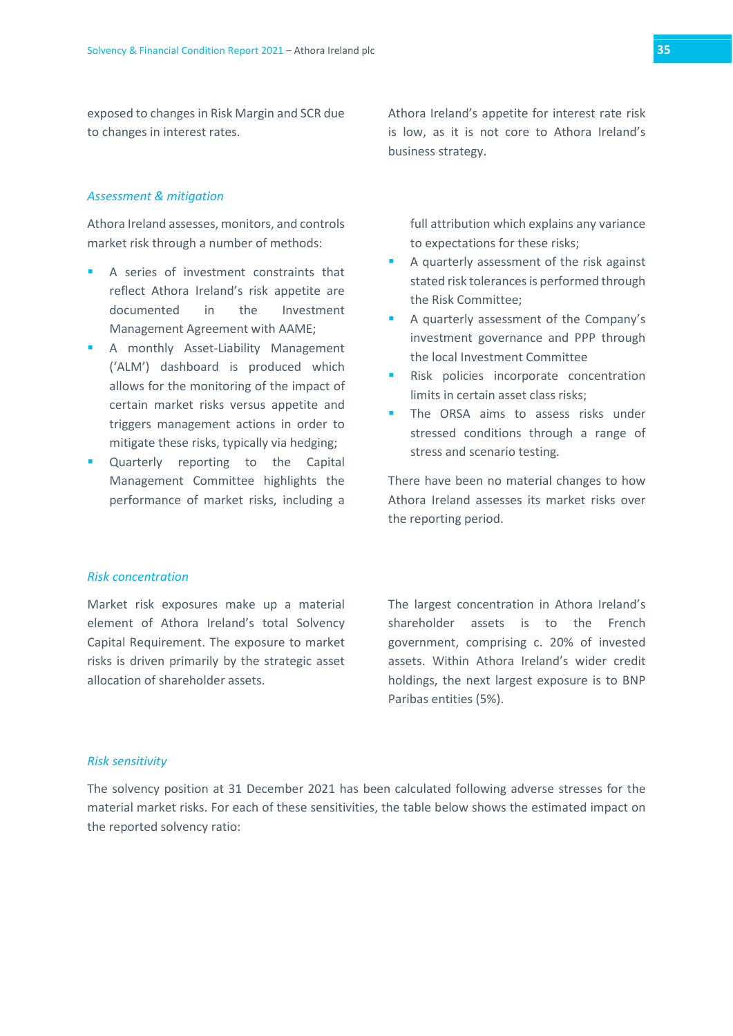exposed to changes in Risk Margin and SCR due to changes in interest rates.

Athora Ireland's appetite for interest rate risk is low, as it is not core to Athora Ireland's business strategy.

*Assessment & mitigation*

Athora Ireland assesses, monitors, and controls market risk through a number of methods:

- A series of investment constraints that reflect Athora Ireland's risk appetite are documented in the Investment Management Agreement with AAME;
- A monthly Asset-Liability Management ('ALM') dashboard is produced which allows for the monitoring of the impact of certain market risks versus appetite and triggers management actions in order to mitigate these risks, typically via hedging;
- Quarterly reporting to the Capital Management Committee highlights the performance of market risks, including a full attribution which explains any variance to expectations for these risks;
- A quarterly assessment of the risk against stated risk tolerances is performed through the Risk Committee;
- A quarterly assessment of the Company's investment governance and PPP through the local Investment Committee
- Risk policies incorporate concentration limits in certain asset class risks;
- The ORSA aims to assess risks under stressed conditions through a range of stress and scenario testing.

There have been no material changes to how Athora Ireland assesses its market risks over the reporting period.

*Risk concentration*

Market risk exposures make up a material element of Athora Ireland's total Solvency Capital Requirement. The exposure to market risks is driven primarily by the strategic asset allocation of shareholder assets.

The largest concentration in Athora Ireland's shareholder assets is to the French government, comprising c. 20% of invested assets. Within Athora Ireland's wider credit holdings, the next largest exposure is to BNP Paribas entities (5%).

*Risk sensitivity*

The solvency position at 31 December 2021 has been calculated following adverse stresses for the material market risks. For each of these sensitivities, the table below shows the estimated impact on the reported solvency ratio: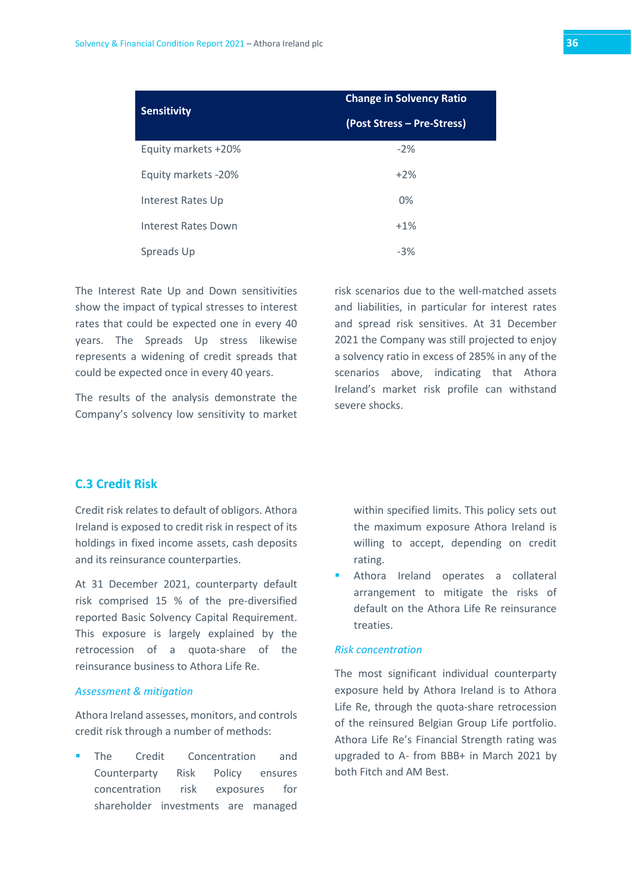| Sensitivity | Change in Solvency Ratio (Post Stress – Pre-Stress) |
|---|---|
| Equity markets +20% | -2% |
| Equity markets -20% | +2% |
| Interest Rates Up | 0% |
| Interest Rates Down | +1% |
| Spreads Up | -3% |

The Interest Rate Up and Down sensitivities show the impact of typical stresses to interest rates that could be expected one in every 40 years. The Spreads Up stress likewise represents a widening of credit spreads that could be expected once in every 40 years.

The results of the analysis demonstrate the Company's solvency low sensitivity to market risk scenarios due to the well-matched assets and liabilities, in particular for interest rates and spread risk sensitives. At 31 December 2021 the Company was still projected to enjoy a solvency ratio in excess of 285% in any of the scenarios above, indicating that Athora Ireland's market risk profile can withstand severe shocks.

## C.3 Credit Risk

Credit risk relates to default of obligors. Athora Ireland is exposed to credit risk in respect of its holdings in fixed income assets, cash deposits and its reinsurance counterparties.

At 31 December 2021, counterparty default risk comprised 15 % of the pre-diversified reported Basic Solvency Capital Requirement. This exposure is largely explained by the retrocession of a quota-share of the reinsurance business to Athora Life Re.

*Assessment & mitigation*

Athora Ireland assesses, monitors, and controls credit risk through a number of methods:

- The Credit Concentration and Counterparty Risk Policy ensures concentration risk exposures for shareholder investments are managed within specified limits. This policy sets out the maximum exposure Athora Ireland is willing to accept, depending on credit rating.
- Athora Ireland operates a collateral arrangement to mitigate the risks of default on the Athora Life Re reinsurance treaties.

*Risk concentration*

The most significant individual counterparty exposure held by Athora Ireland is to Athora Life Re, through the quota-share retrocession of the reinsured Belgian Group Life portfolio. Athora Life Re's Financial Strength rating was upgraded to A- from BBB+ in March 2021 by both Fitch and AM Best.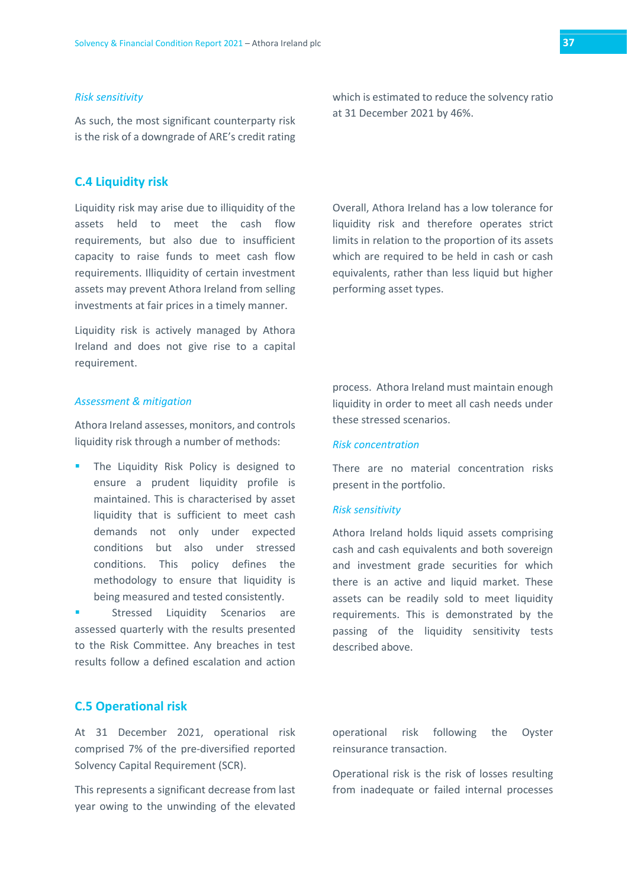*Risk sensitivity*

As such, the most significant counterparty risk is the risk of a downgrade of ARE's credit rating which is estimated to reduce the solvency ratio at 31 December 2021 by 46%.

## C.4 Liquidity risk

Liquidity risk may arise due to illiquidity of the assets held to meet the cash flow requirements, but also due to insufficient capacity to raise funds to meet cash flow requirements. Illiquidity of certain investment assets may prevent Athora Ireland from selling investments at fair prices in a timely manner.

Liquidity risk is actively managed by Athora Ireland and does not give rise to a capital requirement.

Overall, Athora Ireland has a low tolerance for liquidity risk and therefore operates strict limits in relation to the proportion of its assets which are required to be held in cash or cash equivalents, rather than less liquid but higher performing asset types.

*Assessment & mitigation*

Athora Ireland assesses, monitors, and controls liquidity risk through a number of methods:

- The Liquidity Risk Policy is designed to ensure a prudent liquidity profile is maintained. This is characterised by asset liquidity that is sufficient to meet cash demands not only under expected conditions but also under stressed conditions. This policy defines the methodology to ensure that liquidity is being measured and tested consistently.
- Stressed Liquidity Scenarios are assessed quarterly with the results presented to the Risk Committee. Any breaches in test results follow a defined escalation and action process. Athora Ireland must maintain enough liquidity in order to meet all cash needs under these stressed scenarios.

*Risk concentration*

There are no material concentration risks present in the portfolio.

*Risk sensitivity*

Athora Ireland holds liquid assets comprising cash and cash equivalents and both sovereign and investment grade securities for which there is an active and liquid market. These assets can be readily sold to meet liquidity requirements. This is demonstrated by the passing of the liquidity sensitivity tests described above.

## C.5 Operational risk

At 31 December 2021, operational risk comprised 7% of the pre-diversified reported Solvency Capital Requirement (SCR).

This represents a significant decrease from last year owing to the unwinding of the elevated operational risk following the Oyster reinsurance transaction.

Operational risk is the risk of losses resulting from inadequate or failed internal processes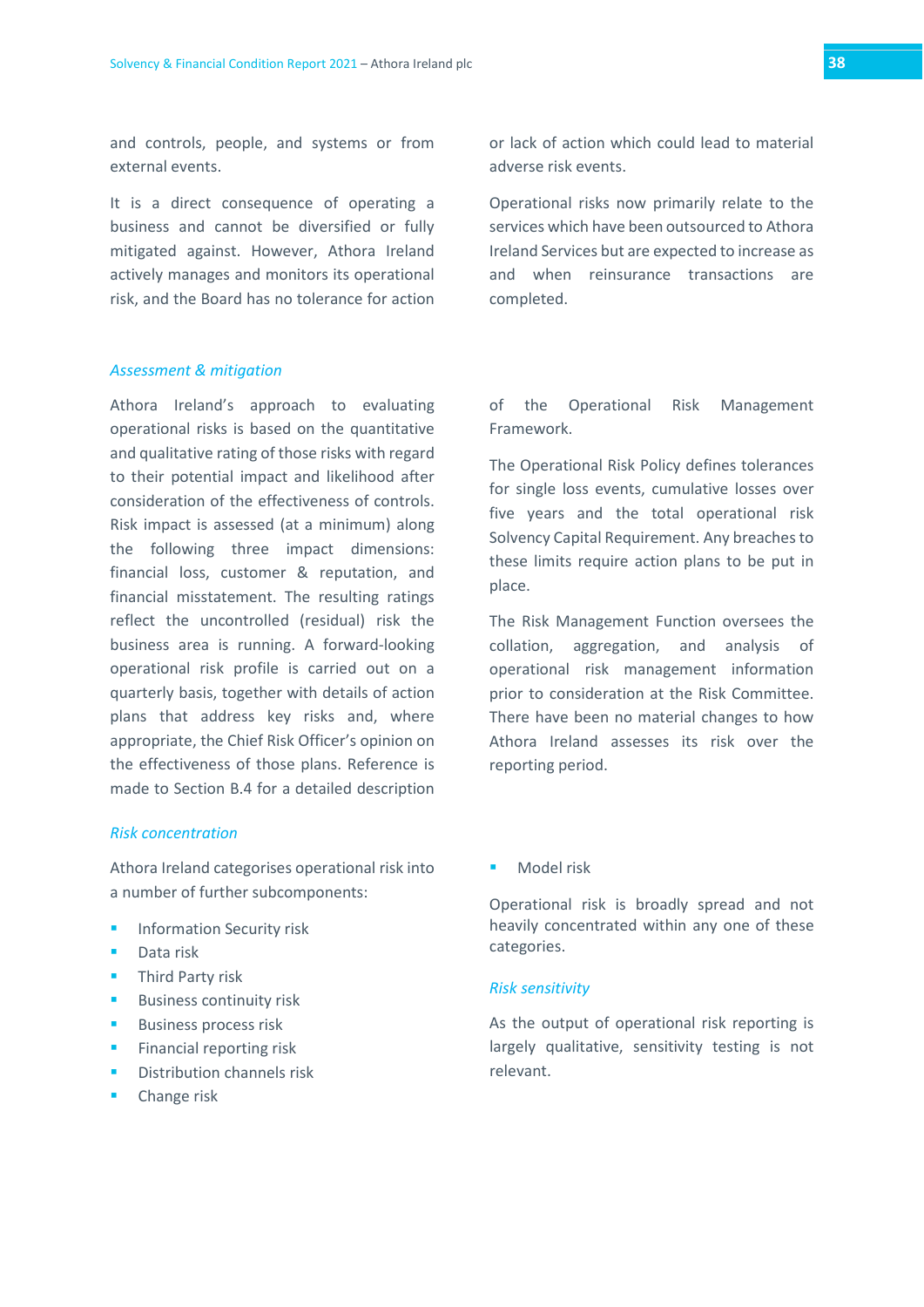and controls, people, and systems or from external events.

It is a direct consequence of operating a business and cannot be diversified or fully mitigated against. However, Athora Ireland actively manages and monitors its operational risk, and the Board has no tolerance for action or lack of action which could lead to material adverse risk events.

Operational risks now primarily relate to the services which have been outsourced to Athora Ireland Services but are expected to increase as and when reinsurance transactions are completed.

*Assessment & mitigation*

Athora Ireland's approach to evaluating operational risks is based on the quantitative and qualitative rating of those risks with regard to their potential impact and likelihood after consideration of the effectiveness of controls. Risk impact is assessed (at a minimum) along the following three impact dimensions: financial loss, customer & reputation, and financial misstatement. The resulting ratings reflect the uncontrolled (residual) risk the business area is running. A forward-looking operational risk profile is carried out on a quarterly basis, together with details of action plans that address key risks and, where appropriate, the Chief Risk Officer's opinion on the effectiveness of those plans. Reference is made to Section B.4 for a detailed description of the Operational Risk Management Framework.

The Operational Risk Policy defines tolerances for single loss events, cumulative losses over five years and the total operational risk Solvency Capital Requirement. Any breaches to these limits require action plans to be put in place.

The Risk Management Function oversees the collation, aggregation, and analysis of operational risk management information prior to consideration at the Risk Committee. There have been no material changes to how Athora Ireland assesses its risk over the reporting period.

*Risk concentration*

Athora Ireland categorises operational risk into a number of further subcomponents:

- Information Security risk
- Data risk
- Third Party risk
- Business continuity risk
- Business process risk
- Financial reporting risk
- Distribution channels risk
- Change risk
- Model risk

Operational risk is broadly spread and not heavily concentrated within any one of these categories.

*Risk sensitivity*

As the output of operational risk reporting is largely qualitative, sensitivity testing is not relevant.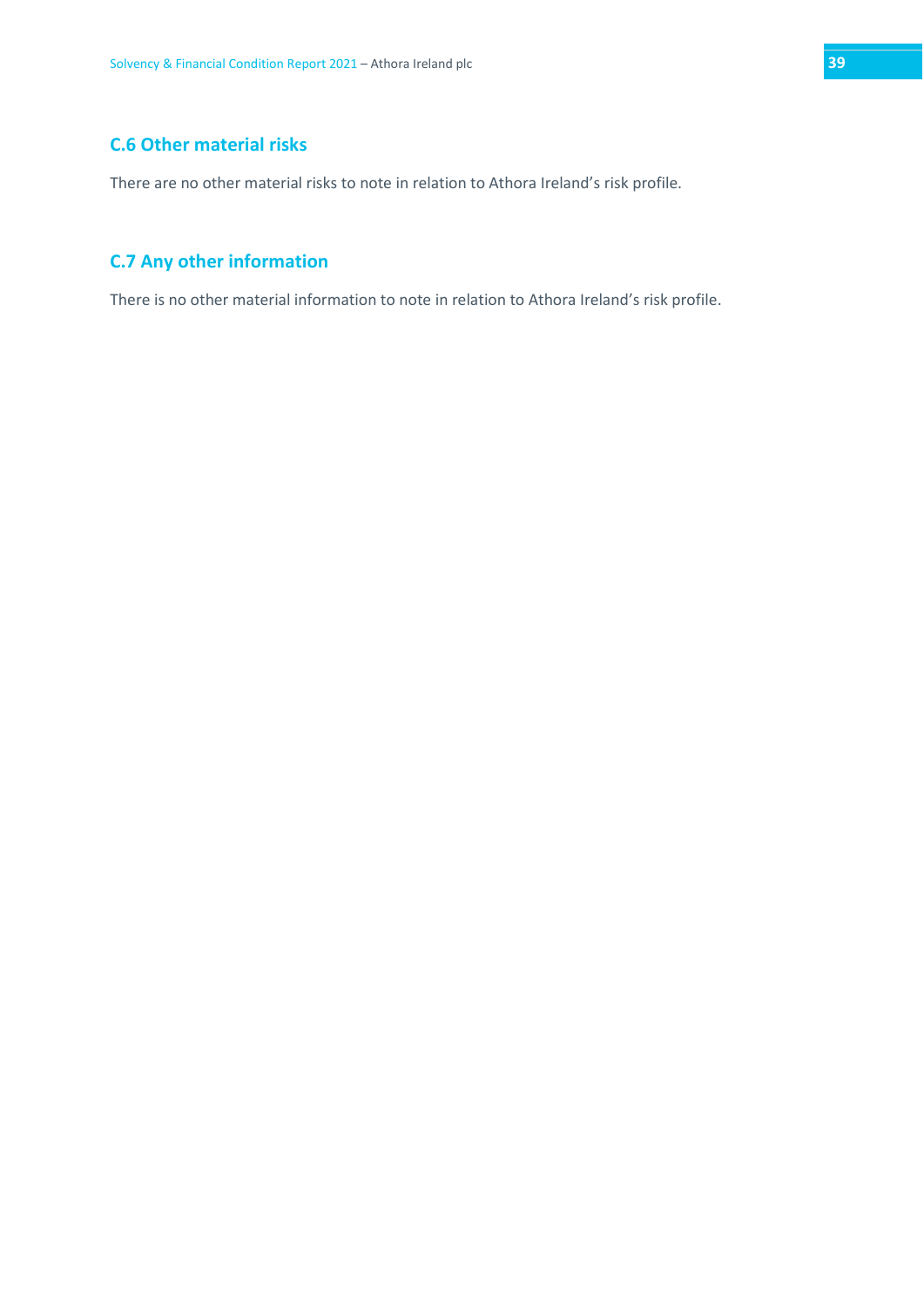## C.6 Other material risks

There are no other material risks to note in relation to Athora Ireland's risk profile.

## C.7 Any other information

There is no other material information to note in relation to Athora Ireland's risk profile.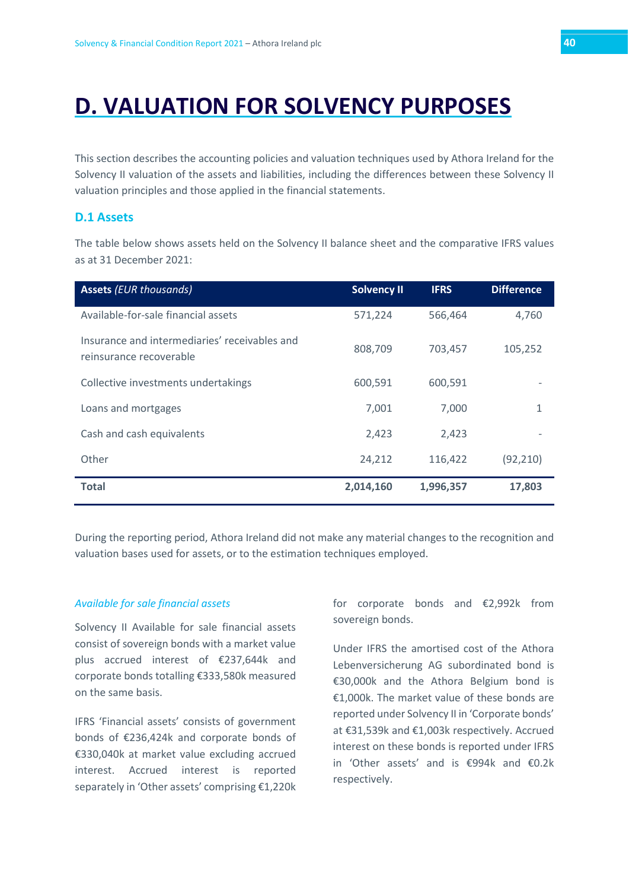# D. VALUATION FOR SOLVENCY PURPOSES

This section describes the accounting policies and valuation techniques used by Athora Ireland for the Solvency II valuation of the assets and liabilities, including the differences between these Solvency II valuation principles and those applied in the financial statements.

## D.1 Assets

The table below shows assets held on the Solvency II balance sheet and the comparative IFRS values as at 31 December 2021:

| **Assets** *(EUR thousands)* | **Solvency II** | **IFRS** | **Difference** |
|---|---|---|---|
| Available-for-sale financial assets | 571,224 | 566,464 | 4,760 |
| Insurance and intermediaries' receivables and reinsurance recoverable | 808,709 | 703,457 | 105,252 |
| Collective investments undertakings | 600,591 | 600,591 | - |
| Loans and mortgages | 7,001 | 7,000 | 1 |
| Cash and cash equivalents | 2,423 | 2,423 | - |
| Other | 24,212 | 116,422 | (92,210) |
| **Total** | **2,014,160** | **1,996,357** | **17,803** |

During the reporting period, Athora Ireland did not make any material changes to the recognition and valuation bases used for assets, or to the estimation techniques employed.

*Available for sale financial assets*

Solvency II Available for sale financial assets consist of sovereign bonds with a market value plus accrued interest of €237,644k and corporate bonds totalling €333,580k measured on the same basis.

IFRS 'Financial assets' consists of government bonds of €236,424k and corporate bonds of €330,040k at market value excluding accrued interest. Accrued interest is reported separately in 'Other assets' comprising €1,220k for corporate bonds and €2,992k from sovereign bonds.

Under IFRS the amortised cost of the Athora Lebenversicherung AG subordinated bond is €30,000k and the Athora Belgium bond is €1,000k. The market value of these bonds are reported under Solvency II in 'Corporate bonds' at €31,539k and €1,003k respectively. Accrued interest on these bonds is reported under IFRS in 'Other assets' and is €994k and €0.2k respectively.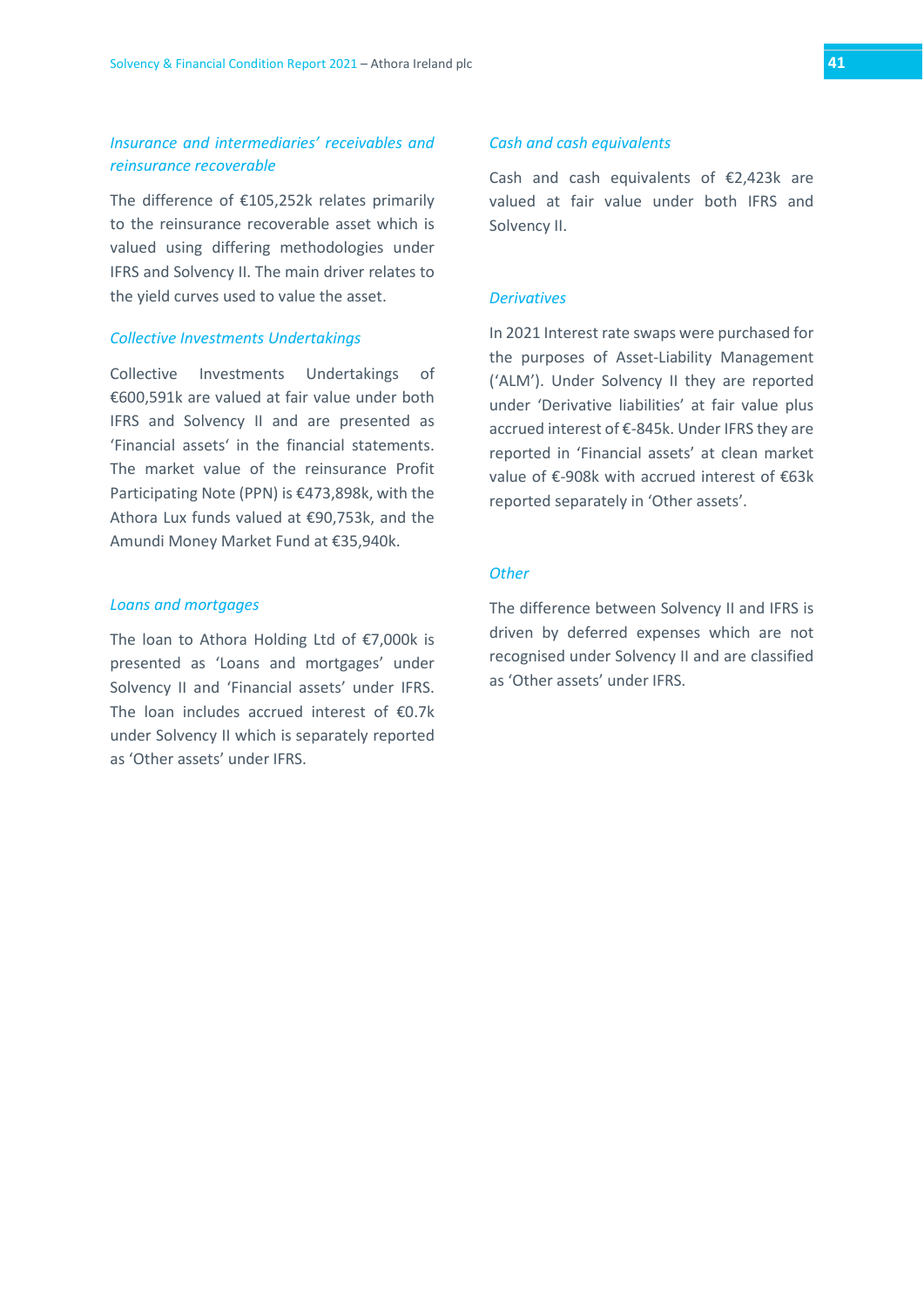### *Insurance and intermediaries' receivables and reinsurance recoverable*

The difference of €105,252k relates primarily to the reinsurance recoverable asset which is valued using differing methodologies under IFRS and Solvency II. The main driver relates to the yield curves used to value the asset.

### *Collective Investments Undertakings*

Collective Investments Undertakings of €600,591k are valued at fair value under both IFRS and Solvency II and are presented as 'Financial assets' in the financial statements. The market value of the reinsurance Profit Participating Note (PPN) is €473,898k, with the Athora Lux funds valued at €90,753k, and the Amundi Money Market Fund at €35,940k.

### *Loans and mortgages*

The loan to Athora Holding Ltd of €7,000k is presented as 'Loans and mortgages' under Solvency II and 'Financial assets' under IFRS. The loan includes accrued interest of €0.7k under Solvency II which is separately reported as 'Other assets' under IFRS.

### *Cash and cash equivalents*

Cash and cash equivalents of €2,423k are valued at fair value under both IFRS and Solvency II.

### *Derivatives*

In 2021 Interest rate swaps were purchased for the purposes of Asset-Liability Management ('ALM'). Under Solvency II they are reported under 'Derivative liabilities' at fair value plus accrued interest of €-845k. Under IFRS they are reported in 'Financial assets' at clean market value of €-908k with accrued interest of €63k reported separately in 'Other assets'.

### *Other*

The difference between Solvency II and IFRS is driven by deferred expenses which are not recognised under Solvency II and are classified as 'Other assets' under IFRS.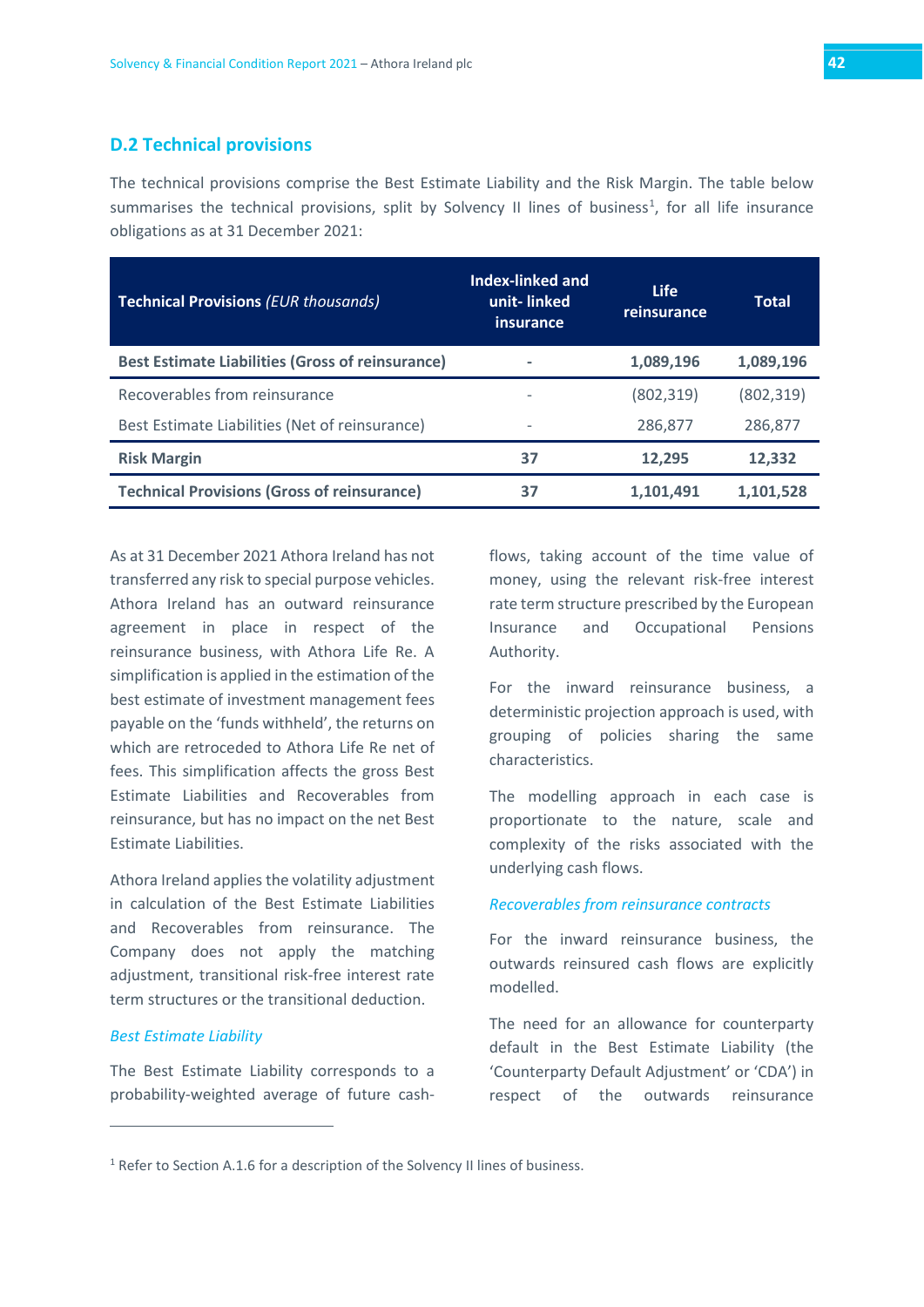## D.2 Technical provisions

The technical provisions comprise the Best Estimate Liability and the Risk Margin. The table below summarises the technical provisions, split by Solvency II lines of business[1], for all life insurance obligations as at 31 December 2021:

| **Technical Provisions** *(EUR thousands)* | **Index-linked and unit- linked insurance** | **Life reinsurance** | **Total** |
|---|---|---|---|
| **Best Estimate Liabilities (Gross of reinsurance)** | **-** | **1,089,196** | **1,089,196** |
| Recoverables from reinsurance | - | (802,319) | (802,319) |
| Best Estimate Liabilities (Net of reinsurance) | - | 286,877 | 286,877 |
| **Risk Margin** | **37** | **12,295** | **12,332** |
| **Technical Provisions (Gross of reinsurance)** | **37** | **1,101,491** | **1,101,528** |

As at 31 December 2021 Athora Ireland has not transferred any risk to special purpose vehicles. Athora Ireland has an outward reinsurance agreement in place in respect of the reinsurance business, with Athora Life Re. A simplification is applied in the estimation of the best estimate of investment management fees payable on the 'funds withheld', the returns on which are retroceded to Athora Life Re net of fees. This simplification affects the gross Best Estimate Liabilities and Recoverables from reinsurance, but has no impact on the net Best Estimate Liabilities.

Athora Ireland applies the volatility adjustment in calculation of the Best Estimate Liabilities and Recoverables from reinsurance. The Company does not apply the matching adjustment, transitional risk-free interest rate term structures or the transitional deduction.

### *Best Estimate Liability*

The Best Estimate Liability corresponds to a probability-weighted average of future cash-flows, taking account of the time value of money, using the relevant risk-free interest rate term structure prescribed by the European Insurance and Occupational Pensions Authority.

For the inward reinsurance business, a deterministic projection approach is used, with grouping of policies sharing the same characteristics.

The modelling approach in each case is proportionate to the nature, scale and complexity of the risks associated with the underlying cash flows.

### *Recoverables from reinsurance contracts*

For the inward reinsurance business, the outwards reinsured cash flows are explicitly modelled.

The need for an allowance for counterparty default in the Best Estimate Liability (the 'Counterparty Default Adjustment' or 'CDA') in respect of the outwards reinsurance

[1] Refer to Section A.1.6 for a description of the Solvency II lines of business.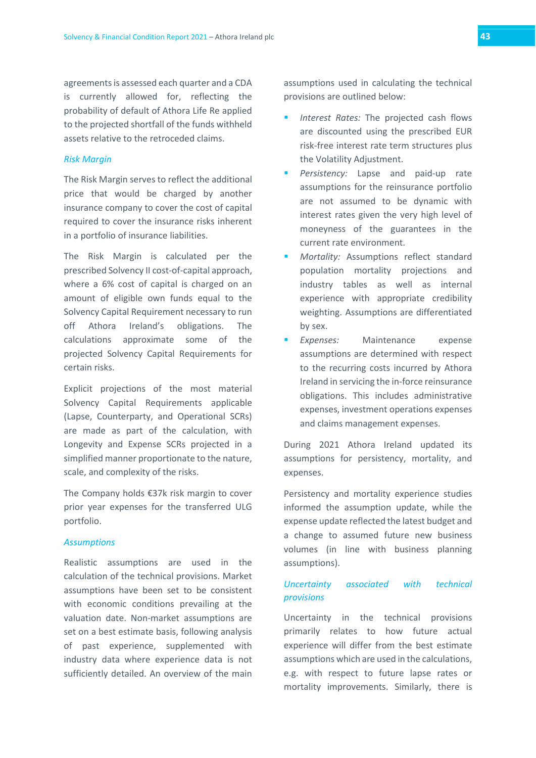agreements is assessed each quarter and a CDA is currently allowed for, reflecting the probability of default of Athora Life Re applied to the projected shortfall of the funds withheld assets relative to the retroceded claims.

### *Risk Margin*

The Risk Margin serves to reflect the additional price that would be charged by another insurance company to cover the cost of capital required to cover the insurance risks inherent in a portfolio of insurance liabilities.

The Risk Margin is calculated per the prescribed Solvency II cost-of-capital approach, where a 6% cost of capital is charged on an amount of eligible own funds equal to the Solvency Capital Requirement necessary to run off Athora Ireland's obligations. The calculations approximate some of the projected Solvency Capital Requirements for certain risks.

Explicit projections of the most material Solvency Capital Requirements applicable (Lapse, Counterparty, and Operational SCRs) are made as part of the calculation, with Longevity and Expense SCRs projected in a simplified manner proportionate to the nature, scale, and complexity of the risks.

The Company holds €37k risk margin to cover prior year expenses for the transferred ULG portfolio.

### *Assumptions*

Realistic assumptions are used in the calculation of the technical provisions. Market assumptions have been set to be consistent with economic conditions prevailing at the valuation date. Non-market assumptions are set on a best estimate basis, following analysis of past experience, supplemented with industry data where experience data is not sufficiently detailed. An overview of the main assumptions used in calculating the technical provisions are outlined below:

- *Interest Rates:* The projected cash flows are discounted using the prescribed EUR risk-free interest rate term structures plus the Volatility Adjustment.
- *Persistency:* Lapse and paid-up rate assumptions for the reinsurance portfolio are not assumed to be dynamic with interest rates given the very high level of moneyness of the guarantees in the current rate environment.
- *Mortality:* Assumptions reflect standard population mortality projections and industry tables as well as internal experience with appropriate credibility weighting. Assumptions are differentiated by sex.
- *Expenses:* Maintenance expense assumptions are determined with respect to the recurring costs incurred by Athora Ireland in servicing the in-force reinsurance obligations. This includes administrative expenses, investment operations expenses and claims management expenses.

During 2021 Athora Ireland updated its assumptions for persistency, mortality, and expenses.

Persistency and mortality experience studies informed the assumption update, while the expense update reflected the latest budget and a change to assumed future new business volumes (in line with business planning assumptions).

### *Uncertainty associated with technical provisions*

Uncertainty in the technical provisions primarily relates to how future actual experience will differ from the best estimate assumptions which are used in the calculations, e.g. with respect to future lapse rates or mortality improvements. Similarly, there is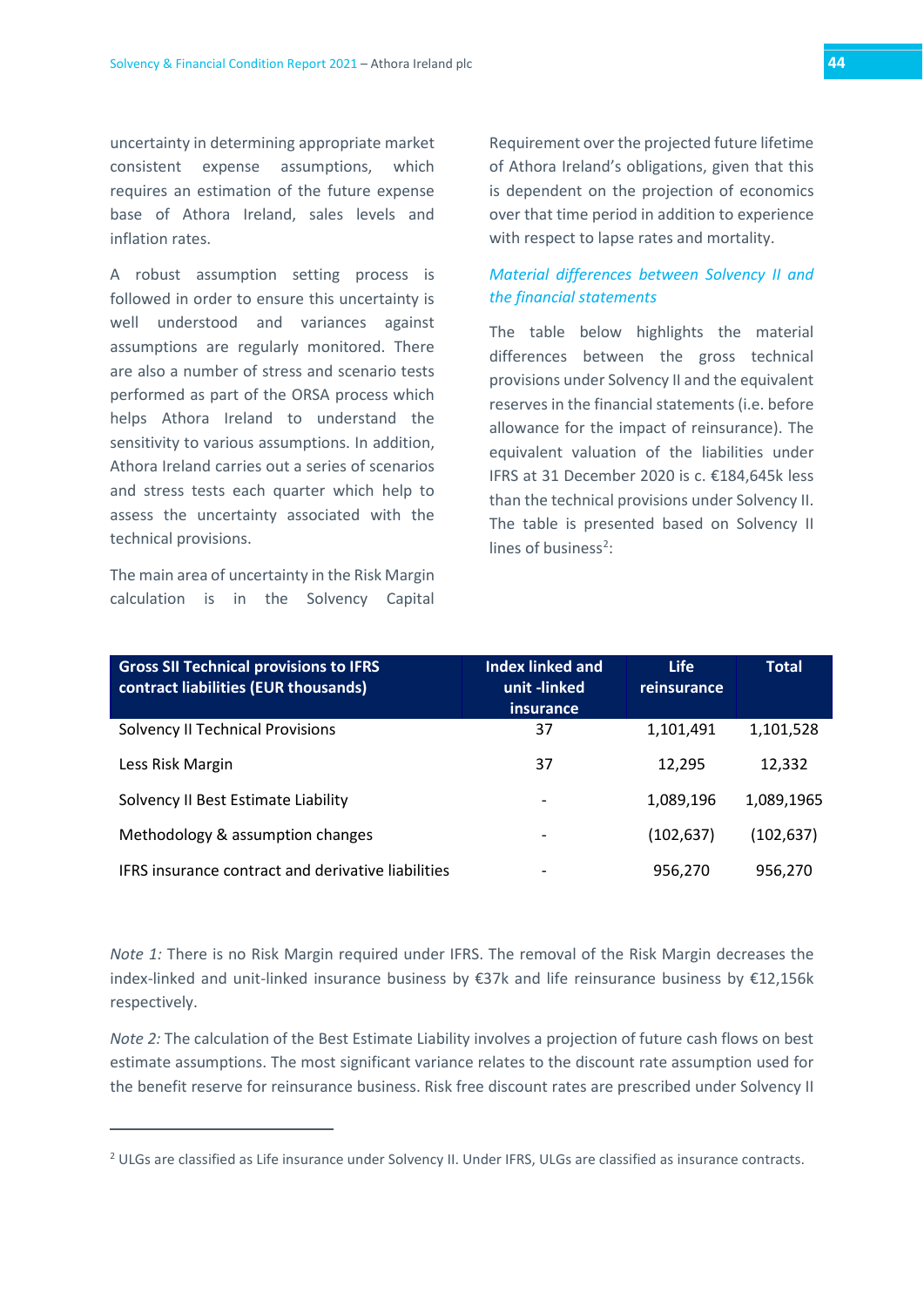uncertainty in determining appropriate market consistent expense assumptions, which requires an estimation of the future expense base of Athora Ireland, sales levels and inflation rates.

A robust assumption setting process is followed in order to ensure this uncertainty is well understood and variances against assumptions are regularly monitored. There are also a number of stress and scenario tests performed as part of the ORSA process which helps Athora Ireland to understand the sensitivity to various assumptions. In addition, Athora Ireland carries out a series of scenarios and stress tests each quarter which help to assess the uncertainty associated with the technical provisions.

The main area of uncertainty in the Risk Margin calculation is in the Solvency Capital Requirement over the projected future lifetime of Athora Ireland's obligations, given that this is dependent on the projection of economics over that time period in addition to experience with respect to lapse rates and mortality.

### *Material differences between Solvency II and the financial statements*

The table below highlights the material differences between the gross technical provisions under Solvency II and the equivalent reserves in the financial statements (i.e. before allowance for the impact of reinsurance). The equivalent valuation of the liabilities under IFRS at 31 December 2020 is c. €184,645k less than the technical provisions under Solvency II. The table is presented based on Solvency II lines of business[2]:

| Gross SII Technical provisions to IFRS contract liabilities (EUR thousands) | Index linked and unit -linked insurance | Life reinsurance | Total |
|---|---|---|---|
| Solvency II Technical Provisions | 37 | 1,101,491 | 1,101,528 |
| Less Risk Margin | 37 | 12,295 | 12,332 |
| Solvency II Best Estimate Liability | - | 1,089,196 | 1,089,1965 |
| Methodology & assumption changes | - | (102,637) | (102,637) |
| IFRS insurance contract and derivative liabilities | - | 956,270 | 956,270 |

*Note 1:* There is no Risk Margin required under IFRS. The removal of the Risk Margin decreases the index-linked and unit-linked insurance business by €37k and life reinsurance business by €12,156k respectively.

*Note 2:* The calculation of the Best Estimate Liability involves a projection of future cash flows on best estimate assumptions. The most significant variance relates to the discount rate assumption used for the benefit reserve for reinsurance business. Risk free discount rates are prescribed under Solvency II

[2] ULGs are classified as Life insurance under Solvency II. Under IFRS, ULGs are classified as insurance contracts.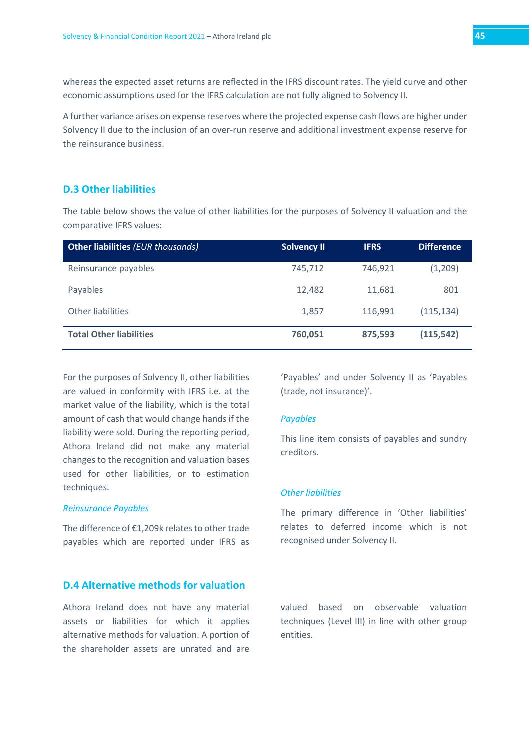whereas the expected asset returns are reflected in the IFRS discount rates. The yield curve and other economic assumptions used for the IFRS calculation are not fully aligned to Solvency II.

A further variance arises on expense reserves where the projected expense cash flows are higher under Solvency II due to the inclusion of an over-run reserve and additional investment expense reserve for the reinsurance business.

## D.3 Other liabilities

The table below shows the value of other liabilities for the purposes of Solvency II valuation and the comparative IFRS values:

| **Other liabilities** *(EUR thousands)* | **Solvency II** | **IFRS** | **Difference** |
|---|---|---|---|
| Reinsurance payables | 745,712 | 746,921 | (1,209) |
| Payables | 12,482 | 11,681 | 801 |
| Other liabilities | 1,857 | 116,991 | (115,134) |
| **Total Other liabilities** | **760,051** | **875,593** | **(115,542)** |

For the purposes of Solvency II, other liabilities are valued in conformity with IFRS i.e. at the market value of the liability, which is the total amount of cash that would change hands if the liability were sold. During the reporting period, Athora Ireland did not make any material changes to the recognition and valuation bases used for other liabilities, or to estimation techniques.

### *Reinsurance Payables*

The difference of €1,209k relates to other trade payables which are reported under IFRS as 'Payables' and under Solvency II as 'Payables (trade, not insurance)'.

### *Payables*

This line item consists of payables and sundry creditors.

### *Other liabilities*

The primary difference in 'Other liabilities' relates to deferred income which is not recognised under Solvency II.

## D.4 Alternative methods for valuation

Athora Ireland does not have any material assets or liabilities for which it applies alternative methods for valuation. A portion of the shareholder assets are unrated and are valued based on observable valuation techniques (Level III) in line with other group entities.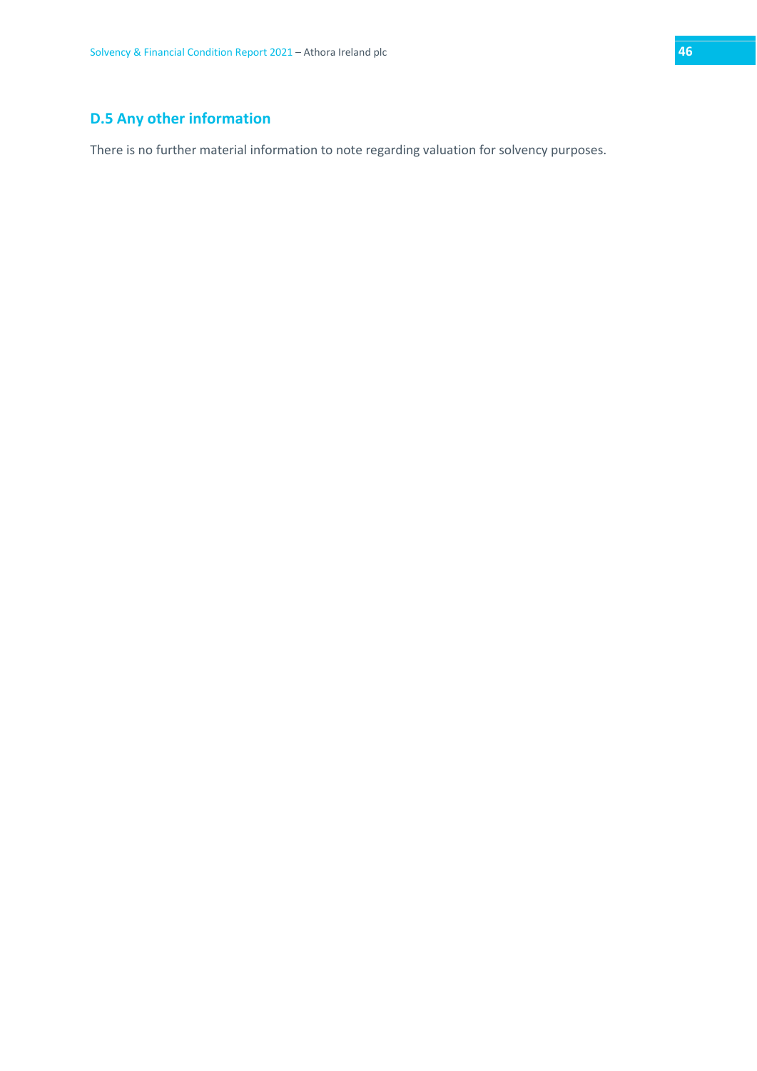## D.5 Any other information

There is no further material information to note regarding valuation for solvency purposes.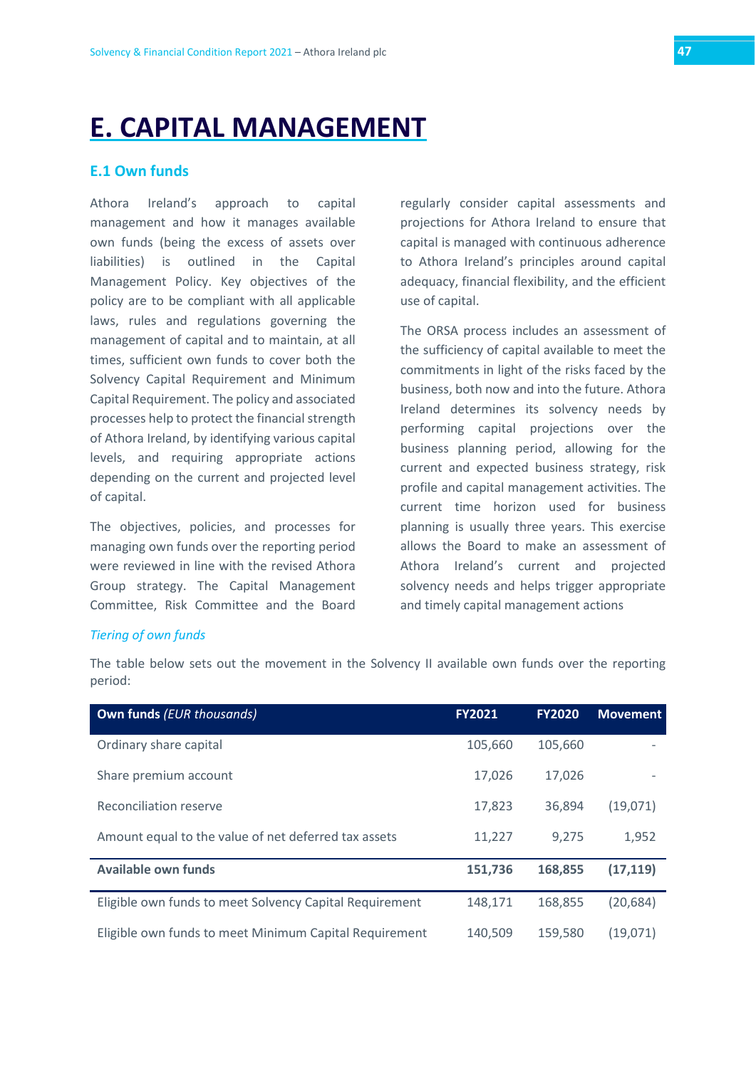# E. CAPITAL MANAGEMENT

## E.1 Own funds

Athora Ireland's approach to capital management and how it manages available own funds (being the excess of assets over liabilities) is outlined in the Capital Management Policy. Key objectives of the policy are to be compliant with all applicable laws, rules and regulations governing the management of capital and to maintain, at all times, sufficient own funds to cover both the Solvency Capital Requirement and Minimum Capital Requirement. The policy and associated processes help to protect the financial strength of Athora Ireland, by identifying various capital levels, and requiring appropriate actions depending on the current and projected level of capital.

The objectives, policies, and processes for managing own funds over the reporting period were reviewed in line with the revised Athora Group strategy. The Capital Management Committee, Risk Committee and the Board regularly consider capital assessments and projections for Athora Ireland to ensure that capital is managed with continuous adherence to Athora Ireland's principles around capital adequacy, financial flexibility, and the efficient use of capital.

The ORSA process includes an assessment of the sufficiency of capital available to meet the commitments in light of the risks faced by the business, both now and into the future. Athora Ireland determines its solvency needs by performing capital projections over the business planning period, allowing for the current and expected business strategy, risk profile and capital management activities. The current time horizon used for business planning is usually three years. This exercise allows the Board to make an assessment of Athora Ireland's current and projected solvency needs and helps trigger appropriate and timely capital management actions

### *Tiering of own funds*

The table below sets out the movement in the Solvency II available own funds over the reporting period:

| **Own funds** *(EUR thousands)* | **FY2021** | **FY2020** | **Movement** |
|---|---|---|---|
| Ordinary share capital | 105,660 | 105,660 | - |
| Share premium account | 17,026 | 17,026 | - |
| Reconciliation reserve | 17,823 | 36,894 | (19,071) |
| Amount equal to the value of net deferred tax assets | 11,227 | 9,275 | 1,952 |
| **Available own funds** | **151,736** | **168,855** | **(17,119)** |
| Eligible own funds to meet Solvency Capital Requirement | 148,171 | 168,855 | (20,684) |
| Eligible own funds to meet Minimum Capital Requirement | 140,509 | 159,580 | (19,071) |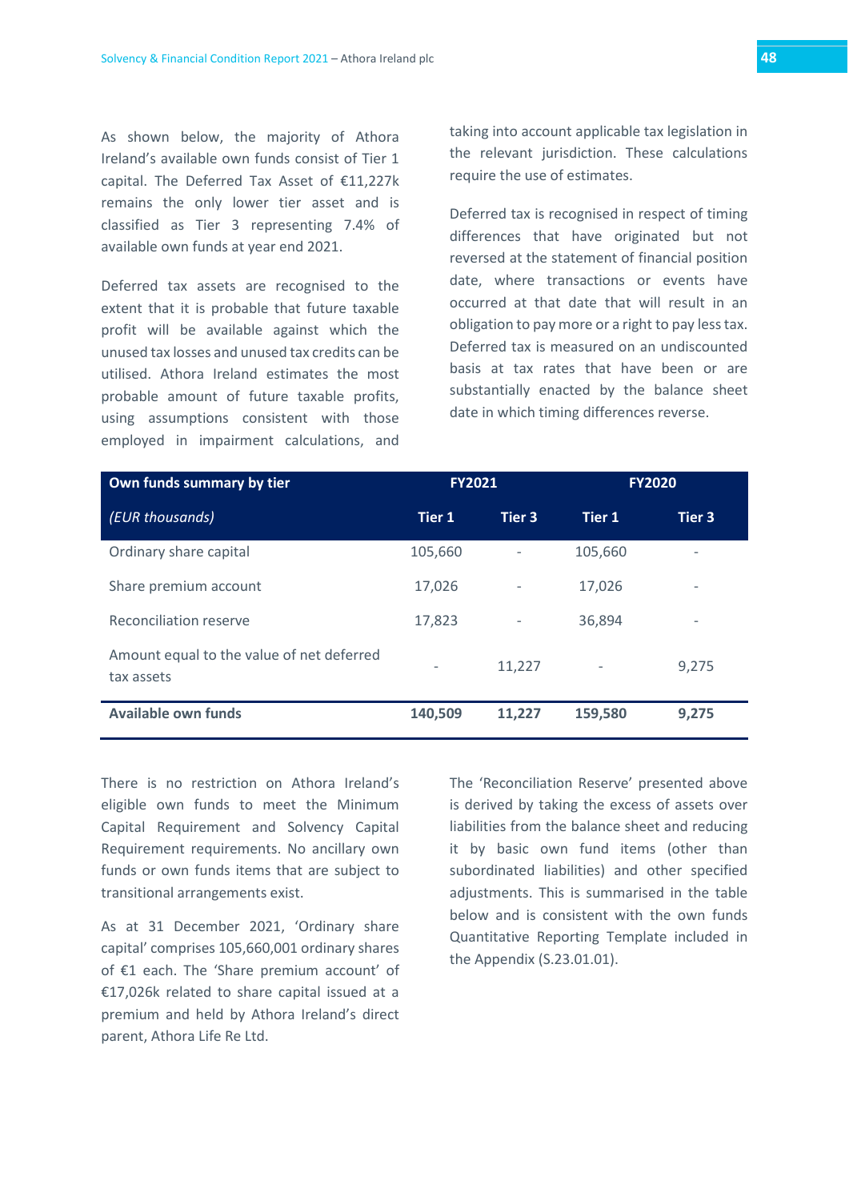As shown below, the majority of Athora Ireland's available own funds consist of Tier 1 capital. The Deferred Tax Asset of €11,227k remains the only lower tier asset and is classified as Tier 3 representing 7.4% of available own funds at year end 2021.

Deferred tax assets are recognised to the extent that it is probable that future taxable profit will be available against which the unused tax losses and unused tax credits can be utilised. Athora Ireland estimates the most probable amount of future taxable profits, using assumptions consistent with those employed in impairment calculations, and taking into account applicable tax legislation in the relevant jurisdiction. These calculations require the use of estimates.

Deferred tax is recognised in respect of timing differences that have originated but not reversed at the statement of financial position date, where transactions or events have occurred at that date that will result in an obligation to pay more or a right to pay less tax. Deferred tax is measured on an undiscounted basis at tax rates that have been or are substantially enacted by the balance sheet date in which timing differences reverse.

| **Own funds summary by tier** | **FY2021** | | **FY2020** | |
|---|---|---|---|---|
| *(EUR thousands)* | **Tier 1** | **Tier 3** | **Tier 1** | **Tier 3** |
| Ordinary share capital | 105,660 | - | 105,660 | - |
| Share premium account | 17,026 | - | 17,026 | - |
| Reconciliation reserve | 17,823 | - | 36,894 | - |
| Amount equal to the value of net deferred tax assets | - | 11,227 | - | 9,275 |
| **Available own funds** | **140,509** | **11,227** | **159,580** | **9,275** |

There is no restriction on Athora Ireland's eligible own funds to meet the Minimum Capital Requirement and Solvency Capital Requirement requirements. No ancillary own funds or own funds items that are subject to transitional arrangements exist.

As at 31 December 2021, 'Ordinary share capital' comprises 105,660,001 ordinary shares of €1 each. The 'Share premium account' of €17,026k related to share capital issued at a premium and held by Athora Ireland's direct parent, Athora Life Re Ltd.

The 'Reconciliation Reserve' presented above is derived by taking the excess of assets over liabilities from the balance sheet and reducing it by basic own fund items (other than subordinated liabilities) and other specified adjustments. This is summarised in the table below and is consistent with the own funds Quantitative Reporting Template included in the Appendix (S.23.01.01).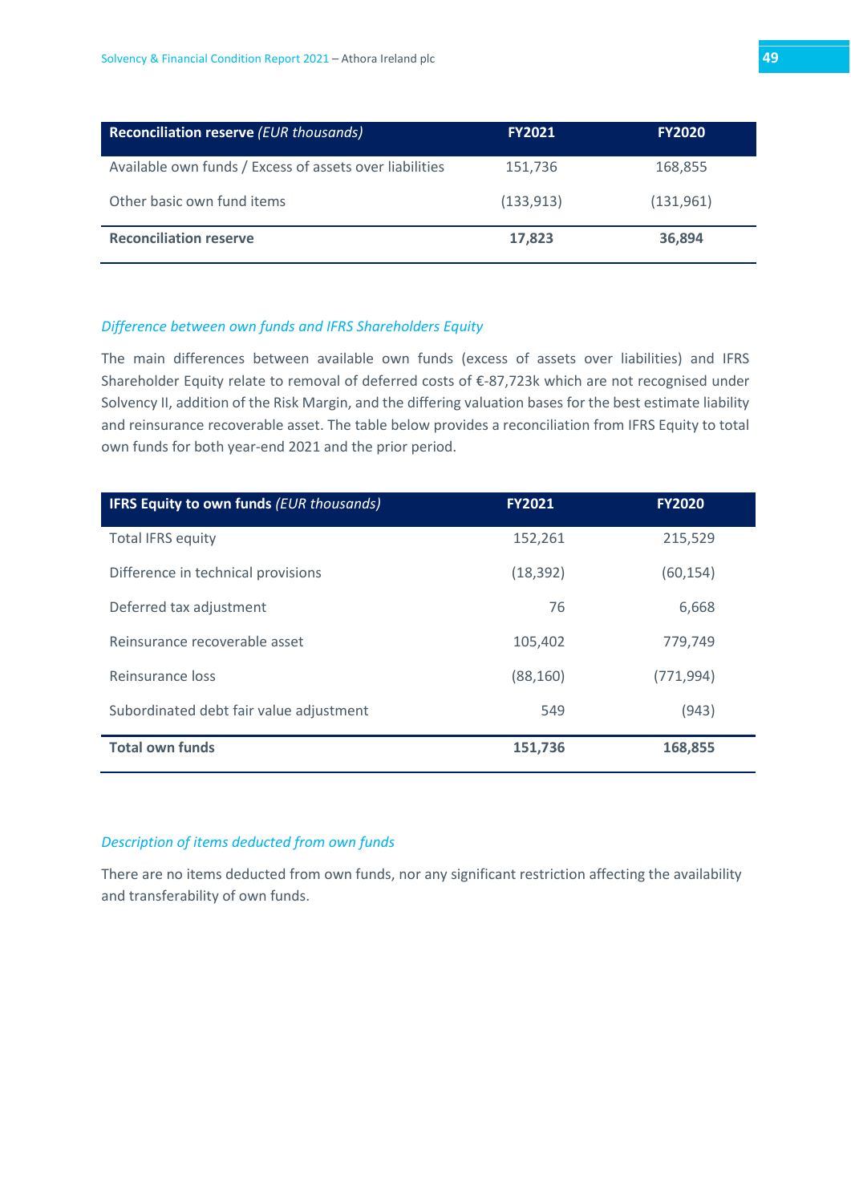| **Reconciliation reserve** *(EUR thousands)* | **FY2021** | **FY2020** |
|---|---|---|
| Available own funds / Excess of assets over liabilities | 151,736 | 168,855 |
| Other basic own fund items | (133,913) | (131,961) |
| **Reconciliation reserve** | **17,823** | **36,894** |

### *Difference between own funds and IFRS Shareholders Equity*

The main differences between available own funds (excess of assets over liabilities) and IFRS Shareholder Equity relate to removal of deferred costs of €-87,723k which are not recognised under Solvency II, addition of the Risk Margin, and the differing valuation bases for the best estimate liability and reinsurance recoverable asset. The table below provides a reconciliation from IFRS Equity to total own funds for both year-end 2021 and the prior period.

| **IFRS Equity to own funds** *(EUR thousands)* | **FY2021** | **FY2020** |
|---|---|---|
| Total IFRS equity | 152,261 | 215,529 |
| Difference in technical provisions | (18,392) | (60,154) |
| Deferred tax adjustment | 76 | 6,668 |
| Reinsurance recoverable asset | 105,402 | 779,749 |
| Reinsurance loss | (88,160) | (771,994) |
| Subordinated debt fair value adjustment | 549 | (943) |
| **Total own funds** | **151,736** | **168,855** |

### *Description of items deducted from own funds*

There are no items deducted from own funds, nor any significant restriction affecting the availability and transferability of own funds.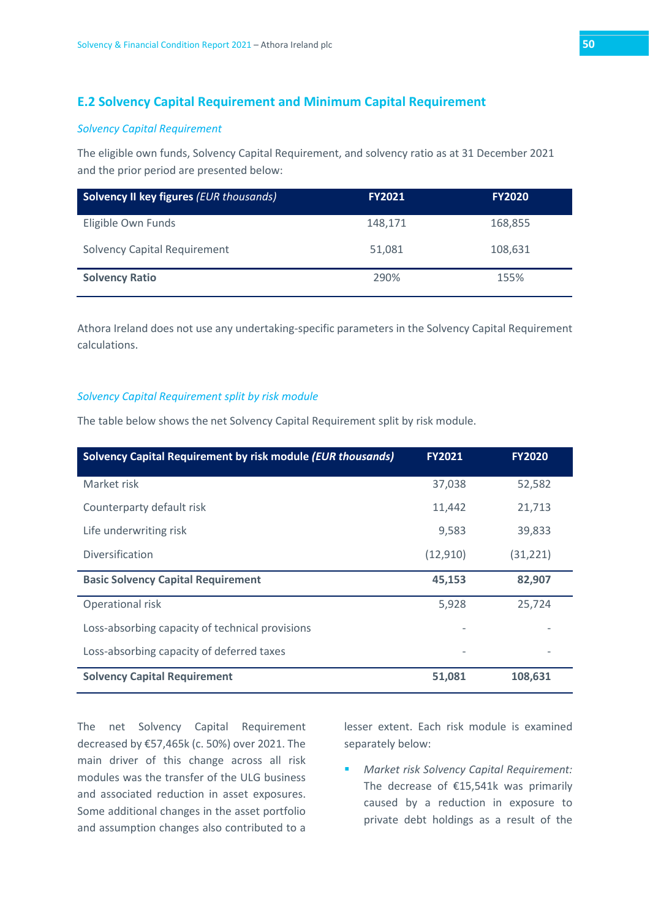## E.2 Solvency Capital Requirement and Minimum Capital Requirement

*Solvency Capital Requirement*

The eligible own funds, Solvency Capital Requirement, and solvency ratio as at 31 December 2021 and the prior period are presented below:

| **Solvency II key figures** *(EUR thousands)* | **FY2021** | **FY2020** |
|---|---|---|
| Eligible Own Funds | 148,171 | 168,855 |
| Solvency Capital Requirement | 51,081 | 108,631 |
| **Solvency Ratio** | 290% | 155% |

Athora Ireland does not use any undertaking-specific parameters in the Solvency Capital Requirement calculations.

*Solvency Capital Requirement split by risk module*

The table below shows the net Solvency Capital Requirement split by risk module.

| **Solvency Capital Requirement by risk module *(EUR thousands)*** | **FY2021** | **FY2020** |
|---|---|---|
| Market risk | 37,038 | 52,582 |
| Counterparty default risk | 11,442 | 21,713 |
| Life underwriting risk | 9,583 | 39,833 |
| Diversification | (12,910) | (31,221) |
| **Basic Solvency Capital Requirement** | **45,153** | **82,907** |
| Operational risk | 5,928 | 25,724 |
| Loss-absorbing capacity of technical provisions | - | - |
| Loss-absorbing capacity of deferred taxes | - | - |
| **Solvency Capital Requirement** | **51,081** | **108,631** |

The net Solvency Capital Requirement decreased by €57,465k (c. 50%) over 2021. The main driver of this change across all risk modules was the transfer of the ULG business and associated reduction in asset exposures. Some additional changes in the asset portfolio and assumption changes also contributed to a lesser extent. Each risk module is examined separately below:

- *Market risk Solvency Capital Requirement:* The decrease of €15,541k was primarily caused by a reduction in exposure to private debt holdings as a result of the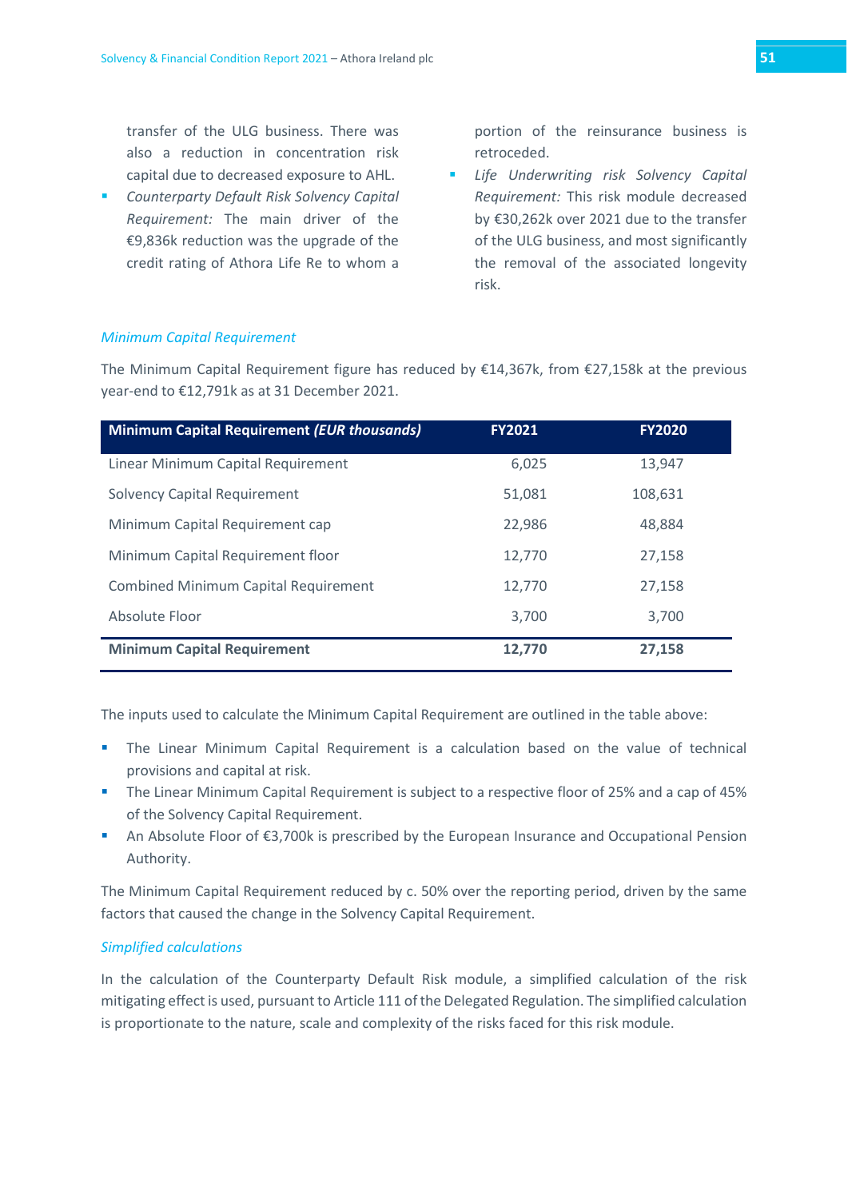transfer of the ULG business. There was also a reduction in concentration risk capital due to decreased exposure to AHL.

- *Counterparty Default Risk Solvency Capital Requirement:* The main driver of the €9,836k reduction was the upgrade of the credit rating of Athora Life Re to whom a portion of the reinsurance business is retroceded.
- *Life Underwriting risk Solvency Capital Requirement:* This risk module decreased by €30,262k over 2021 due to the transfer of the ULG business, and most significantly the removal of the associated longevity risk.

### *Minimum Capital Requirement*

The Minimum Capital Requirement figure has reduced by €14,367k, from €27,158k at the previous year-end to €12,791k as at 31 December 2021.

| **Minimum Capital Requirement *(EUR thousands)*** | **FY2021** | **FY2020** |
|---|---|---|
| Linear Minimum Capital Requirement | 6,025 | 13,947 |
| Solvency Capital Requirement | 51,081 | 108,631 |
| Minimum Capital Requirement cap | 22,986 | 48,884 |
| Minimum Capital Requirement floor | 12,770 | 27,158 |
| Combined Minimum Capital Requirement | 12,770 | 27,158 |
| Absolute Floor | 3,700 | 3,700 |
| **Minimum Capital Requirement** | **12,770** | **27,158** |

The inputs used to calculate the Minimum Capital Requirement are outlined in the table above:

- The Linear Minimum Capital Requirement is a calculation based on the value of technical provisions and capital at risk.
- The Linear Minimum Capital Requirement is subject to a respective floor of 25% and a cap of 45% of the Solvency Capital Requirement.
- An Absolute Floor of €3,700k is prescribed by the European Insurance and Occupational Pension Authority.

The Minimum Capital Requirement reduced by c. 50% over the reporting period, driven by the same factors that caused the change in the Solvency Capital Requirement.

### *Simplified calculations*

In the calculation of the Counterparty Default Risk module, a simplified calculation of the risk mitigating effect is used, pursuant to Article 111 of the Delegated Regulation. The simplified calculation is proportionate to the nature, scale and complexity of the risks faced for this risk module.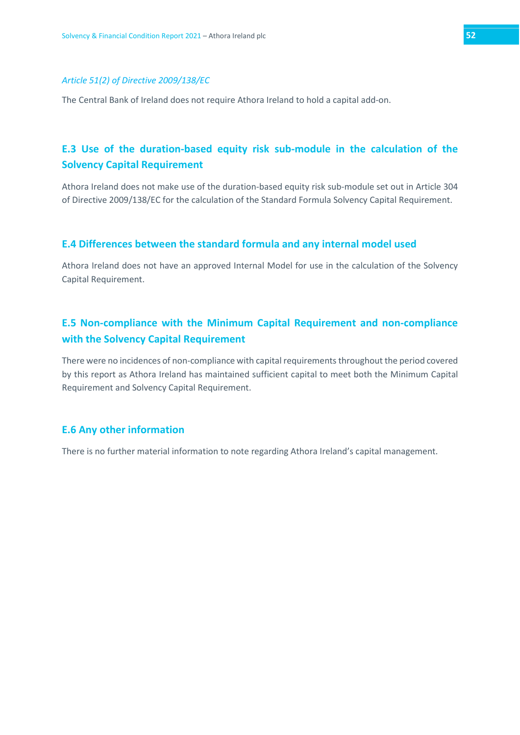*Article 51(2) of Directive 2009/138/EC*

The Central Bank of Ireland does not require Athora Ireland to hold a capital add-on.

## E.3 Use of the duration-based equity risk sub-module in the calculation of the Solvency Capital Requirement

Athora Ireland does not make use of the duration-based equity risk sub-module set out in Article 304 of Directive 2009/138/EC for the calculation of the Standard Formula Solvency Capital Requirement.

## E.4 Differences between the standard formula and any internal model used

Athora Ireland does not have an approved Internal Model for use in the calculation of the Solvency Capital Requirement.

## E.5 Non-compliance with the Minimum Capital Requirement and non-compliance with the Solvency Capital Requirement

There were no incidences of non-compliance with capital requirements throughout the period covered by this report as Athora Ireland has maintained sufficient capital to meet both the Minimum Capital Requirement and Solvency Capital Requirement.

## E.6 Any other information

There is no further material information to note regarding Athora Ireland's capital management.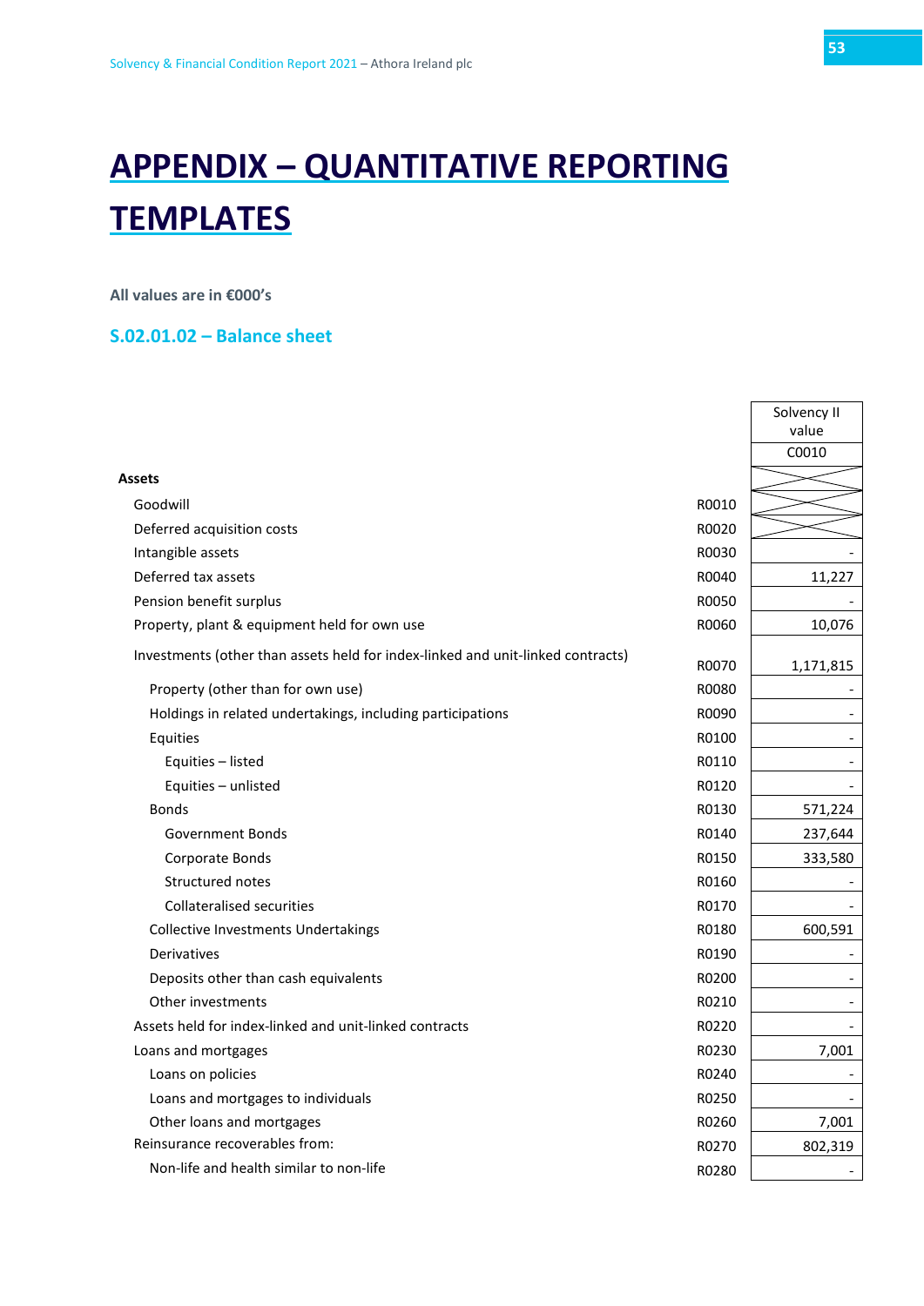# APPENDIX – QUANTITATIVE REPORTING TEMPLATES

**All values are in €000's**

### S.02.01.02 – Balance sheet

| | | Solvency II value |
|---|---|---|
| | | C0010 |
| **Assets** | | |
| Goodwill | R0010 | |
| Deferred acquisition costs | R0020 | |
| Intangible assets | R0030 | - |
| Deferred tax assets | R0040 | 11,227 |
| Pension benefit surplus | R0050 | - |
| Property, plant & equipment held for own use | R0060 | 10,076 |
| Investments (other than assets held for index-linked and unit-linked contracts) | R0070 | 1,171,815 |
| Property (other than for own use) | R0080 | - |
| Holdings in related undertakings, including participations | R0090 | - |
| Equities | R0100 | - |
| Equities – listed | R0110 | - |
| Equities – unlisted | R0120 | - |
| Bonds | R0130 | 571,224 |
| Government Bonds | R0140 | 237,644 |
| Corporate Bonds | R0150 | 333,580 |
| Structured notes | R0160 | - |
| Collateralised securities | R0170 | - |
| Collective Investments Undertakings | R0180 | 600,591 |
| Derivatives | R0190 | - |
| Deposits other than cash equivalents | R0200 | - |
| Other investments | R0210 | - |
| Assets held for index-linked and unit-linked contracts | R0220 | - |
| Loans and mortgages | R0230 | 7,001 |
| Loans on policies | R0240 | - |
| Loans and mortgages to individuals | R0250 | - |
| Other loans and mortgages | R0260 | 7,001 |
| Reinsurance recoverables from: | R0270 | 802,319 |
| Non-life and health similar to non-life | R0280 | - |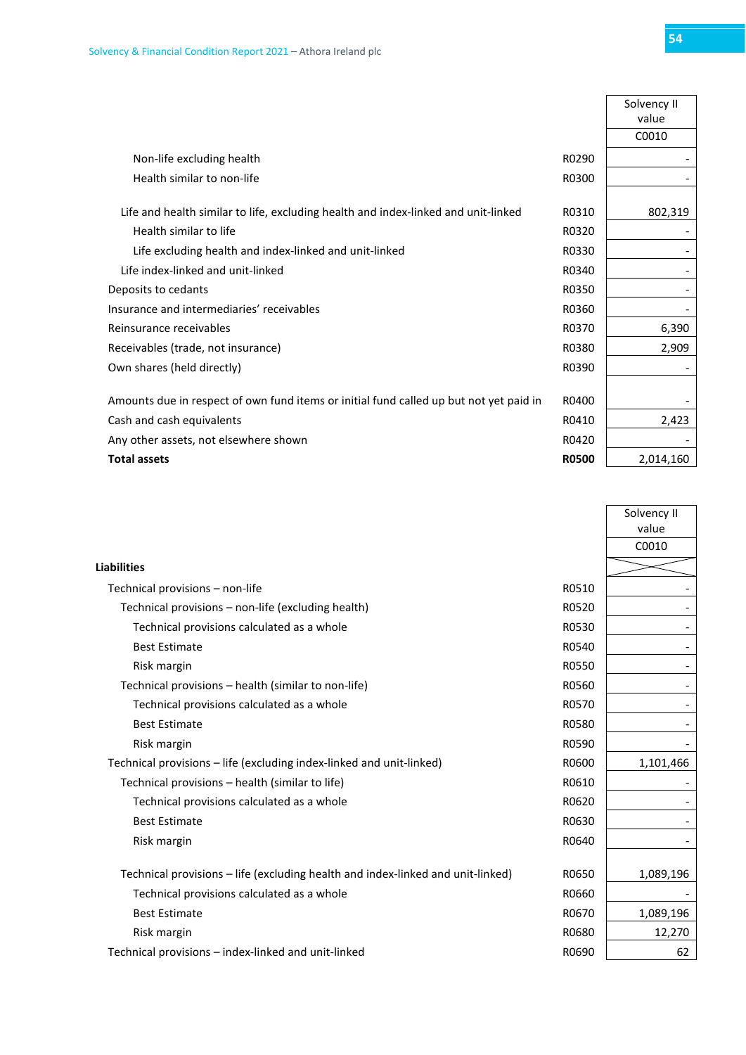| | | Solvency II value |
|---|---|---|
| | | C0010 |
| Non-life excluding health | R0290 | - |
| Health similar to non-life | R0300 | - |
| Life and health similar to life, excluding health and index-linked and unit-linked | R0310 | 802,319 |
| Health similar to life | R0320 | - |
| Life excluding health and index-linked and unit-linked | R0330 | - |
| Life index-linked and unit-linked | R0340 | - |
| Deposits to cedants | R0350 | - |
| Insurance and intermediaries' receivables | R0360 | - |
| Reinsurance receivables | R0370 | 6,390 |
| Receivables (trade, not insurance) | R0380 | 2,909 |
| Own shares (held directly) | R0390 | - |
| Amounts due in respect of own fund items or initial fund called up but not yet paid in | R0400 | - |
| Cash and cash equivalents | R0410 | 2,423 |
| Any other assets, not elsewhere shown | R0420 | - |
| **Total assets** | **R0500** | 2,014,160 |

| | | Solvency II value |
|---|---|---|
| | | C0010 |
| **Liabilities** | | |
| Technical provisions – non-life | R0510 | - |
| Technical provisions – non-life (excluding health) | R0520 | - |
| Technical provisions calculated as a whole | R0530 | - |
| Best Estimate | R0540 | - |
| Risk margin | R0550 | - |
| Technical provisions – health (similar to non-life) | R0560 | - |
| Technical provisions calculated as a whole | R0570 | - |
| Best Estimate | R0580 | - |
| Risk margin | R0590 | - |
| Technical provisions – life (excluding index-linked and unit-linked) | R0600 | 1,101,466 |
| Technical provisions – health (similar to life) | R0610 | - |
| Technical provisions calculated as a whole | R0620 | - |
| Best Estimate | R0630 | - |
| Risk margin | R0640 | - |
| Technical provisions – life (excluding health and index-linked and unit-linked) | R0650 | 1,089,196 |
| Technical provisions calculated as a whole | R0660 | - |
| Best Estimate | R0670 | 1,089,196 |
| Risk margin | R0680 | 12,270 |
| Technical provisions – index-linked and unit-linked | R0690 | 62 |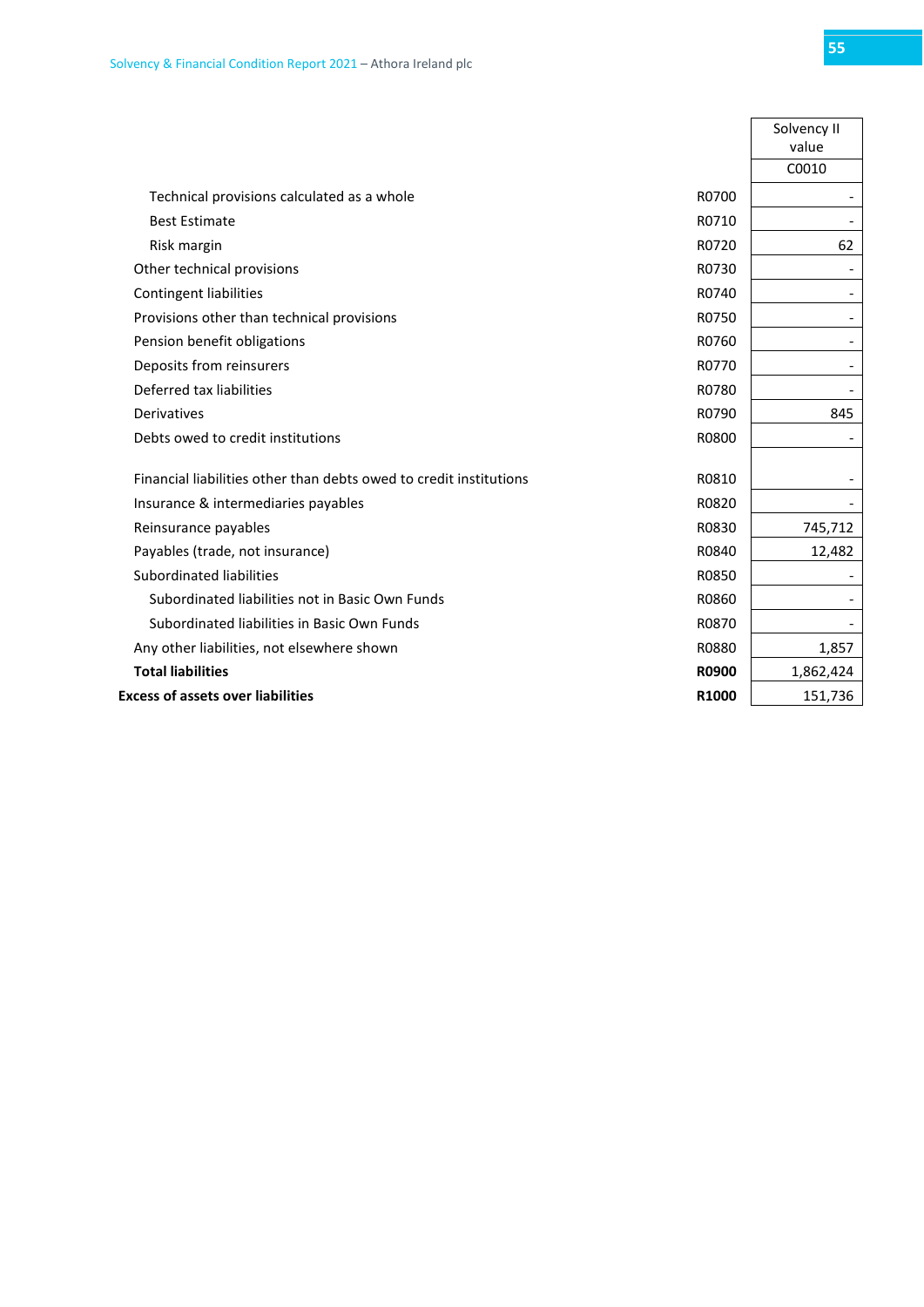| | | Solvency II value |
|---|---|---|
| | | C0010 |
| Technical provisions calculated as a whole | R0700 | - |
| Best Estimate | R0710 | - |
| Risk margin | R0720 | 62 |
| Other technical provisions | R0730 | - |
| Contingent liabilities | R0740 | - |
| Provisions other than technical provisions | R0750 | - |
| Pension benefit obligations | R0760 | - |
| Deposits from reinsurers | R0770 | - |
| Deferred tax liabilities | R0780 | - |
| Derivatives | R0790 | 845 |
| Debts owed to credit institutions | R0800 | - |
| Financial liabilities other than debts owed to credit institutions | R0810 | - |
| Insurance & intermediaries payables | R0820 | - |
| Reinsurance payables | R0830 | 745,712 |
| Payables (trade, not insurance) | R0840 | 12,482 |
| Subordinated liabilities | R0850 | - |
| Subordinated liabilities not in Basic Own Funds | R0860 | - |
| Subordinated liabilities in Basic Own Funds | R0870 | - |
| Any other liabilities, not elsewhere shown | R0880 | 1,857 |
| **Total liabilities** | **R0900** | 1,862,424 |
| **Excess of assets over liabilities** | **R1000** | 151,736 |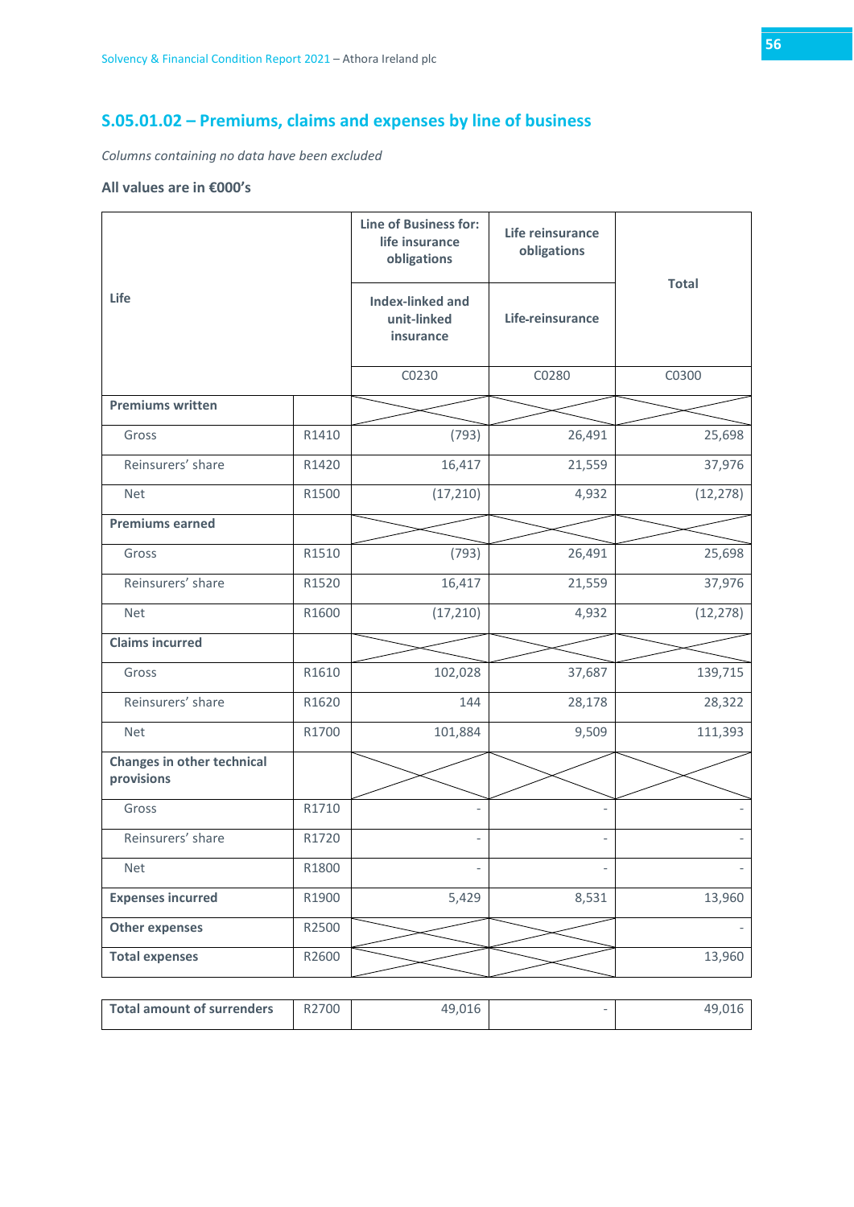## S.05.01.02 – Premiums, claims and expenses by line of business

*Columns containing no data have been excluded*

**All values are in €000's**

| Life | | Line of Business for: life insurance obligations | Life reinsurance obligations | Total |
|---|---|---|---|---|
| | | Index-linked and unit-linked insurance | Life-reinsurance | |
| | | C0230 | C0280 | C0300 |
| **Premiums written** | | | | |
| Gross | R1410 | (793) | 26,491 | 25,698 |
| Reinsurers' share | R1420 | 16,417 | 21,559 | 37,976 |
| Net | R1500 | (17,210) | 4,932 | (12,278) |
| **Premiums earned** | | | | |
| Gross | R1510 | (793) | 26,491 | 25,698 |
| Reinsurers' share | R1520 | 16,417 | 21,559 | 37,976 |
| Net | R1600 | (17,210) | 4,932 | (12,278) |
| **Claims incurred** | | | | |
| Gross | R1610 | 102,028 | 37,687 | 139,715 |
| Reinsurers' share | R1620 | 144 | 28,178 | 28,322 |
| Net | R1700 | 101,884 | 9,509 | 111,393 |
| **Changes in other technical provisions** | | | | |
| Gross | R1710 | - | - | - |
| Reinsurers' share | R1720 | - | - | - |
| Net | R1800 | - | - | - |
| **Expenses incurred** | R1900 | 5,429 | 8,531 | 13,960 |
| **Other expenses** | R2500 | | | - |
| **Total expenses** | R2600 | | | 13,960 |

| | | | | |
|---|---|---|---|---|
| **Total amount of surrenders** | R2700 | 49,016 | - | 49,016 |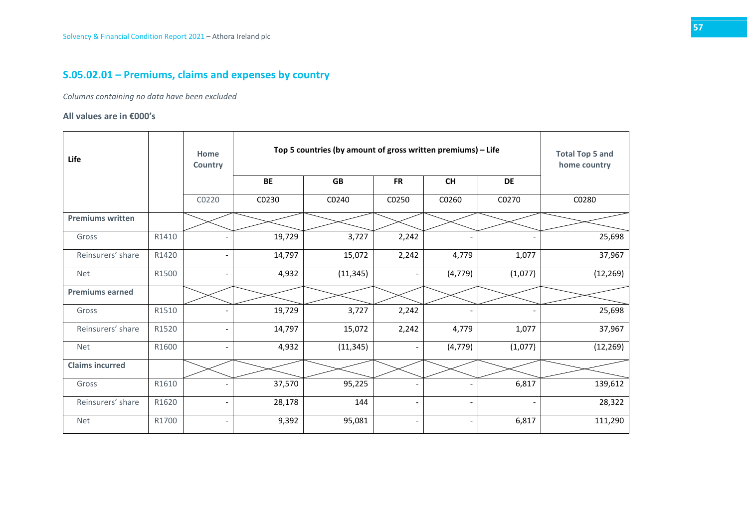## S.05.02.01 – Premiums, claims and expenses by country

*Columns containing no data have been excluded*

**All values are in €000's**

| Life | | Home Country | Top 5 countries (by amount of gross written premiums) – Life | | | | | Total Top 5 and home country |
|---|---|---|---|---|---|---|---|---|
| | | | BE | GB | FR | CH | DE | |
| | | C0220 | C0230 | C0240 | C0250 | C0260 | C0270 | C0280 |
| **Premiums written** | | | | | | | | |
| Gross | R1410 | - | 19,729 | 3,727 | 2,242 | - | - | 25,698 |
| Reinsurers' share | R1420 | - | 14,797 | 15,072 | 2,242 | 4,779 | 1,077 | 37,967 |
| Net | R1500 | - | 4,932 | (11,345) | - | (4,779) | (1,077) | (12,269) |
| **Premiums earned** | | | | | | | | |
| Gross | R1510 | - | 19,729 | 3,727 | 2,242 | - | - | 25,698 |
| Reinsurers' share | R1520 | - | 14,797 | 15,072 | 2,242 | 4,779 | 1,077 | 37,967 |
| Net | R1600 | - | 4,932 | (11,345) | - | (4,779) | (1,077) | (12,269) |
| **Claims incurred** | | | | | | | | |
| Gross | R1610 | - | 37,570 | 95,225 | - | - | 6,817 | 139,612 |
| Reinsurers' share | R1620 | - | 28,178 | 144 | - | - | - | 28,322 |
| Net | R1700 | - | 9,392 | 95,081 | - | - | 6,817 | 111,290 |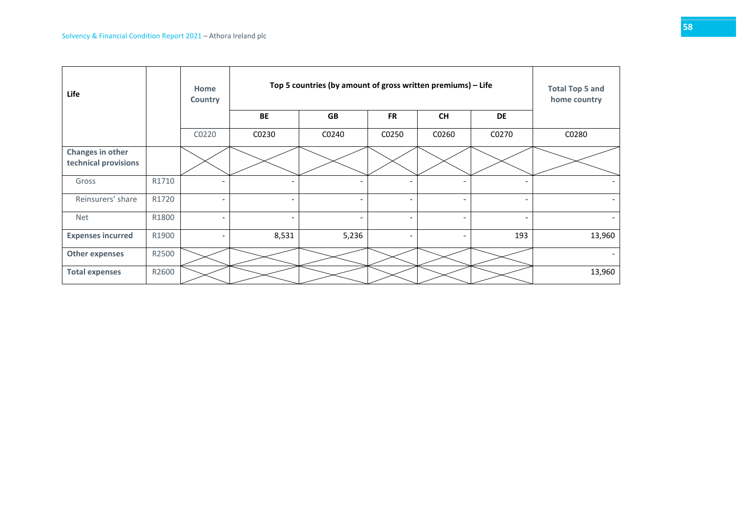| Life | | Home Country | Top 5 countries (by amount of gross written premiums) – Life | | | | | Total Top 5 and home country |
|---|---|---|---|---|---|---|---|---|
| | | | BE | GB | FR | CH | DE | |
| | | C0220 | C0230 | C0240 | C0250 | C0260 | C0270 | C0280 |
| **Changes in other technical provisions** | | | | | | | | |
| Gross | R1710 | - | - | - | - | - | - | - |
| Reinsurers' share | R1720 | - | - | - | - | - | - | - |
| Net | R1800 | - | - | - | - | - | - | - |
| **Expenses incurred** | R1900 | - | 8,531 | 5,236 | - | - | 193 | 13,960 |
| **Other expenses** | R2500 | | | | | | | - |
| **Total expenses** | R2600 | | | | | | | 13,960 |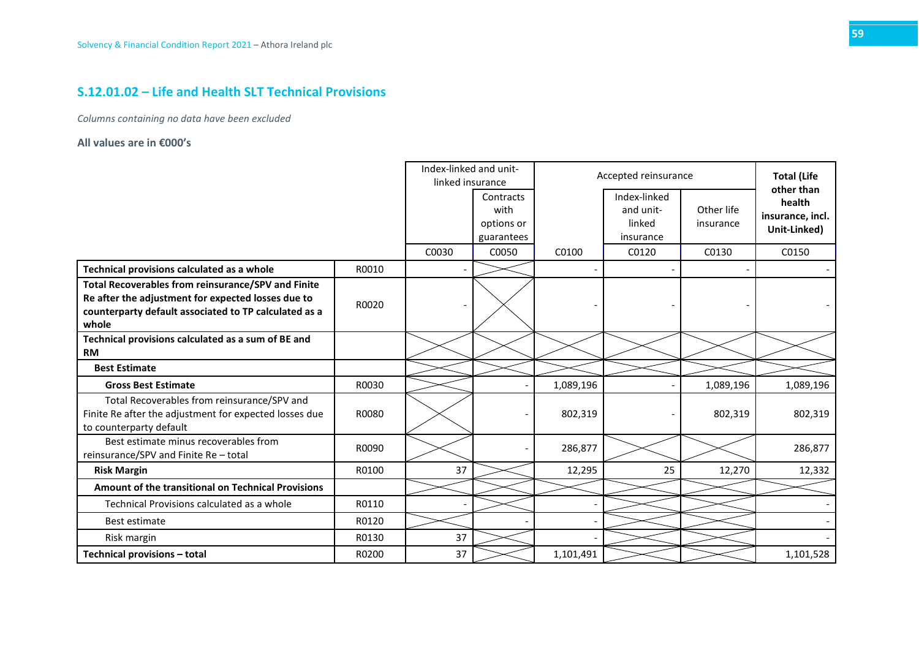## S.12.01.02 – Life and Health SLT Technical Provisions

*Columns containing no data have been excluded*

**All values are in €000's**

| | | Index-linked and unit-linked insurance | | Accepted reinsurance | | | Total (Life other than health insurance, incl. Unit-Linked) |
|---|---|---|---|---|---|---|---|
| | | | Contracts with options or guarantees | | Index-linked and unit-linked insurance | Other life insurance | |
| | | C0030 | C0050 | C0100 | C0120 | C0130 | C0150 |
| **Technical provisions calculated as a whole** | R0010 | - | | - | - | - | - |
| **Total Recoverables from reinsurance/SPV and Finite Re after the adjustment for expected losses due to counterparty default associated to TP calculated as a whole** | R0020 | - | | - | - | - | - |
| **Technical provisions calculated as a sum of BE and RM** | | | | | | | |
| **Best Estimate** | | | | | | | |
| **Gross Best Estimate** | R0030 | | - | 1,089,196 | - | 1,089,196 | 1,089,196 |
| Total Recoverables from reinsurance/SPV and Finite Re after the adjustment for expected losses due to counterparty default | R0080 | | - | 802,319 | - | 802,319 | 802,319 |
| Best estimate minus recoverables from reinsurance/SPV and Finite Re – total | R0090 | | - | 286,877 | | | 286,877 |
| **Risk Margin** | R0100 | 37 | | 12,295 | 25 | 12,270 | 12,332 |
| **Amount of the transitional on Technical Provisions** | | | | | | | |
| Technical Provisions calculated as a whole | R0110 | - | | - | | | - |
| Best estimate | R0120 | | - | - | | | - |
| Risk margin | R0130 | 37 | | - | | | - |
| **Technical provisions – total** | R0200 | 37 | | 1,101,491 | | | 1,101,528 |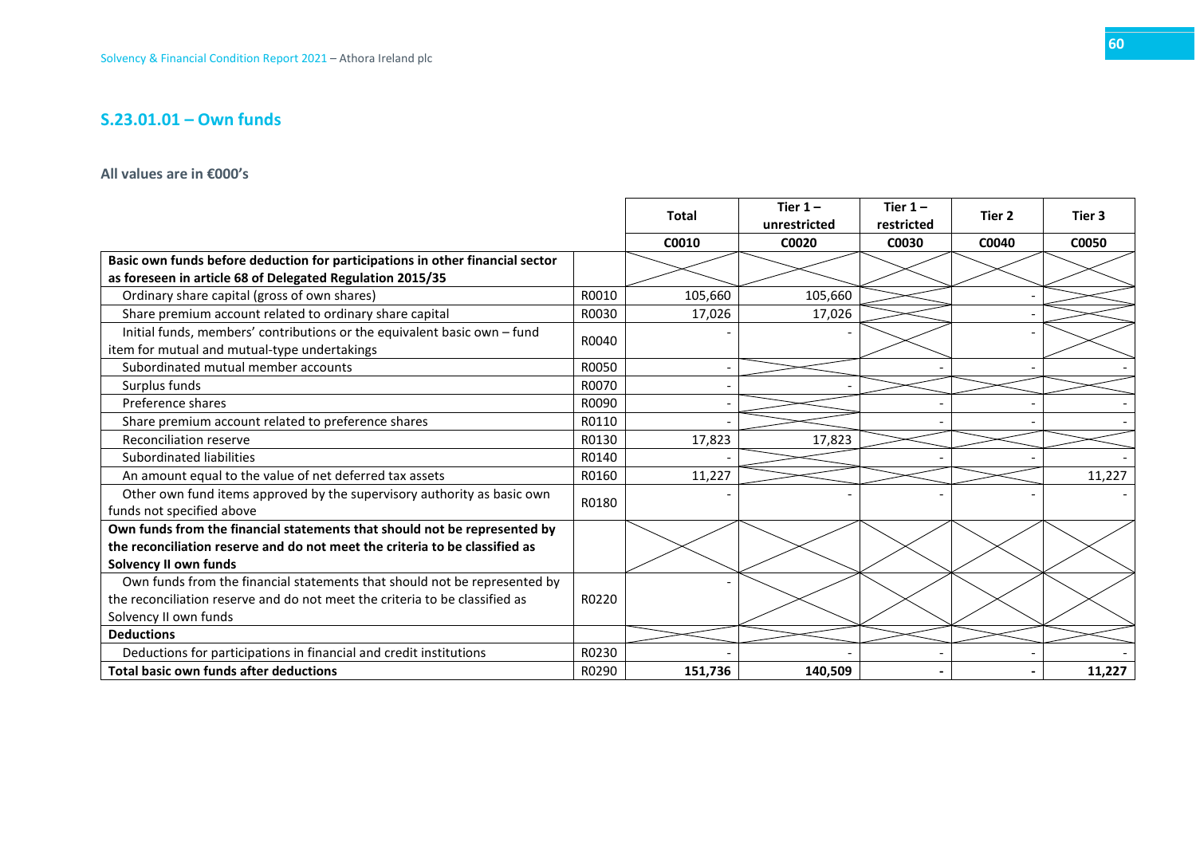## S.23.01.01 – Own funds

**All values are in €000's**

| | | Total | Tier 1 – unrestricted | Tier 1 – restricted | Tier 2 | Tier 3 |
|---|---|---|---|---|---|---|
| | | C0010 | C0020 | C0030 | C0040 | C0050 |
| **Basic own funds before deduction for participations in other financial sector as foreseen in article 68 of Delegated Regulation 2015/35** | | | | | | |
| Ordinary share capital (gross of own shares) | R0010 | 105,660 | 105,660 | | - | |
| Share premium account related to ordinary share capital | R0030 | 17,026 | 17,026 | | - | |
| Initial funds, members' contributions or the equivalent basic own – fund item for mutual and mutual-type undertakings | R0040 | - | - | | - | |
| Subordinated mutual member accounts | R0050 | - | | - | - | - |
| Surplus funds | R0070 | - | - | | | |
| Preference shares | R0090 | - | | - | - | - |
| Share premium account related to preference shares | R0110 | - | | - | - | - |
| Reconciliation reserve | R0130 | 17,823 | 17,823 | | | |
| Subordinated liabilities | R0140 | - | | - | - | - |
| An amount equal to the value of net deferred tax assets | R0160 | 11,227 | | | | 11,227 |
| Other own fund items approved by the supervisory authority as basic own funds not specified above | R0180 | - | - | - | - | - |
| **Own funds from the financial statements that should not be represented by the reconciliation reserve and do not meet the criteria to be classified as Solvency II own funds** | | | | | | |
| Own funds from the financial statements that should not be represented by the reconciliation reserve and do not meet the criteria to be classified as Solvency II own funds | R0220 | - | | | | |
| **Deductions** | | | | | | |
| Deductions for participations in financial and credit institutions | R0230 | - | - | - | - | - |
| **Total basic own funds after deductions** | R0290 | **151,736** | **140,509** | **-** | **-** | **11,227** |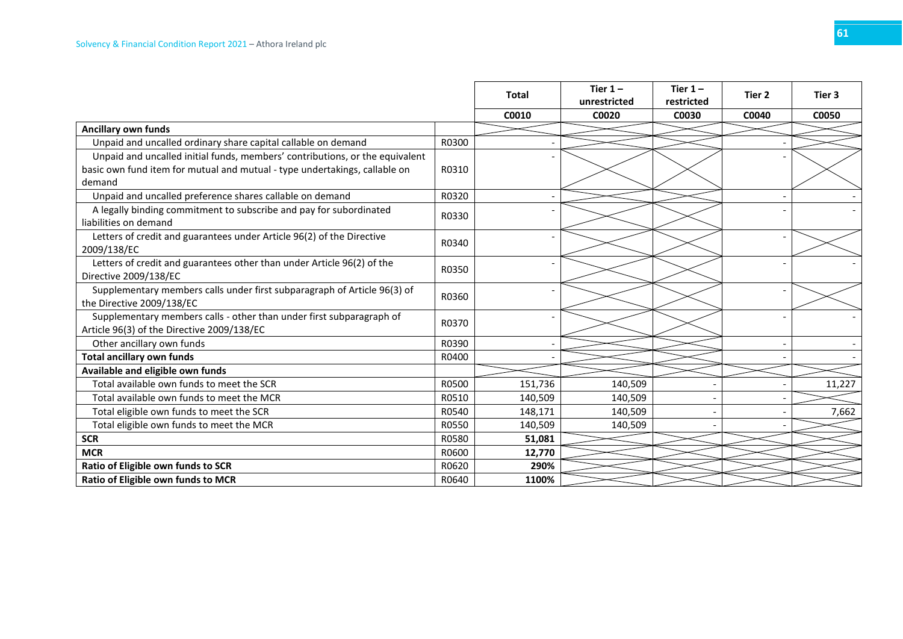| | | Total | Tier 1 – unrestricted | Tier 1 – restricted | Tier 2 | Tier 3 |
|---|---|---|---|---|---|---|
| | | C0010 | C0020 | C0030 | C0040 | C0050 |
| **Ancillary own funds** | | | | | | |
| Unpaid and uncalled ordinary share capital callable on demand | R0300 | - | | | - | |
| Unpaid and uncalled initial funds, members' contributions, or the equivalent basic own fund item for mutual and mutual - type undertakings, callable on demand | R0310 | - | | | - | |
| Unpaid and uncalled preference shares callable on demand | R0320 | - | | | - | - |
| A legally binding commitment to subscribe and pay for subordinated liabilities on demand | R0330 | - | | | - | - |
| Letters of credit and guarantees under Article 96(2) of the Directive 2009/138/EC | R0340 | - | | | - | |
| Letters of credit and guarantees other than under Article 96(2) of the Directive 2009/138/EC | R0350 | - | | | - | - |
| Supplementary members calls under first subparagraph of Article 96(3) of the Directive 2009/138/EC | R0360 | - | | | - | |
| Supplementary members calls - other than under first subparagraph of Article 96(3) of the Directive 2009/138/EC | R0370 | - | | | - | - |
| Other ancillary own funds | R0390 | - | | | - | - |
| **Total ancillary own funds** | R0400 | - | | | - | - |
| **Available and eligible own funds** | | | | | | |
| Total available own funds to meet the SCR | R0500 | 151,736 | 140,509 | - | - | 11,227 |
| Total available own funds to meet the MCR | R0510 | 140,509 | 140,509 | - | - | |
| Total eligible own funds to meet the SCR | R0540 | 148,171 | 140,509 | - | - | 7,662 |
| Total eligible own funds to meet the MCR | R0550 | 140,509 | 140,509 | - | - | |
| **SCR** | R0580 | **51,081** | | | | |
| **MCR** | R0600 | **12,770** | | | | |
| **Ratio of Eligible own funds to SCR** | R0620 | **290%** | | | | |
| **Ratio of Eligible own funds to MCR** | R0640 | **1100%** | | | | |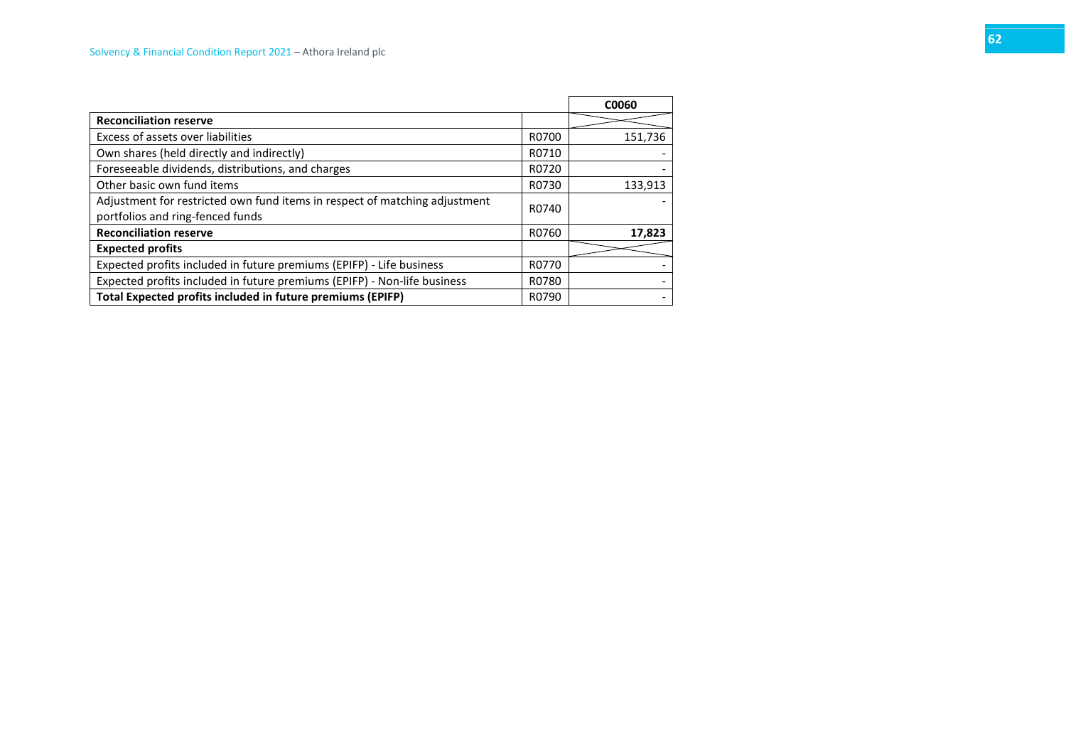| | | C0060 |
|---|---|---|
| **Reconciliation reserve** | | |
| Excess of assets over liabilities | R0700 | 151,736 |
| Own shares (held directly and indirectly) | R0710 | - |
| Foreseeable dividends, distributions, and charges | R0720 | - |
| Other basic own fund items | R0730 | 133,913 |
| Adjustment for restricted own fund items in respect of matching adjustment portfolios and ring-fenced funds | R0740 | - |
| **Reconciliation reserve** | R0760 | **17,823** |
| **Expected profits** | | |
| Expected profits included in future premiums (EPIFP) - Life business | R0770 | - |
| Expected profits included in future premiums (EPIFP) - Non-life business | R0780 | - |
| **Total Expected profits included in future premiums (EPIFP)** | R0790 | - |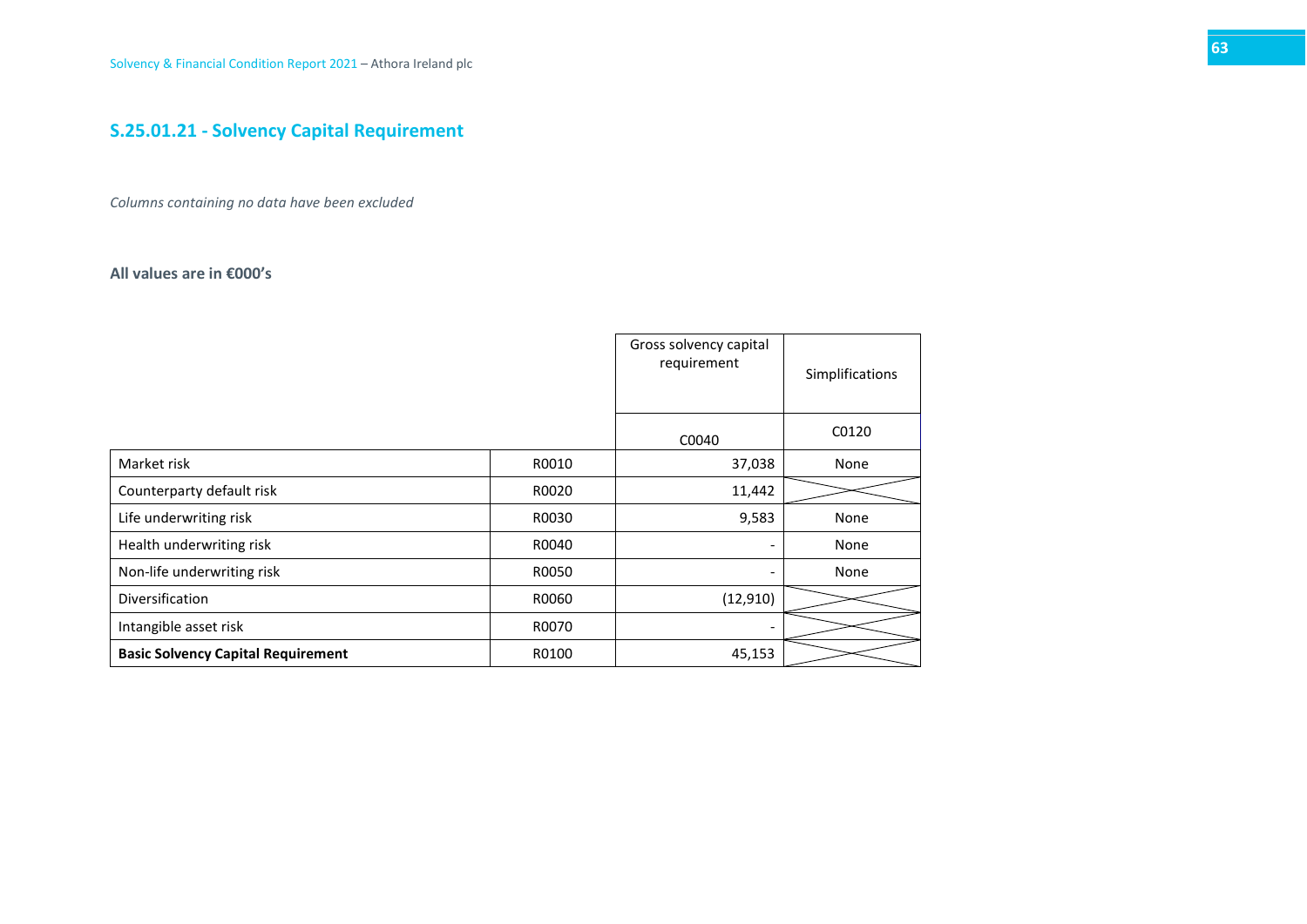## S.25.01.21 - Solvency Capital Requirement

*Columns containing no data have been excluded*

**All values are in €000's**

| | | Gross solvency capital requirement | Simplifications |
|---|---|---|---|
| | | C0040 | C0120 |
| Market risk | R0010 | 37,038 | None |
| Counterparty default risk | R0020 | 11,442 | |
| Life underwriting risk | R0030 | 9,583 | None |
| Health underwriting risk | R0040 | - | None |
| Non-life underwriting risk | R0050 | - | None |
| Diversification | R0060 | (12,910) | |
| Intangible asset risk | R0070 | - | |
| **Basic Solvency Capital Requirement** | R0100 | 45,153 | |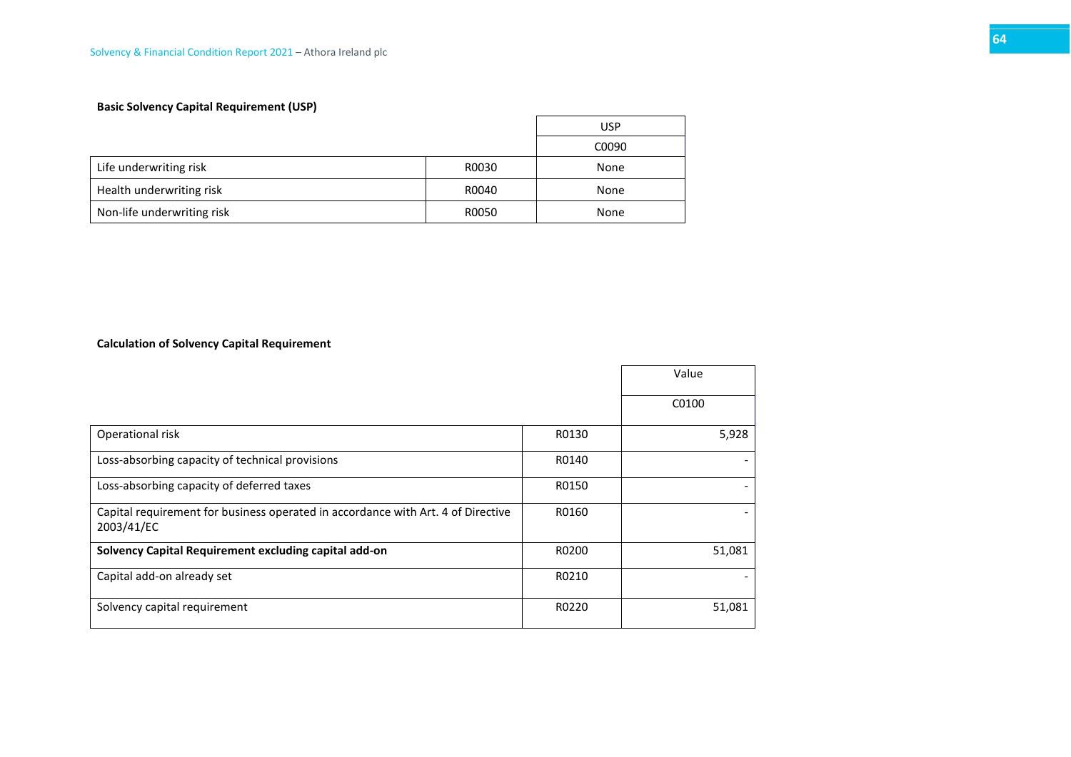**Basic Solvency Capital Requirement (USP)**

| | | USP |
|---|---|---|
| | | C0090 |
| Life underwriting risk | R0030 | None |
| Health underwriting risk | R0040 | None |
| Non-life underwriting risk | R0050 | None |

**Calculation of Solvency Capital Requirement**

| | | Value |
|---|---|---|
| | | C0100 |
| Operational risk | R0130 | 5,928 |
| Loss-absorbing capacity of technical provisions | R0140 | - |
| Loss-absorbing capacity of deferred taxes | R0150 | - |
| Capital requirement for business operated in accordance with Art. 4 of Directive 2003/41/EC | R0160 | - |
| **Solvency Capital Requirement excluding capital add-on** | R0200 | 51,081 |
| Capital add-on already set | R0210 | - |
| Solvency capital requirement | R0220 | 51,081 |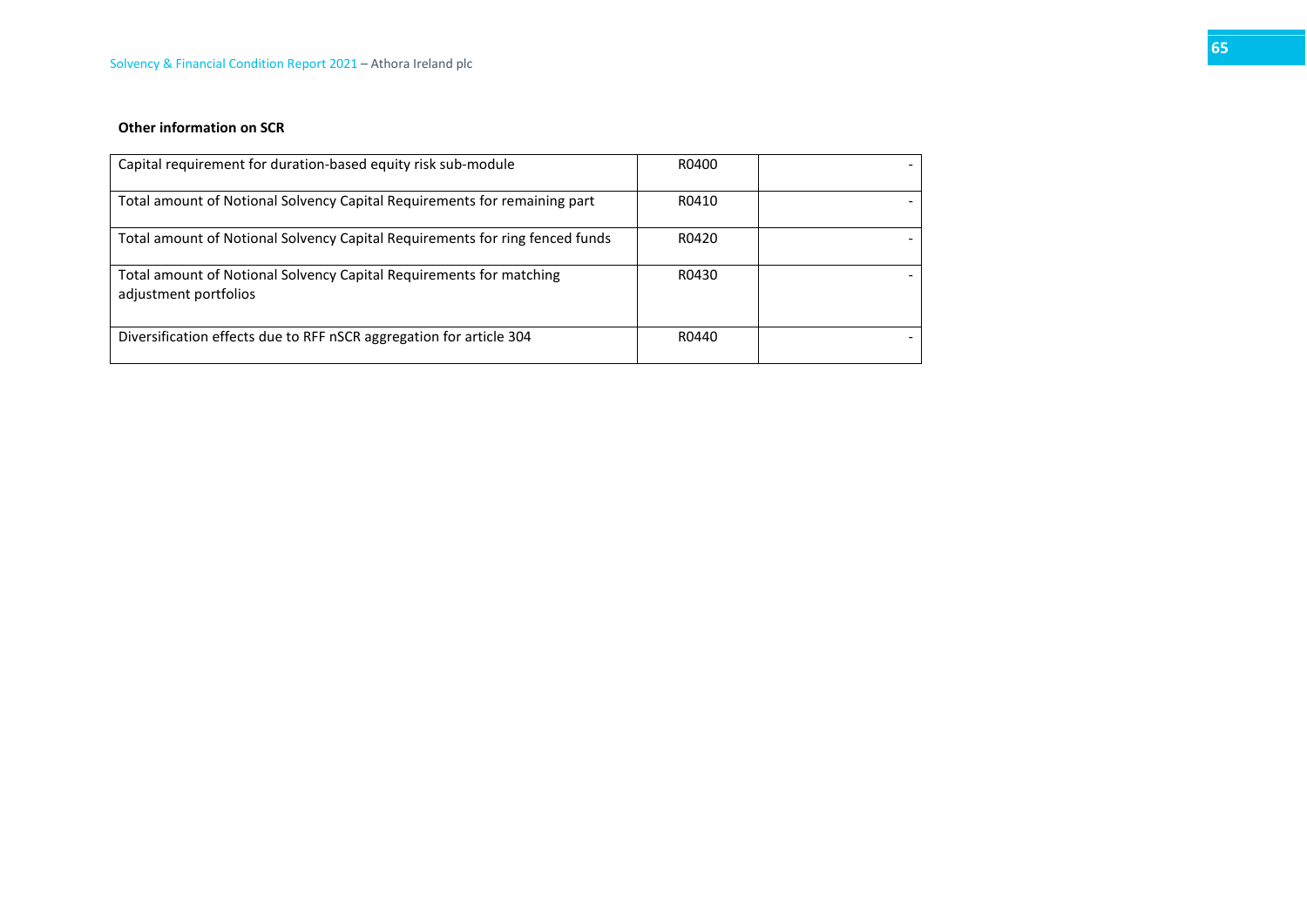**Other information on SCR**

| | | |
|---|---|---|
| Capital requirement for duration-based equity risk sub-module | R0400 | - |
| Total amount of Notional Solvency Capital Requirements for remaining part | R0410 | - |
| Total amount of Notional Solvency Capital Requirements for ring fenced funds | R0420 | - |
| Total amount of Notional Solvency Capital Requirements for matching adjustment portfolios | R0430 | - |
| Diversification effects due to RFF nSCR aggregation for article 304 | R0440 | - |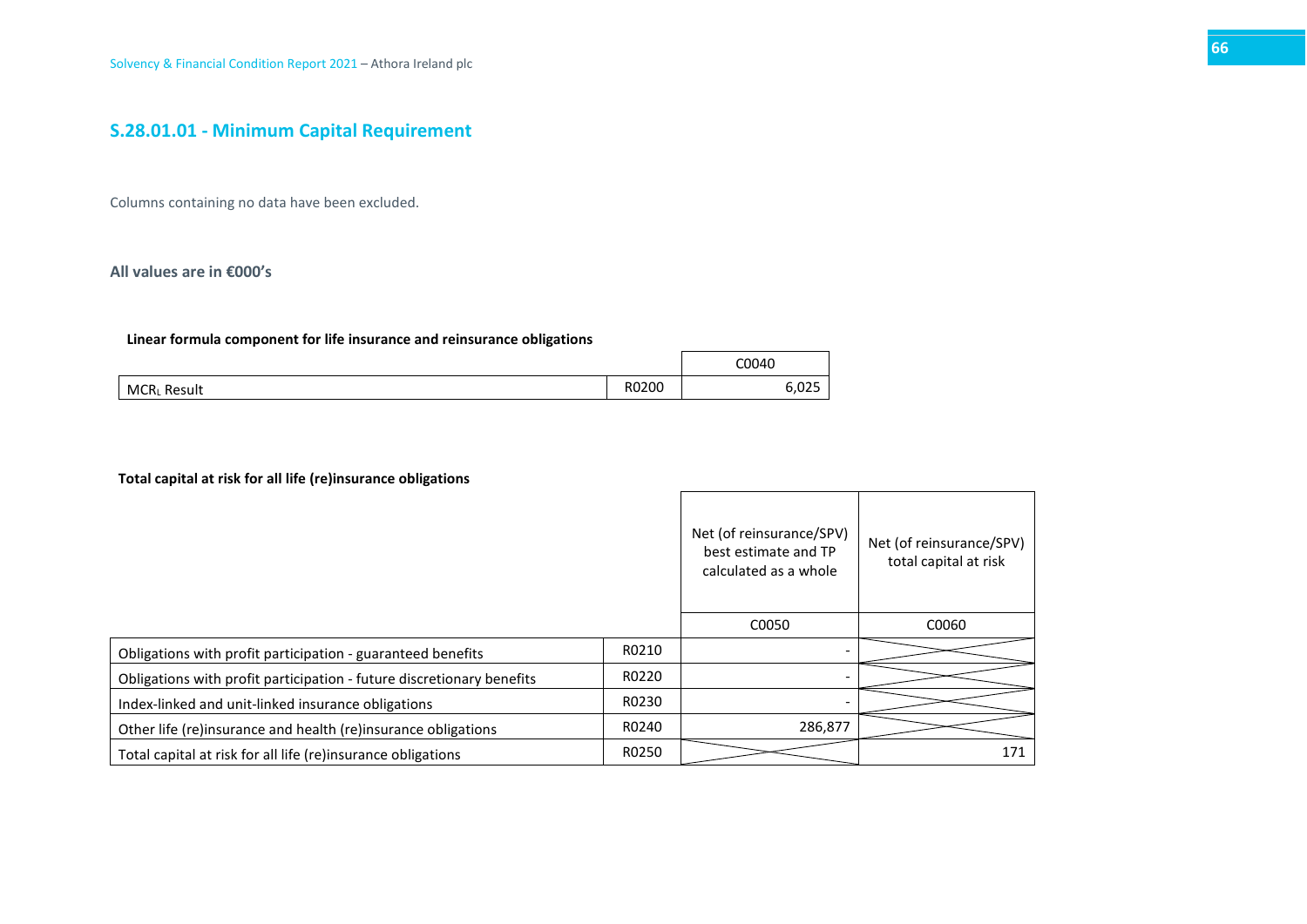## S.28.01.01 - Minimum Capital Requirement

Columns containing no data have been excluded.

**All values are in €000's**

**Linear formula component for life insurance and reinsurance obligations**

| | | C0040 |
|---|---|---|
| $MCR_L$ Result | R0200 | 6,025 |

**Total capital at risk for all life (re)insurance obligations**

| | | Net (of reinsurance/SPV) best estimate and TP calculated as a whole | Net (of reinsurance/SPV) total capital at risk |
|---|---|---|---|
| | | C0050 | C0060 |
| Obligations with profit participation - guaranteed benefits | R0210 | - | |
| Obligations with profit participation - future discretionary benefits | R0220 | - | |
| Index-linked and unit-linked insurance obligations | R0230 | - | |
| Other life (re)insurance and health (re)insurance obligations | R0240 | 286,877 | |
| Total capital at risk for all life (re)insurance obligations | R0250 | | 171 |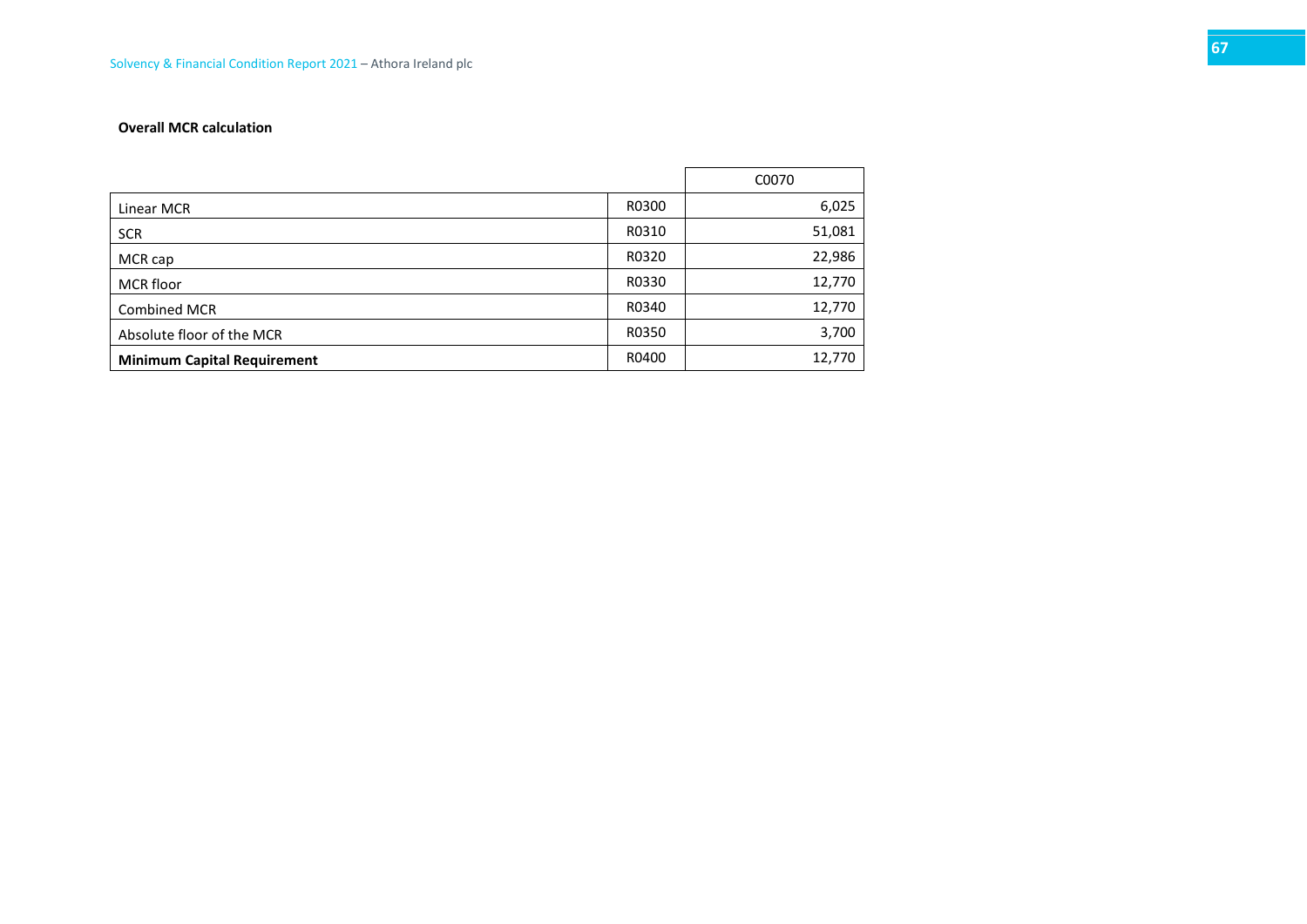**Overall MCR calculation**

| | | C0070 |
|---|---|---|
| Linear MCR | R0300 | 6,025 |
| SCR | R0310 | 51,081 |
| MCR cap | R0320 | 22,986 |
| MCR floor | R0330 | 12,770 |
| Combined MCR | R0340 | 12,770 |
| Absolute floor of the MCR | R0350 | 3,700 |
| **Minimum Capital Requirement** | R0400 | 12,770 |